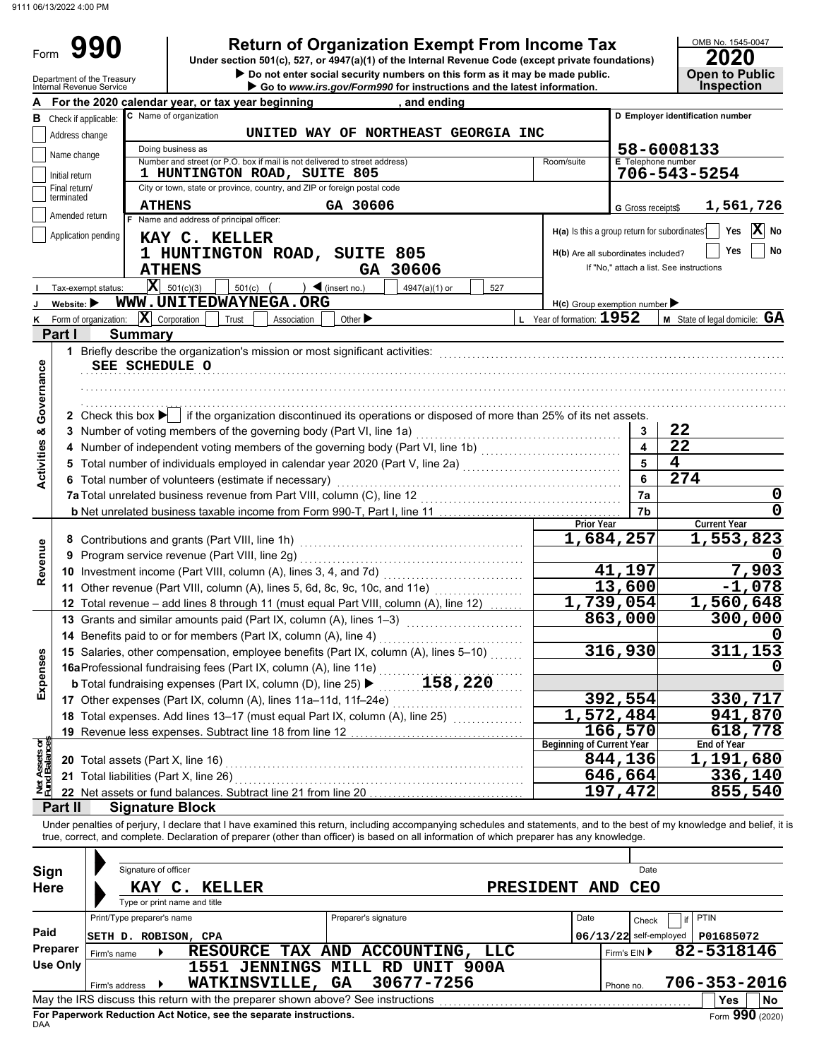9111 06/13/2022 4:00 PM

# Form 990 — Return of Organization Exempt From Income Tax

Under section 501(c), 527, or 4947(a)(1) of the Internal Revenue Code (except private foundations)

▶ Do not enter social security numbers on this form as it may be made public.
▶ Go to www.irs.gov/Form990 for instructions and the latest information.

Department of the Treasury
Internal Revenue Service

OMB No. 1545-0047
**2020**
**Open to Public Inspection**

**A** For the 2020 calendar year, or tax year beginning , and ending

**B** Check if applicable:
- [ ] Address change
- [ ] Name change
- [ ] Initial return
- [ ] Final return/terminated
- [ ] Amended return
- [ ] Application pending

**C** Name of organization: UNITED WAY OF NORTHEAST GEORGIA INC

Doing business as:

Number and street (or P.O. box if mail is not delivered to street address): 1 HUNTINGTON ROAD, SUITE 805 — Room/suite:

City or town, state or province, country, and ZIP or foreign postal code: ATHENS GA 30606

**D** Employer identification number: 58-6008133

**E** Telephone number: 706-543-5254

**G** Gross receipts $ 1,561,726

**F** Name and address of principal officer:
KAY C. KELLER
1 HUNTINGTON ROAD, SUITE 805
ATHENS GA 30606

**H(a)** Is this a group return for subordinates? [ ] Yes [X] No
**H(b)** Are all subordinates included? [ ] Yes [ ] No
If "No," attach a list. See instructions
**H(c)** Group exemption number ▶

**I** Tax-exempt status: [X] 501(c)(3) [ ] 501(c) ( ) ◀ (insert no.) [ ] 4947(a)(1) or [ ] 527

**J** Website: ▶ WWW.UNITEDWAYNEGA.ORG

**K** Form of organization: [X] Corporation [ ] Trust [ ] Association [ ] Other ▶

**L** Year of formation: 1952

**M** State of legal domicile: GA

## Part I Summary

### Activities & Governance

1 Briefly describe the organization's mission or most significant activities:
SEE SCHEDULE O

2 Check this box ▶ [ ] if the organization discontinued its operations or disposed of more than 25% of its net assets.

| Line | Description | | Value |
|---|---|---|---|
| 3 | Number of voting members of the governing body (Part VI, line 1a) | 3 | 22 |
| 4 | Number of independent voting members of the governing body (Part VI, line 1b) | 4 | 22 |
| 5 | Total number of individuals employed in calendar year 2020 (Part V, line 2a) | 5 | 4 |
| 6 | Total number of volunteers (estimate if necessary) | 6 | 274 |
| 7a | Total unrelated business revenue from Part VIII, column (C), line 12 | 7a | 0 |
| b | Net unrelated business taxable income from Form 990-T, Part I, line 11 | 7b | 0 |

### Revenue / Expenses

| Line | Description | Prior Year | Current Year |
|---|---|---|---|
| 8 | Contributions and grants (Part VIII, line 1h) | 1,684,257 | 1,553,823 |
| 9 | Program service revenue (Part VIII, line 2g) | | 0 |
| 10 | Investment income (Part VIII, column (A), lines 3, 4, and 7d) | 41,197 | 7,903 |
| 11 | Other revenue (Part VIII, column (A), lines 5, 6d, 8c, 9c, 10c, and 11e) | 13,600 | -1,078 |
| 12 | Total revenue – add lines 8 through 11 (must equal Part VIII, column (A), line 12) | 1,739,054 | 1,560,648 |
| 13 | Grants and similar amounts paid (Part IX, column (A), lines 1–3) | 863,000 | 300,000 |
| 14 | Benefits paid to or for members (Part IX, column (A), line 4) | | 0 |
| 15 | Salaries, other compensation, employee benefits (Part IX, column (A), lines 5–10) | 316,930 | 311,153 |
| 16a | Professional fundraising fees (Part IX, column (A), line 11e) | | 0 |
| b | Total fundraising expenses (Part IX, column (D), line 25) ▶ 158,220 | | |
| 17 | Other expenses (Part IX, column (A), lines 11a–11d, 11f–24e) | 392,554 | 330,717 |
| 18 | Total expenses. Add lines 13–17 (must equal Part IX, column (A), line 25) | 1,572,484 | 941,870 |
| 19 | Revenue less expenses. Subtract line 18 from line 12 | 166,570 | 618,778 |

### Net Assets or Fund Balances

| Line | Description | Beginning of Current Year | End of Year |
|---|---|---|---|
| 20 | Total assets (Part X, line 16) | 844,136 | 1,191,680 |
| 21 | Total liabilities (Part X, line 26) | 646,664 | 336,140 |
| 22 | Net assets or fund balances. Subtract line 21 from line 20 | 197,472 | 855,540 |

## Part II Signature Block

Under penalties of perjury, I declare that I have examined this return, including accompanying schedules and statements, and to the best of my knowledge and belief, it is true, correct, and complete. Declaration of preparer (other than officer) is based on all information of which preparer has any knowledge.

**Sign Here**

Signature of officer — Date

KAY C. KELLER — PRESIDENT AND CEO
Type or print name and title

**Paid Preparer Use Only**

| Print/Type preparer's name | Preparer's signature | Date | Check [ ] if self-employed | PTIN |
|---|---|---|---|---|
| SETH D. ROBISON, CPA | | 06/13/22 | | P01685072 |

Firm's name ▶ RESOURCE TAX AND ACCOUNTING, LLC — Firm's EIN ▶ 82-5318146

Firm's address ▶ 1551 JENNINGS MILL RD UNIT 900A, WATKINSVILLE, GA 30677-7256 — Phone no. 706-353-2016

May the IRS discuss this return with the preparer shown above? See instructions [ ] Yes [ ] No

For Paperwork Reduction Act Notice, see the separate instructions.

DAA Form **990** (2020)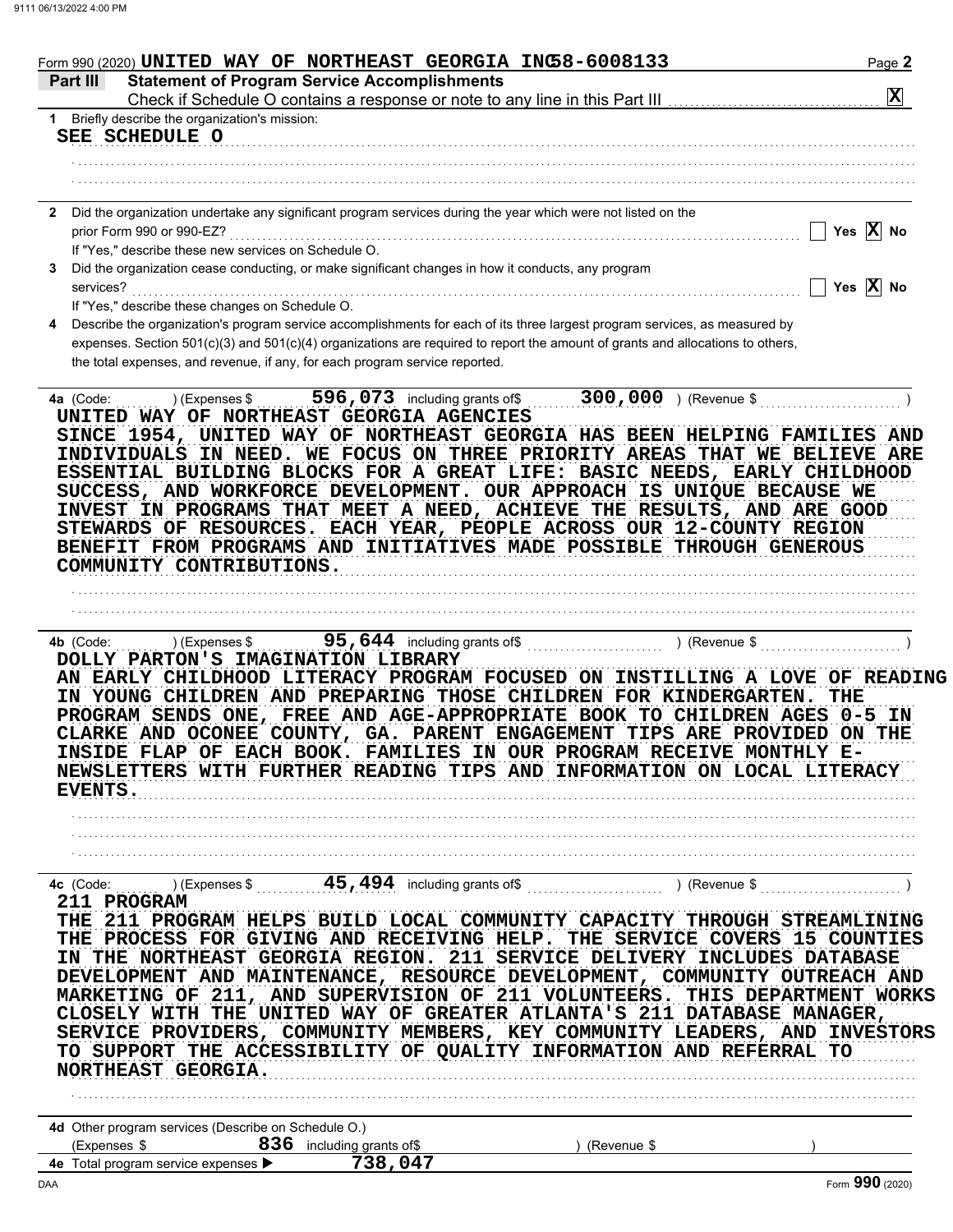Form 990 (2020) UNITED WAY OF NORTHEAST GEORGIA INC 58-6008133 Page **2**

## Part III Statement of Program Service Accomplishments

Check if Schedule O contains a response or note to any line in this Part III .......... [X]

**1** Briefly describe the organization's mission:

SEE SCHEDULE O

**2** Did the organization undertake any significant program services during the year which were not listed on the prior Form 990 or 990-EZ? .......... [ ] Yes [X] No

If "Yes," describe these new services on Schedule O.

**3** Did the organization cease conducting, or make significant changes in how it conducts, any program services? .......... [ ] Yes [X] No

If "Yes," describe these changes on Schedule O.

**4** Describe the organization's program service accomplishments for each of its three largest program services, as measured by expenses. Section 501(c)(3) and 501(c)(4) organizations are required to report the amount of grants and allocations to others, the total expenses, and revenue, if any, for each program service reported.

**4a** (Code: ) (Expenses $ 596,073 including grants of$ 300,000 ) (Revenue $ )

UNITED WAY OF NORTHEAST GEORGIA AGENCIES
SINCE 1954, UNITED WAY OF NORTHEAST GEORGIA HAS BEEN HELPING FAMILIES AND INDIVIDUALS IN NEED. WE FOCUS ON THREE PRIORITY AREAS THAT WE BELIEVE ARE ESSENTIAL BUILDING BLOCKS FOR A GREAT LIFE: BASIC NEEDS, EARLY CHILDHOOD SUCCESS, AND WORKFORCE DEVELOPMENT. OUR APPROACH IS UNIQUE BECAUSE WE INVEST IN PROGRAMS THAT MEET A NEED, ACHIEVE THE RESULTS, AND ARE GOOD STEWARDS OF RESOURCES. EACH YEAR, PEOPLE ACROSS OUR 12-COUNTY REGION BENEFIT FROM PROGRAMS AND INITIATIVES MADE POSSIBLE THROUGH GENEROUS COMMUNITY CONTRIBUTIONS.

**4b** (Code: ) (Expenses $ 95,644 including grants of$ ) (Revenue $ )

DOLLY PARTON'S IMAGINATION LIBRARY
AN EARLY CHILDHOOD LITERACY PROGRAM FOCUSED ON INSTILLING A LOVE OF READING IN YOUNG CHILDREN AND PREPARING THOSE CHILDREN FOR KINDERGARTEN. THE PROGRAM SENDS ONE, FREE AND AGE-APPROPRIATE BOOK TO CHILDREN AGES 0-5 IN CLARKE AND OCONEE COUNTY, GA. PARENT ENGAGEMENT TIPS ARE PROVIDED ON THE INSIDE FLAP OF EACH BOOK. FAMILIES IN OUR PROGRAM RECEIVE MONTHLY E-NEWSLETTERS WITH FURTHER READING TIPS AND INFORMATION ON LOCAL LITERACY EVENTS.

**4c** (Code: ) (Expenses $ 45,494 including grants of$ ) (Revenue $ )

211 PROGRAM
THE 211 PROGRAM HELPS BUILD LOCAL COMMUNITY CAPACITY THROUGH STREAMLINING THE PROCESS FOR GIVING AND RECEIVING HELP. THE SERVICE COVERS 15 COUNTIES IN THE NORTHEAST GEORGIA REGION. 211 SERVICE DELIVERY INCLUDES DATABASE DEVELOPMENT AND MAINTENANCE, RESOURCE DEVELOPMENT, COMMUNITY OUTREACH AND MARKETING OF 211, AND SUPERVISION OF 211 VOLUNTEERS. THIS DEPARTMENT WORKS CLOSELY WITH THE UNITED WAY OF GREATER ATLANTA'S 211 DATABASE MANAGER, SERVICE PROVIDERS, COMMUNITY MEMBERS, KEY COMMUNITY LEADERS, AND INVESTORS TO SUPPORT THE ACCESSIBILITY OF QUALITY INFORMATION AND REFERRAL TO NORTHEAST GEORGIA.

**4d** Other program services (Describe on Schedule O.)
(Expenses $ 836 including grants of$ ) (Revenue $ )

**4e** Total program service expenses ▶ 738,047

Form **990** (2020)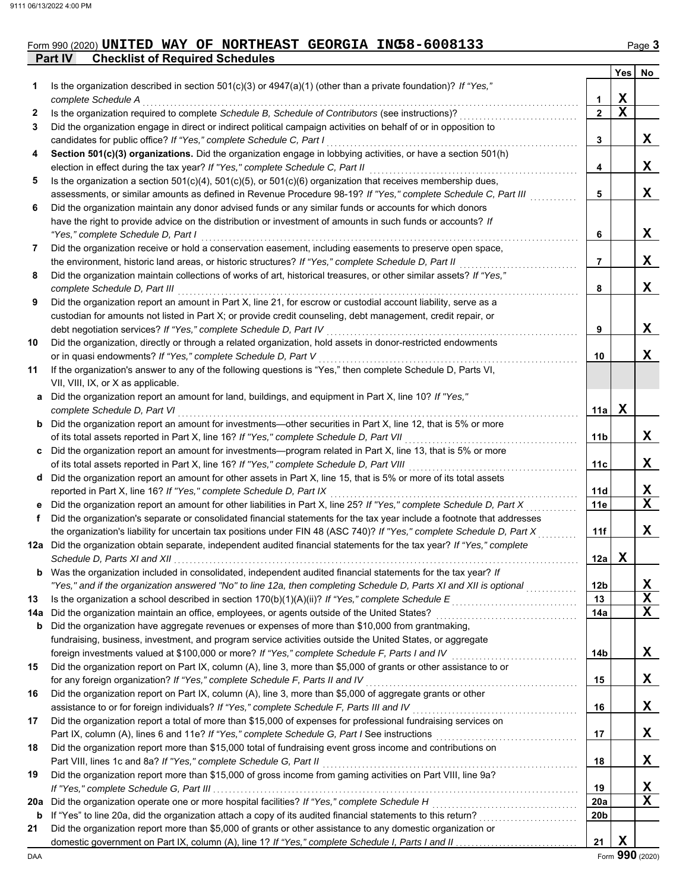Form 990 (2020) **UNITED WAY OF NORTHEAST GEORGIA INC58-6008133** Page **3**

## Part IV Checklist of Required Schedules

| | | | Yes | No |
|---|---|---|---|---|
| **1** | Is the organization described in section 501(c)(3) or 4947(a)(1) (other than a private foundation)? *If "Yes," complete Schedule A* | **1** | X | |
| **2** | Is the organization required to complete *Schedule B, Schedule of Contributors* (see instructions)? | **2** | X | |
| **3** | Did the organization engage in direct or indirect political campaign activities on behalf of or in opposition to candidates for public office? *If "Yes," complete Schedule C, Part I* | **3** | | X |
| **4** | **Section 501(c)(3) organizations.** Did the organization engage in lobbying activities, or have a section 501(h) election in effect during the tax year? *If "Yes," complete Schedule C, Part II* | **4** | | X |
| **5** | Is the organization a section 501(c)(4), 501(c)(5), or 501(c)(6) organization that receives membership dues, assessments, or similar amounts as defined in Revenue Procedure 98-19? *If "Yes," complete Schedule C, Part III* | **5** | | X |
| **6** | Did the organization maintain any donor advised funds or any similar funds or accounts for which donors have the right to provide advice on the distribution or investment of amounts in such funds or accounts? *If "Yes," complete Schedule D, Part I* | **6** | | X |
| **7** | Did the organization receive or hold a conservation easement, including easements to preserve open space, the environment, historic land areas, or historic structures? *If "Yes," complete Schedule D, Part II* | **7** | | X |
| **8** | Did the organization maintain collections of works of art, historical treasures, or other similar assets? *If "Yes," complete Schedule D, Part III* | **8** | | X |
| **9** | Did the organization report an amount in Part X, line 21, for escrow or custodial account liability, serve as a custodian for amounts not listed in Part X; or provide credit counseling, debt management, credit repair, or debt negotiation services? *If "Yes," complete Schedule D, Part IV* | **9** | | X |
| **10** | Did the organization, directly or through a related organization, hold assets in donor-restricted endowments or in quasi endowments? *If "Yes," complete Schedule D, Part V* | **10** | | X |
| **11** | If the organization's answer to any of the following questions is "Yes," then complete Schedule D, Parts VI, VII, VIII, IX, or X as applicable. | | | |
| **a** | Did the organization report an amount for land, buildings, and equipment in Part X, line 10? *If "Yes," complete Schedule D, Part VI* | **11a** | X | |
| **b** | Did the organization report an amount for investments—other securities in Part X, line 12, that is 5% or more of its total assets reported in Part X, line 16? *If "Yes," complete Schedule D, Part VII* | **11b** | | X |
| **c** | Did the organization report an amount for investments—program related in Part X, line 13, that is 5% or more of its total assets reported in Part X, line 16? *If "Yes," complete Schedule D, Part VIII* | **11c** | | X |
| **d** | Did the organization report an amount for other assets in Part X, line 15, that is 5% or more of its total assets reported in Part X, line 16? *If "Yes," complete Schedule D, Part IX* | **11d** | | X |
| **e** | Did the organization report an amount for other liabilities in Part X, line 25? *If "Yes," complete Schedule D, Part X* | **11e** | | X |
| **f** | Did the organization's separate or consolidated financial statements for the tax year include a footnote that addresses the organization's liability for uncertain tax positions under FIN 48 (ASC 740)? *If "Yes," complete Schedule D, Part X* | **11f** | | X |
| **12a** | Did the organization obtain separate, independent audited financial statements for the tax year? *If "Yes," complete Schedule D, Parts XI and XII* | **12a** | X | |
| **b** | Was the organization included in consolidated, independent audited financial statements for the tax year? *If "Yes," and if the organization answered "No" to line 12a, then completing Schedule D, Parts XI and XII is optional* | **12b** | | X |
| **13** | Is the organization a school described in section 170(b)(1)(A)(ii)? *If "Yes," complete Schedule E* | **13** | | X |
| **14a** | Did the organization maintain an office, employees, or agents outside of the United States? | **14a** | | X |
| **b** | Did the organization have aggregate revenues or expenses of more than $10,000 from grantmaking, fundraising, business, investment, and program service activities outside the United States, or aggregate foreign investments valued at $100,000 or more? *If "Yes," complete Schedule F, Parts I and IV* | **14b** | | X |
| **15** | Did the organization report on Part IX, column (A), line 3, more than $5,000 of grants or other assistance to or for any foreign organization? *If "Yes," complete Schedule F, Parts II and IV* | **15** | | X |
| **16** | Did the organization report on Part IX, column (A), line 3, more than $5,000 of aggregate grants or other assistance to or for foreign individuals? *If "Yes," complete Schedule F, Parts III and IV* | **16** | | X |
| **17** | Did the organization report a total of more than $15,000 of expenses for professional fundraising services on Part IX, column (A), lines 6 and 11e? *If "Yes," complete Schedule G, Part I* See instructions | **17** | | X |
| **18** | Did the organization report more than $15,000 total of fundraising event gross income and contributions on Part VIII, lines 1c and 8a? *If "Yes," complete Schedule G, Part II* | **18** | | X |
| **19** | Did the organization report more than $15,000 of gross income from gaming activities on Part VIII, line 9a? *If "Yes," complete Schedule G, Part III* | **19** | | X |
| **20a** | Did the organization operate one or more hospital facilities? *If "Yes," complete Schedule H* | **20a** | | X |
| **b** | If "Yes" to line 20a, did the organization attach a copy of its audited financial statements to this return? | **20b** | | |
| **21** | Did the organization report more than $5,000 of grants or other assistance to any domestic organization or domestic government on Part IX, column (A), line 1? *If "Yes," complete Schedule I, Parts I and II* | **21** | X | |

Form **990** (2020)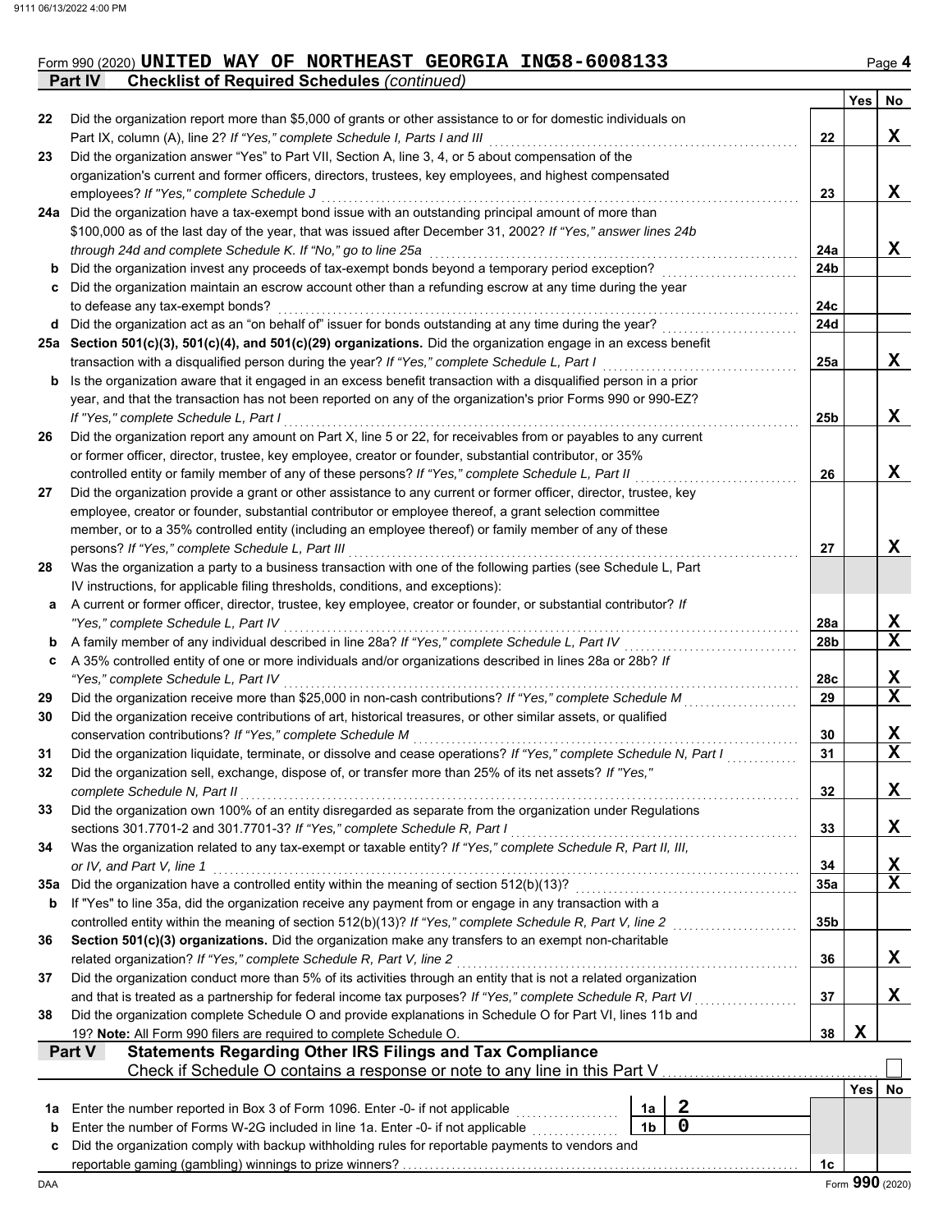Form 990 (2020) **UNITED WAY OF NORTHEAST GEORGIA INC 58-6008133** Page **4**

## Part IV — Checklist of Required Schedules *(continued)*

| | | Line | Yes | No |
|---|---|---|---|---|
| **22** | Did the organization report more than $5,000 of grants or other assistance to or for domestic individuals on Part IX, column (A), line 2? *If "Yes," complete Schedule I, Parts I and III* | 22 | | X |
| **23** | Did the organization answer "Yes" to Part VII, Section A, line 3, 4, or 5 about compensation of the organization's current and former officers, directors, trustees, key employees, and highest compensated employees? *If "Yes," complete Schedule J* | 23 | | X |
| **24a** | Did the organization have a tax-exempt bond issue with an outstanding principal amount of more than $100,000 as of the last day of the year, that was issued after December 31, 2002? *If "Yes," answer lines 24b through 24d and complete Schedule K. If "No," go to line 25a* | 24a | | X |
| **b** | Did the organization invest any proceeds of tax-exempt bonds beyond a temporary period exception? | 24b | | |
| **c** | Did the organization maintain an escrow account other than a refunding escrow at any time during the year to defease any tax-exempt bonds? | 24c | | |
| **d** | Did the organization act as an "on behalf of" issuer for bonds outstanding at any time during the year? | 24d | | |
| **25a** | **Section 501(c)(3), 501(c)(4), and 501(c)(29) organizations.** Did the organization engage in an excess benefit transaction with a disqualified person during the year? *If "Yes," complete Schedule L, Part I* | 25a | | X |
| **b** | Is the organization aware that it engaged in an excess benefit transaction with a disqualified person in a prior year, and that the transaction has not been reported on any of the organization's prior Forms 990 or 990-EZ? *If "Yes," complete Schedule L, Part I* | 25b | | X |
| **26** | Did the organization report any amount on Part X, line 5 or 22, for receivables from or payables to any current or former officer, director, trustee, key employee, creator or founder, substantial contributor, or 35% controlled entity or family member of any of these persons? *If "Yes," complete Schedule L, Part II* | 26 | | X |
| **27** | Did the organization provide a grant or other assistance to any current or former officer, director, trustee, key employee, creator or founder, substantial contributor or employee thereof, a grant selection committee member, or to a 35% controlled entity (including an employee thereof) or family member of any of these persons? *If "Yes," complete Schedule L, Part III* | 27 | | X |
| **28** | Was the organization a party to a business transaction with one of the following parties (see Schedule L, Part IV instructions, for applicable filing thresholds, conditions, and exceptions): | | | |
| **a** | A current or former officer, director, trustee, key employee, creator or founder, or substantial contributor? *If "Yes," complete Schedule L, Part IV* | 28a | | X |
| **b** | A family member of any individual described in line 28a? *If "Yes," complete Schedule L, Part IV* | 28b | | X |
| **c** | A 35% controlled entity of one or more individuals and/or organizations described in lines 28a or 28b? *If "Yes," complete Schedule L, Part IV* | 28c | | X |
| **29** | Did the organization receive more than $25,000 in non-cash contributions? *If "Yes," complete Schedule M* | 29 | | X |
| **30** | Did the organization receive contributions of art, historical treasures, or other similar assets, or qualified conservation contributions? *If "Yes," complete Schedule M* | 30 | | X |
| **31** | Did the organization liquidate, terminate, or dissolve and cease operations? *If "Yes," complete Schedule N, Part I* | 31 | | X |
| **32** | Did the organization sell, exchange, dispose of, or transfer more than 25% of its net assets? *If "Yes," complete Schedule N, Part II* | 32 | | X |
| **33** | Did the organization own 100% of an entity disregarded as separate from the organization under Regulations sections 301.7701-2 and 301.7701-3? *If "Yes," complete Schedule R, Part I* | 33 | | X |
| **34** | Was the organization related to any tax-exempt or taxable entity? *If "Yes," complete Schedule R, Part II, III, or IV, and Part V, line 1* | 34 | | X |
| **35a** | Did the organization have a controlled entity within the meaning of section 512(b)(13)? | 35a | | X |
| **b** | If "Yes" to line 35a, did the organization receive any payment from or engage in any transaction with a controlled entity within the meaning of section 512(b)(13)? *If "Yes," complete Schedule R, Part V, line 2* | 35b | | |
| **36** | **Section 501(c)(3) organizations.** Did the organization make any transfers to an exempt non-charitable related organization? *If "Yes," complete Schedule R, Part V, line 2* | 36 | | X |
| **37** | Did the organization conduct more than 5% of its activities through an entity that is not a related organization and that is treated as a partnership for federal income tax purposes? *If "Yes," complete Schedule R, Part VI* | 37 | | X |
| **38** | Did the organization complete Schedule O and provide explanations in Schedule O for Part VI, lines 11b and 19? **Note:** All Form 990 filers are required to complete Schedule O. | 38 | X | |

## Part V — Statements Regarding Other IRS Filings and Tax Compliance

Check if Schedule O contains a response or note to any line in this Part V ☐

| | | | | Line | Yes | No |
|---|---|---|---|---|---|---|
| **1a** | Enter the number reported in Box 3 of Form 1096. Enter -0- if not applicable | 1a | 2 | | | |
| **b** | Enter the number of Forms W-2G included in line 1a. Enter -0- if not applicable | 1b | 0 | | | |
| **c** | Did the organization comply with backup withholding rules for reportable payments to vendors and reportable gaming (gambling) winnings to prize winners? | | | 1c | | |

Form **990** (2020)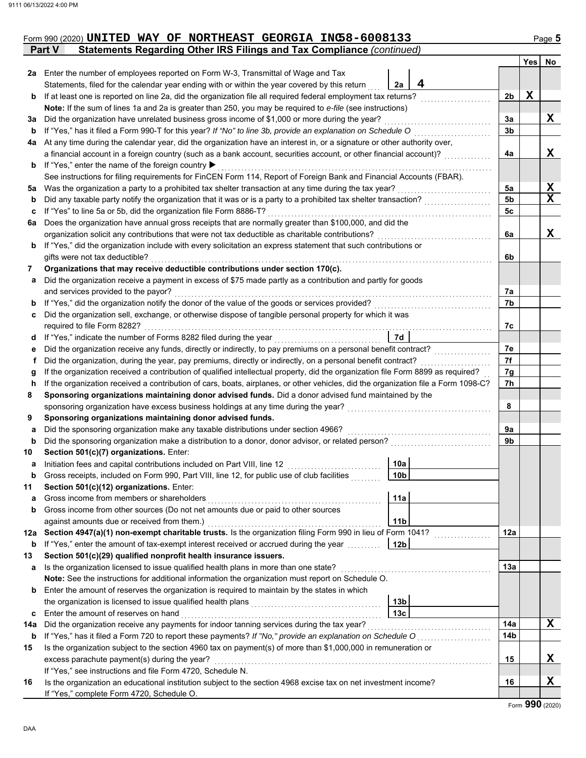Form 990 (2020) **UNITED WAY OF NORTHEAST GEORGIA INC 58-6008133** Page **5**

**Part V Statements Regarding Other IRS Filings and Tax Compliance** *(continued)*

| | | | | Yes | No |
|---|---|---|---|---|---|
| **2a** | Enter the number of employees reported on Form W-3, Transmittal of Wage and Tax Statements, filed for the calendar year ending with or within the year covered by this return | 2a: **4** | | | |
| **b** | If at least one is reported on line 2a, did the organization file all required federal employment tax returns? | | 2b | X | |
| | **Note:** If the sum of lines 1a and 2a is greater than 250, you may be required to *e-file* (see instructions) | | | | |
| **3a** | Did the organization have unrelated business gross income of $1,000 or more during the year? | | 3a | | X |
| **b** | If "Yes," has it filed a Form 990-T for this year? *If "No" to line 3b, provide an explanation on Schedule O* | | 3b | | |
| **4a** | At any time during the calendar year, did the organization have an interest in, or a signature or other authority over, a financial account in a foreign country (such as a bank account, securities account, or other financial account)? | | 4a | | X |
| **b** | If "Yes," enter the name of the foreign country ▶ | | | | |
| | See instructions for filing requirements for FinCEN Form 114, Report of Foreign Bank and Financial Accounts (FBAR). | | | | |
| **5a** | Was the organization a party to a prohibited tax shelter transaction at any time during the tax year? | | 5a | | X |
| **b** | Did any taxable party notify the organization that it was or is a party to a prohibited tax shelter transaction? | | 5b | | X |
| **c** | If "Yes" to line 5a or 5b, did the organization file Form 8886-T? | | 5c | | |
| **6a** | Does the organization have annual gross receipts that are normally greater than $100,000, and did the organization solicit any contributions that were not tax deductible as charitable contributions? | | 6a | | X |
| **b** | If "Yes," did the organization include with every solicitation an express statement that such contributions or gifts were not tax deductible? | | 6b | | |
| **7** | **Organizations that may receive deductible contributions under section 170(c).** | | | | |
| **a** | Did the organization receive a payment in excess of $75 made partly as a contribution and partly for goods and services provided to the payor? | | 7a | | |
| **b** | If "Yes," did the organization notify the donor of the value of the goods or services provided? | | 7b | | |
| **c** | Did the organization sell, exchange, or otherwise dispose of tangible personal property for which it was required to file Form 8282? | | 7c | | |
| **d** | If "Yes," indicate the number of Forms 8282 filed during the year | 7d | | | |
| **e** | Did the organization receive any funds, directly or indirectly, to pay premiums on a personal benefit contract? | | 7e | | |
| **f** | Did the organization, during the year, pay premiums, directly or indirectly, on a personal benefit contract? | | 7f | | |
| **g** | If the organization received a contribution of qualified intellectual property, did the organization file Form 8899 as required? | | 7g | | |
| **h** | If the organization received a contribution of cars, boats, airplanes, or other vehicles, did the organization file a Form 1098-C? | | 7h | | |
| **8** | **Sponsoring organizations maintaining donor advised funds.** Did a donor advised fund maintained by the sponsoring organization have excess business holdings at any time during the year? | | 8 | | |
| **9** | **Sponsoring organizations maintaining donor advised funds.** | | | | |
| **a** | Did the sponsoring organization make any taxable distributions under section 4966? | | 9a | | |
| **b** | Did the sponsoring organization make a distribution to a donor, donor advisor, or related person? | | 9b | | |
| **10** | **Section 501(c)(7) organizations.** Enter: | | | | |
| **a** | Initiation fees and capital contributions included on Part VIII, line 12 | 10a | | | |
| **b** | Gross receipts, included on Form 990, Part VIII, line 12, for public use of club facilities | 10b | | | |
| **11** | **Section 501(c)(12) organizations.** Enter: | | | | |
| **a** | Gross income from members or shareholders | 11a | | | |
| **b** | Gross income from other sources (Do not net amounts due or paid to other sources against amounts due or received from them.) | 11b | | | |
| **12a** | **Section 4947(a)(1) non-exempt charitable trusts.** Is the organization filing Form 990 in lieu of Form 1041? | | 12a | | |
| **b** | If "Yes," enter the amount of tax-exempt interest received or accrued during the year | 12b | | | |
| **13** | **Section 501(c)(29) qualified nonprofit health insurance issuers.** | | | | |
| **a** | Is the organization licensed to issue qualified health plans in more than one state? | | 13a | | |
| | **Note:** See the instructions for additional information the organization must report on Schedule O. | | | | |
| **b** | Enter the amount of reserves the organization is required to maintain by the states in which the organization is licensed to issue qualified health plans | 13b | | | |
| **c** | Enter the amount of reserves on hand | 13c | | | |
| **14a** | Did the organization receive any payments for indoor tanning services during the tax year? | | 14a | | X |
| **b** | If "Yes," has it filed a Form 720 to report these payments? *If "No," provide an explanation on Schedule O* | | 14b | | |
| **15** | Is the organization subject to the section 4960 tax on payment(s) of more than $1,000,000 in remuneration or excess parachute payment(s) during the year? | | 15 | | X |
| | If "Yes," see instructions and file Form 4720, Schedule N. | | | | |
| **16** | Is the organization an educational institution subject to the section 4968 excise tax on net investment income? | | 16 | | X |
| | If "Yes," complete Form 4720, Schedule O. | | | | |

Form **990** (2020)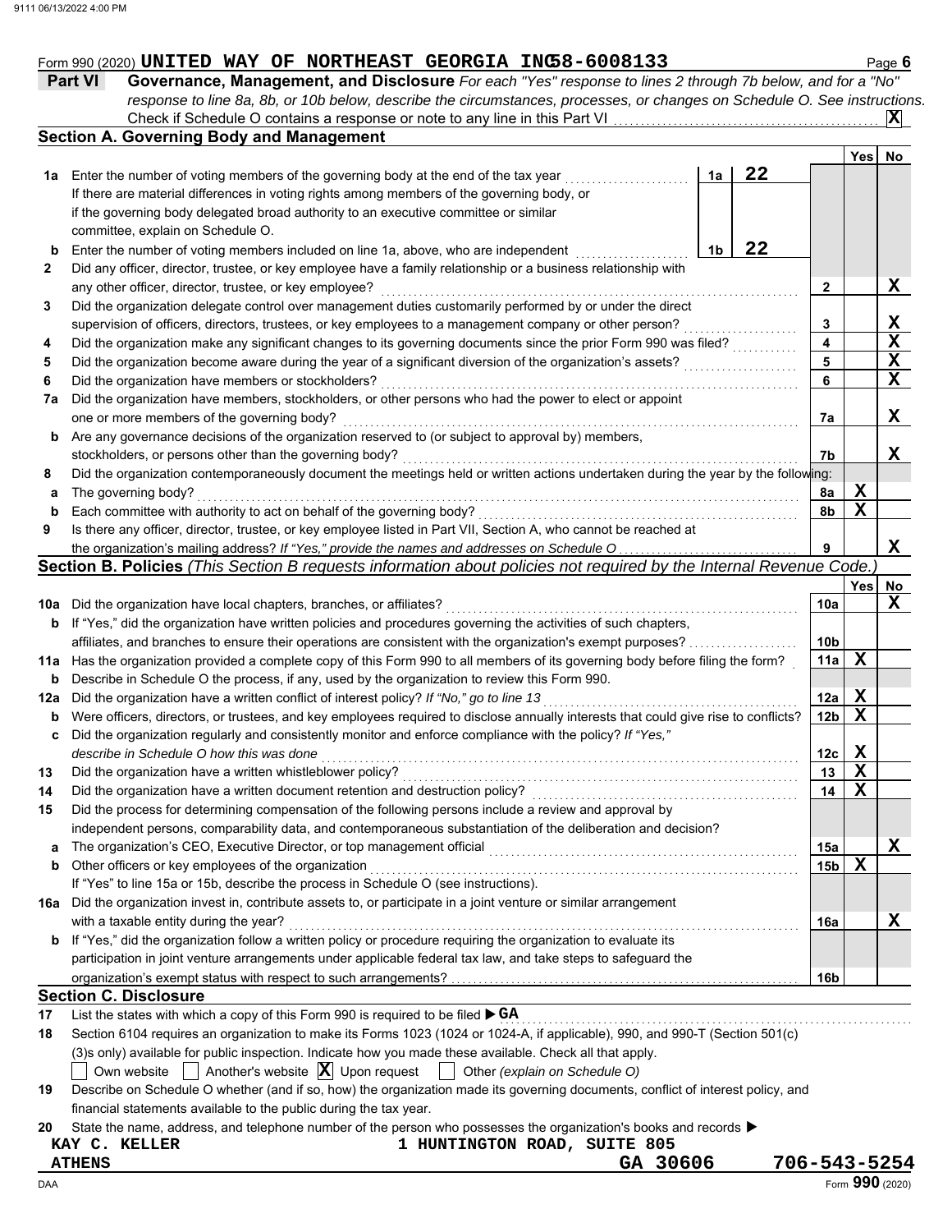Form 990 (2020) **UNITED WAY OF NORTHEAST GEORGIA INC 58-6008133** Page **6**

## Part VI Governance, Management, and Disclosure

*For each "Yes" response to lines 2 through 7b below, and for a "No" response to line 8a, 8b, or 10b below, describe the circumstances, processes, or changes on Schedule O. See instructions.*

Check if Schedule O contains a response or note to any line in this Part VI .......... **X**

### Section A. Governing Body and Management

| | | | | Yes | No |
|---|---|---|---|---|---|
| **1a** | Enter the number of voting members of the governing body at the end of the tax year ..... **1a** **22** If there are material differences in voting rights among members of the governing body, or if the governing body delegated broad authority to an executive committee or similar committee, explain on Schedule O. | | | | |
| **b** | Enter the number of voting members included on line 1a, above, who are independent ..... **1b** **22** | | | | |
| **2** | Did any officer, director, trustee, or key employee have a family relationship or a business relationship with any other officer, director, trustee, or key employee? | **2** | | | X |
| **3** | Did the organization delegate control over management duties customarily performed by or under the direct supervision of officers, directors, trustees, or key employees to a management company or other person? | **3** | | | X |
| **4** | Did the organization make any significant changes to its governing documents since the prior Form 990 was filed? | **4** | | | X |
| **5** | Did the organization become aware during the year of a significant diversion of the organization's assets? | **5** | | | X |
| **6** | Did the organization have members or stockholders? | **6** | | | X |
| **7a** | Did the organization have members, stockholders, or other persons who had the power to elect or appoint one or more members of the governing body? | **7a** | | | X |
| **b** | Are any governance decisions of the organization reserved to (or subject to approval by) members, stockholders, or persons other than the governing body? | **7b** | | | X |
| **8** | Did the organization contemporaneously document the meetings held or written actions undertaken during the year by the following: | | | | |
| **a** | The governing body? | **8a** | | X | |
| **b** | Each committee with authority to act on behalf of the governing body? | **8b** | | X | |
| **9** | Is there any officer, director, trustee, or key employee listed in Part VII, Section A, who cannot be reached at the organization's mailing address? *If "Yes," provide the names and addresses on Schedule O* | **9** | | | X |

### Section B. Policies *(This Section B requests information about policies not required by the Internal Revenue Code.)*

| | | | Yes | No |
|---|---|---|---|---|
| **10a** | Did the organization have local chapters, branches, or affiliates? | **10a** | | X |
| **b** | If "Yes," did the organization have written policies and procedures governing the activities of such chapters, affiliates, and branches to ensure their operations are consistent with the organization's exempt purposes? | **10b** | | |
| **11a** | Has the organization provided a complete copy of this Form 990 to all members of its governing body before filing the form? | **11a** | X | |
| **b** | Describe in Schedule O the process, if any, used by the organization to review this Form 990. | | | |
| **12a** | Did the organization have a written conflict of interest policy? *If "No," go to line 13* | **12a** | X | |
| **b** | Were officers, directors, or trustees, and key employees required to disclose annually interests that could give rise to conflicts? | **12b** | X | |
| **c** | Did the organization regularly and consistently monitor and enforce compliance with the policy? *If "Yes," describe in Schedule O how this was done* | **12c** | X | |
| **13** | Did the organization have a written whistleblower policy? | **13** | X | |
| **14** | Did the organization have a written document retention and destruction policy? | **14** | X | |
| **15** | Did the process for determining compensation of the following persons include a review and approval by independent persons, comparability data, and contemporaneous substantiation of the deliberation and decision? | | | |
| **a** | The organization's CEO, Executive Director, or top management official | **15a** | | X |
| **b** | Other officers or key employees of the organization | **15b** | X | |
| | If "Yes" to line 15a or 15b, describe the process in Schedule O (see instructions). | | | |
| **16a** | Did the organization invest in, contribute assets to, or participate in a joint venture or similar arrangement with a taxable entity during the year? | **16a** | | X |
| **b** | If "Yes," did the organization follow a written policy or procedure requiring the organization to evaluate its participation in joint venture arrangements under applicable federal tax law, and take steps to safeguard the organization's exempt status with respect to such arrangements? | **16b** | | |

### Section C. Disclosure

**17** List the states with which a copy of this Form 990 is required to be filed ▶ **GA**

**18** Section 6104 requires an organization to make its Forms 1023 (1024 or 1024-A, if applicable), 990, and 990-T (Section 501(c)(3)s only) available for public inspection. Indicate how you made these available. Check all that apply.

☐ Own website ☐ Another's website ☒ Upon request ☐ Other *(explain on Schedule O)*

**19** Describe on Schedule O whether (and if so, how) the organization made its governing documents, conflict of interest policy, and financial statements available to the public during the tax year.

**20** State the name, address, and telephone number of the person who possesses the organization's books and records ▶

**KAY C. KELLER** **1 HUNTINGTON ROAD, SUITE 805**
**ATHENS** **GA 30606** **706-543-5254**

DAA Form **990** (2020)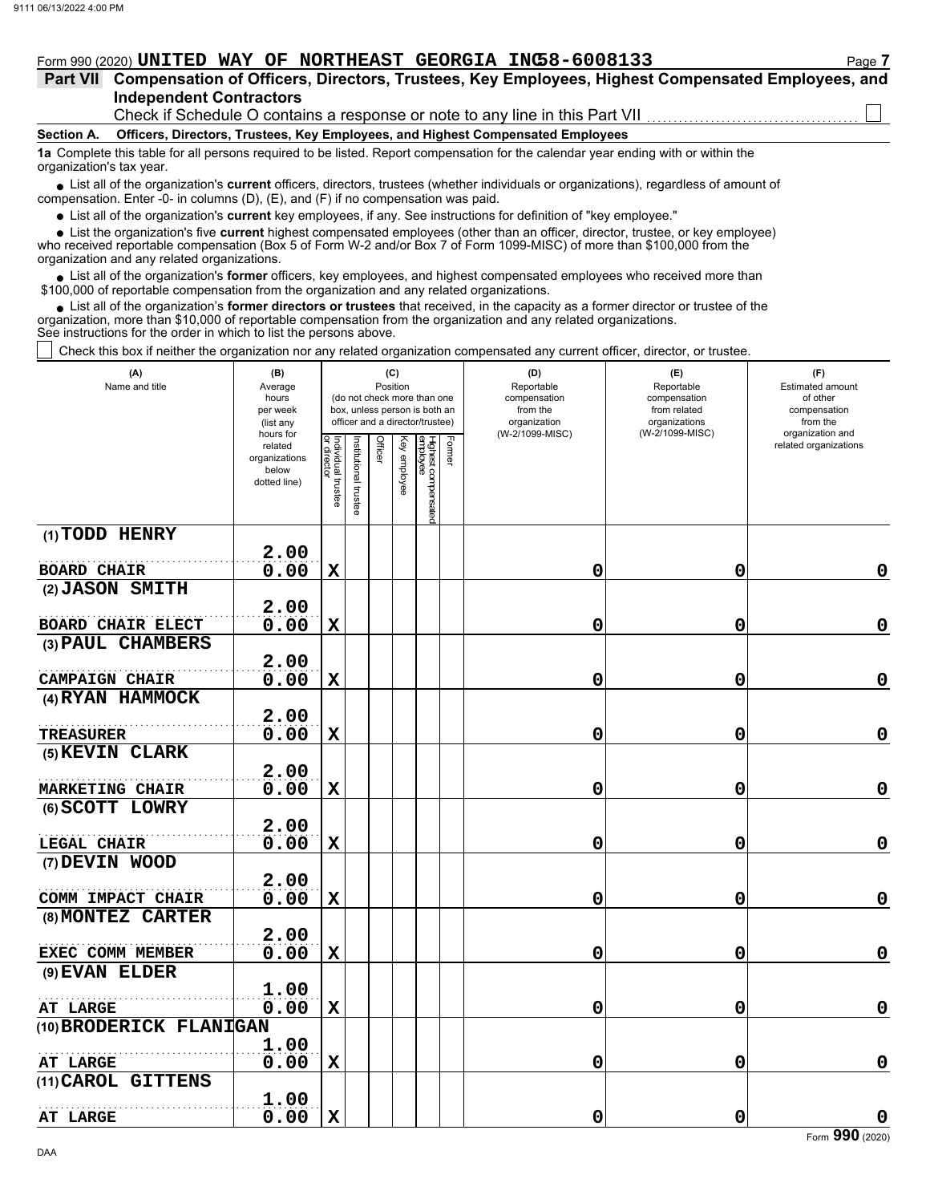Form 990 (2020) **UNITED WAY OF NORTHEAST GEORGIA INC 58-6008133**

## Part VII Compensation of Officers, Directors, Trustees, Key Employees, Highest Compensated Employees, and Independent Contractors

Check if Schedule O contains a response or note to any line in this Part VII ☐

**Section A. Officers, Directors, Trustees, Key Employees, and Highest Compensated Employees**

**1a** Complete this table for all persons required to be listed. Report compensation for the calendar year ending with or within the organization's tax year.

- List all of the organization's **current** officers, directors, trustees (whether individuals or organizations), regardless of amount of compensation. Enter -0- in columns (D), (E), and (F) if no compensation was paid.
- List all of the organization's **current** key employees, if any. See instructions for definition of "key employee."
- List the organization's five **current** highest compensated employees (other than an officer, director, trustee, or key employee) who received reportable compensation (Box 5 of Form W-2 and/or Box 7 of Form 1099-MISC) of more than $100,000 from the organization and any related organizations.
- List all of the organization's **former** officers, key employees, and highest compensated employees who received more than $100,000 of reportable compensation from the organization and any related organizations.
- List all of the organization's **former directors or trustees** that received, in the capacity as a former director or trustee of the organization, more than $10,000 of reportable compensation from the organization and any related organizations.

See instructions for the order in which to list the persons above.

☐ Check this box if neither the organization nor any related organization compensated any current officer, director, or trustee.

| (A) Name and title | (B) Average hours per week (list any hours for related organizations below dotted line) | (C) Position (do not check more than one box, unless person is both an officer and a director/trustee) | | | | | | (D) Reportable compensation from the organization (W-2/1099-MISC) | (E) Reportable compensation from related organizations (W-2/1099-MISC) | (F) Estimated amount of other compensation from the organization and related organizations |
|---|---|---|---|---|---|---|---|---|---|---|
| | | Individual trustee or director | Institutional trustee | Officer | Key employee | Highest compensated employee | Former | | | |
| (1) TODD HENRY<br>BOARD CHAIR | 2.00<br>0.00 | X | | | | | | 0 | 0 | 0 |
| (2) JASON SMITH<br>BOARD CHAIR ELECT | 2.00<br>0.00 | X | | | | | | 0 | 0 | 0 |
| (3) PAUL CHAMBERS<br>CAMPAIGN CHAIR | 2.00<br>0.00 | X | | | | | | 0 | 0 | 0 |
| (4) RYAN HAMMOCK<br>TREASURER | 2.00<br>0.00 | X | | | | | | 0 | 0 | 0 |
| (5) KEVIN CLARK<br>MARKETING CHAIR | 2.00<br>0.00 | X | | | | | | 0 | 0 | 0 |
| (6) SCOTT LOWRY<br>LEGAL CHAIR | 2.00<br>0.00 | X | | | | | | 0 | 0 | 0 |
| (7) DEVIN WOOD<br>COMM IMPACT CHAIR | 2.00<br>0.00 | X | | | | | | 0 | 0 | 0 |
| (8) MONTEZ CARTER<br>EXEC COMM MEMBER | 2.00<br>0.00 | X | | | | | | 0 | 0 | 0 |
| (9) EVAN ELDER<br>AT LARGE | 1.00<br>0.00 | X | | | | | | 0 | 0 | 0 |
| (10) BRODERICK FLANIGAN<br>AT LARGE | 1.00<br>0.00 | X | | | | | | 0 | 0 | 0 |
| (11) CAROL GITTENS<br>AT LARGE | 1.00<br>0.00 | X | | | | | | 0 | 0 | 0 |

Form **990** (2020)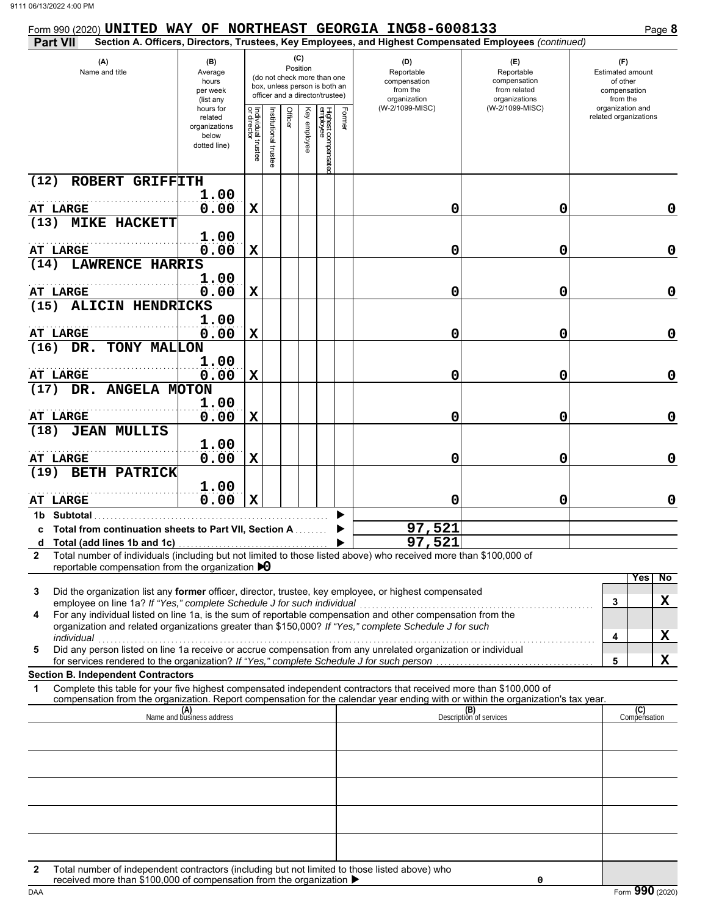Form 990 (2020) **UNITED WAY OF NORTHEAST GEORGIA INC** 58-6008133 Page **8**

**Part VII** Section A. Officers, Directors, Trustees, Key Employees, and Highest Compensated Employees *(continued)*

| (A) Name and title | (B) Average hours per week (list any hours for related organizations below dotted line) | (C) Position: Individual trustee or director | Institutional trustee | Officer | Key employee | Highest compensated employee | Former | (D) Reportable compensation from the organization (W-2/1099-MISC) | (E) Reportable compensation from related organizations (W-2/1099-MISC) | (F) Estimated amount of other compensation from the organization and related organizations |
|---|---|---|---|---|---|---|---|---|---|---|
| (12) ROBERT GRIFFITH<br>AT LARGE | 1.00<br>0.00 | X | | | | | | 0 | 0 | 0 |
| (13) MIKE HACKETT<br>AT LARGE | 1.00<br>0.00 | X | | | | | | 0 | 0 | 0 |
| (14) LAWRENCE HARRIS<br>AT LARGE | 1.00<br>0.00 | X | | | | | | 0 | 0 | 0 |
| (15) ALICIN HENDRICKS<br>AT LARGE | 1.00<br>0.00 | X | | | | | | 0 | 0 | 0 |
| (16) DR. TONY MALLON<br>AT LARGE | 1.00<br>0.00 | X | | | | | | 0 | 0 | 0 |
| (17) DR. ANGELA MOTON<br>AT LARGE | 1.00<br>0.00 | X | | | | | | 0 | 0 | 0 |
| (18) JEAN MULLIS<br>AT LARGE | 1.00<br>0.00 | X | | | | | | 0 | 0 | 0 |
| (19) BETH PATRICK<br>AT LARGE | 1.00<br>0.00 | X | | | | | | 0 | 0 | 0 |
| **1b Subtotal** | | | | | | | | | | |
| **c Total from continuation sheets to Part VII, Section A** | | | | | | | | 97,521 | | |
| **d Total (add lines 1b and 1c)** | | | | | | | | 97,521 | | |

**2** Total number of individuals (including but not limited to those listed above) who received more than $100,000 of reportable compensation from the organization ▶ 0

| | | Yes | No |
|---|---|---|---|
| **3** Did the organization list any **former** officer, director, trustee, key employee, or highest compensated employee on line 1a? *If "Yes," complete Schedule J for such individual* | 3 | | X |
| **4** For any individual listed on line 1a, is the sum of reportable compensation and other compensation from the organization and related organizations greater than $150,000? *If "Yes," complete Schedule J for such individual* | 4 | | X |
| **5** Did any person listed on line 1a receive or accrue compensation from any unrelated organization or individual for services rendered to the organization? *If "Yes," complete Schedule J for such person* | 5 | | X |

**Section B. Independent Contractors**

**1** Complete this table for your five highest compensated independent contractors that received more than $100,000 of compensation from the organization. Report compensation for the calendar year ending with or within the organization's tax year.

| (A) Name and business address | (B) Description of services | (C) Compensation |
|---|---|---|
| | | |
| | | |
| | | |
| | | |
| | | |

**2** Total number of independent contractors (including but not limited to those listed above) who received more than $100,000 of compensation from the organization ▶ 0

Form **990** (2020)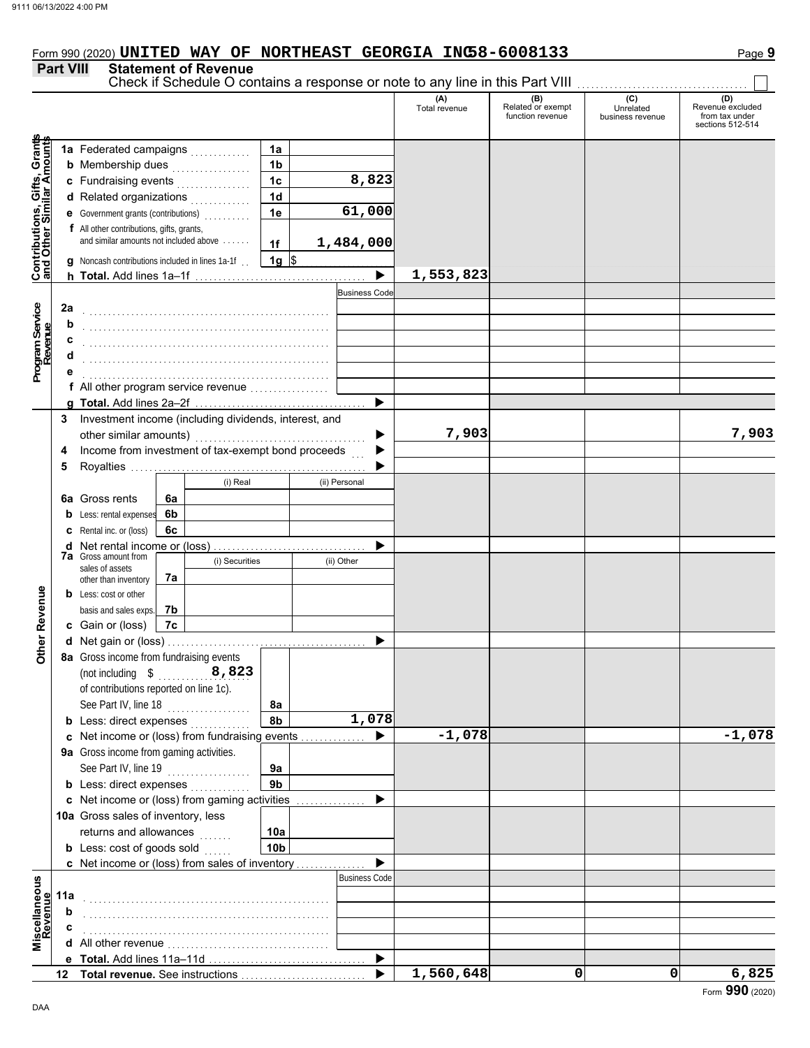Form 990 (2020) **UNITED WAY OF NORTHEAST GEORGIA INC** 58-6008133

## Part VIII Statement of Revenue

Check if Schedule O contains a response or note to any line in this Part VIII ☐

| | | | | (A) Total revenue | (B) Related or exempt function revenue | (C) Unrelated business revenue | (D) Revenue excluded from tax under sections 512-514 |
|---|---|---|---|---|---|---|---|
| **Contributions, Gifts, Grants and Other Similar Amounts** | 1a Federated campaigns | 1a | | | | | |
| | b Membership dues | 1b | | | | | |
| | c Fundraising events | 1c | 8,823 | | | | |
| | d Related organizations | 1d | | | | | |
| | e Government grants (contributions) | 1e | 61,000 | | | | |
| | f All other contributions, gifts, grants, and similar amounts not included above | 1f | 1,484,000 | | | | |
| | g Noncash contributions included in lines 1a-1f | 1g | $ | | | | |
| | h **Total.** Add lines 1a–1f | | ▶ | 1,553,823 | | | |
| **Program Service Revenue** | | | Business Code | | | | |
| | 2a | | | | | | |
| | b | | | | | | |
| | c | | | | | | |
| | d | | | | | | |
| | e | | | | | | |
| | f All other program service revenue | | | | | | |
| | g **Total.** Add lines 2a–2f | | ▶ | | | | |
| **Other Revenue** | 3 Investment income (including dividends, interest, and other similar amounts) | | ▶ | 7,903 | | | 7,903 |
| | 4 Income from investment of tax-exempt bond proceeds | | ▶ | | | | |
| | 5 Royalties | | ▶ | | | | |
| | | (i) Real | (ii) Personal | | | | |
| | 6a Gross rents (6a) | | | | | | |
| | b Less: rental expenses (6b) | | | | | | |
| | c Rental inc. or (loss) (6c) | | | | | | |
| | d Net rental income or (loss) | | ▶ | | | | |
| | | (i) Securities | (ii) Other | | | | |
| | 7a Gross amount from sales of assets other than inventory (7a) | | | | | | |
| | b Less: cost or other basis and sales exps. (7b) | | | | | | |
| | c Gain or (loss) (7c) | | | | | | |
| | d Net gain or (loss) | | ▶ | | | | |
| | 8a Gross income from fundraising events (not including $ 8,823 of contributions reported on line 1c). See Part IV, line 18 | 8a | | | | | |
| | b Less: direct expenses | 8b | 1,078 | | | | |
| | c Net income or (loss) from fundraising events | | ▶ | -1,078 | | | -1,078 |
| | 9a Gross income from gaming activities. See Part IV, line 19 | 9a | | | | | |
| | b Less: direct expenses | 9b | | | | | |
| | c Net income or (loss) from gaming activities | | ▶ | | | | |
| | 10a Gross sales of inventory, less returns and allowances | 10a | | | | | |
| | b Less: cost of goods sold | 10b | | | | | |
| | c Net income or (loss) from sales of inventory | | ▶ | | | | |
| **Miscellaneous Revenue** | | | Business Code | | | | |
| | 11a | | | | | | |
| | b | | | | | | |
| | c | | | | | | |
| | d All other revenue | | | | | | |
| | e **Total.** Add lines 11a–11d | | ▶ | | | | |
| | 12 **Total revenue.** See instructions | | ▶ | 1,560,648 | 0 | 0 | 6,825 |

Form **990** (2020)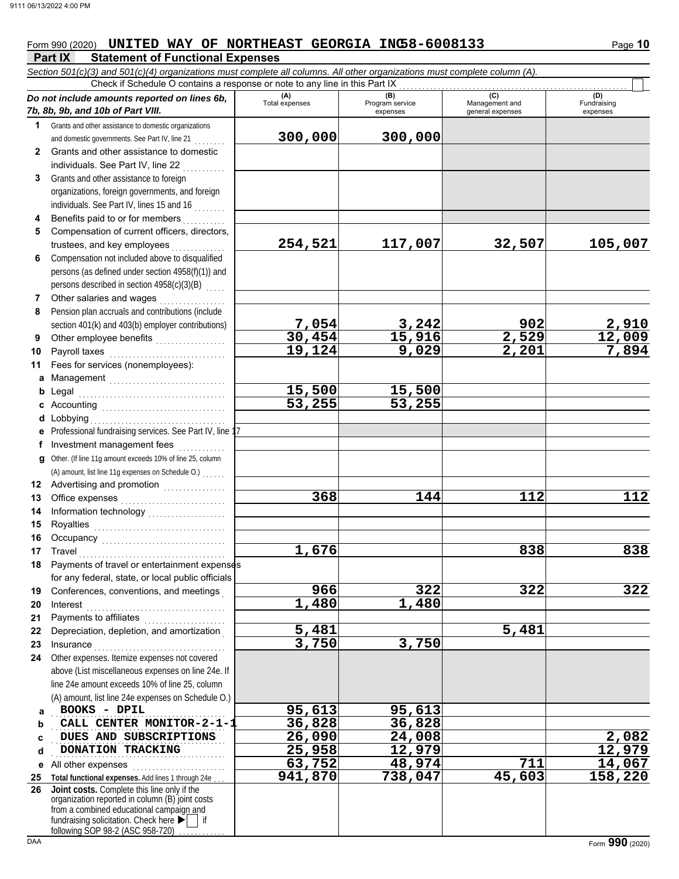Form 990 (2020) **UNITED WAY OF NORTHEAST GEORGIA INC 58-6008133** Page **10**

## Part IX Statement of Functional Expenses

*Section 501(c)(3) and 501(c)(4) organizations must complete all columns. All other organizations must complete column (A).*

Check if Schedule O contains a response or note to any line in this Part IX ☐

| *Do not include amounts reported on lines 6b, 7b, 8b, 9b, and 10b of Part VIII.* | (A) Total expenses | (B) Program service expenses | (C) Management and general expenses | (D) Fundraising expenses |
|---|---|---|---|---|
| **1** Grants and other assistance to domestic organizations and domestic governments. See Part IV, line 21 | 300,000 | 300,000 | | |
| **2** Grants and other assistance to domestic individuals. See Part IV, line 22 | | | | |
| **3** Grants and other assistance to foreign organizations, foreign governments, and foreign individuals. See Part IV, lines 15 and 16 | | | | |
| **4** Benefits paid to or for members | | | | |
| **5** Compensation of current officers, directors, trustees, and key employees | 254,521 | 117,007 | 32,507 | 105,007 |
| **6** Compensation not included above to disqualified persons (as defined under section 4958(f)(1)) and persons described in section 4958(c)(3)(B) | | | | |
| **7** Other salaries and wages | | | | |
| **8** Pension plan accruals and contributions (include section 401(k) and 403(b) employer contributions) | 7,054 | 3,242 | 902 | 2,910 |
| **9** Other employee benefits | 30,454 | 15,916 | 2,529 | 12,009 |
| **10** Payroll taxes | 19,124 | 9,029 | 2,201 | 7,894 |
| **11** Fees for services (nonemployees): | | | | |
| **a** Management | | | | |
| **b** Legal | 15,500 | 15,500 | | |
| **c** Accounting | 53,255 | 53,255 | | |
| **d** Lobbying | | | | |
| **e** Professional fundraising services. See Part IV, line 17 | | | | |
| **f** Investment management fees | | | | |
| **g** Other. (If line 11g amount exceeds 10% of line 25, column (A) amount, list line 11g expenses on Schedule O.) | | | | |
| **12** Advertising and promotion | | | | |
| **13** Office expenses | 368 | 144 | 112 | 112 |
| **14** Information technology | | | | |
| **15** Royalties | | | | |
| **16** Occupancy | | | | |
| **17** Travel | 1,676 | | 838 | 838 |
| **18** Payments of travel or entertainment expenses for any federal, state, or local public officials | | | | |
| **19** Conferences, conventions, and meetings | 966 | 322 | 322 | 322 |
| **20** Interest | 1,480 | 1,480 | | |
| **21** Payments to affiliates | | | | |
| **22** Depreciation, depletion, and amortization | 5,481 | | 5,481 | |
| **23** Insurance | 3,750 | 3,750 | | |
| **24** Other expenses. Itemize expenses not covered above (List miscellaneous expenses on line 24e. If line 24e amount exceeds 10% of line 25, column (A) amount, list line 24e expenses on Schedule O.) | | | | |
| **a** BOOKS - DPIL | 95,613 | 95,613 | | |
| **b** CALL CENTER MONITOR-2-1-1 | 36,828 | 36,828 | | |
| **c** DUES AND SUBSCRIPTIONS | 26,090 | 24,008 | | 2,082 |
| **d** DONATION TRACKING | 25,958 | 12,979 | | 12,979 |
| **e** All other expenses | 63,752 | 48,974 | 711 | 14,067 |
| **25 Total functional expenses.** Add lines 1 through 24e | 941,870 | 738,047 | 45,603 | 158,220 |
| **26 Joint costs.** Complete this line only if the organization reported in column (B) joint costs from a combined educational campaign and fundraising solicitation. Check here ▶ ☐ if following SOP 98-2 (ASC 958-720) | | | | |

Form **990** (2020)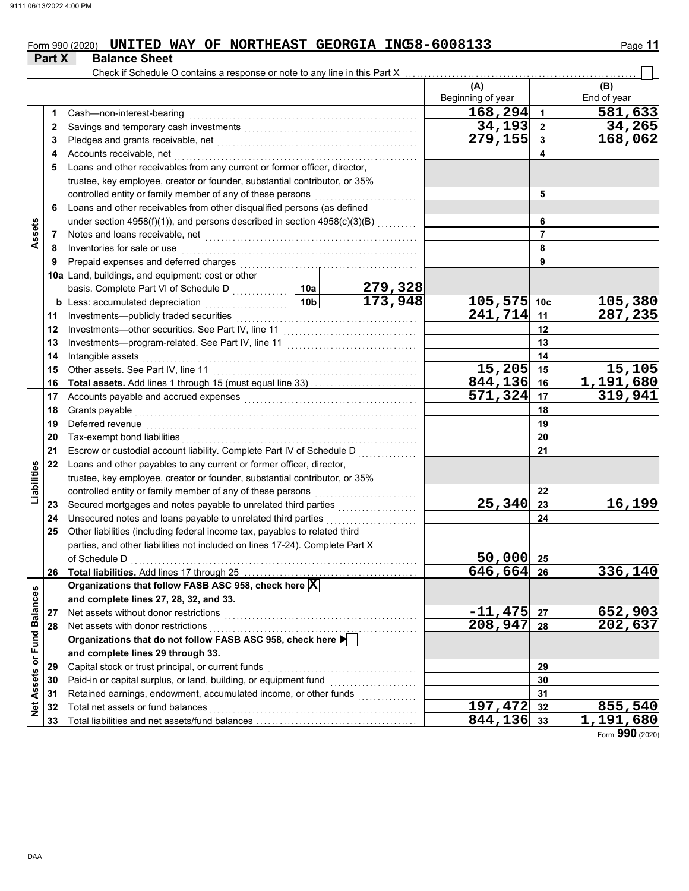Form 990 (2020) **UNITED WAY OF NORTHEAST GEORGIA INC 58-6008133**

## Part X Balance Sheet

Check if Schedule O contains a response or note to any line in this Part X ☐

| | | | | | (A) Beginning of year | | (B) End of year |
|---|---|---|---|---|---|---|---|
| **Assets** | 1 | Cash—non-interest-bearing | | | 168,294 | 1 | 581,633 |
| | 2 | Savings and temporary cash investments | | | 34,193 | 2 | 34,265 |
| | 3 | Pledges and grants receivable, net | | | 279,155 | 3 | 168,062 |
| | 4 | Accounts receivable, net | | | | 4 | |
| | 5 | Loans and other receivables from any current or former officer, director, trustee, key employee, creator or founder, substantial contributor, or 35% controlled entity or family member of any of these persons | | | | 5 | |
| | 6 | Loans and other receivables from other disqualified persons (as defined under section 4958(f)(1)), and persons described in section 4958(c)(3)(B) | | | | 6 | |
| | 7 | Notes and loans receivable, net | | | | 7 | |
| | 8 | Inventories for sale or use | | | | 8 | |
| | 9 | Prepaid expenses and deferred charges | | | | 9 | |
| | 10a | Land, buildings, and equipment: cost or other basis. Complete Part VI of Schedule D | 10a | 279,328 | | | |
| | b | Less: accumulated depreciation | 10b | 173,948 | 105,575 | 10c | 105,380 |
| | 11 | Investments—publicly traded securities | | | 241,714 | 11 | 287,235 |
| | 12 | Investments—other securities. See Part IV, line 11 | | | | 12 | |
| | 13 | Investments—program-related. See Part IV, line 11 | | | | 13 | |
| | 14 | Intangible assets | | | | 14 | |
| | 15 | Other assets. See Part IV, line 11 | | | 15,205 | 15 | 15,105 |
| | 16 | **Total assets.** Add lines 1 through 15 (must equal line 33) | | | 844,136 | 16 | 1,191,680 |
| **Liabilities** | 17 | Accounts payable and accrued expenses | | | 571,324 | 17 | 319,941 |
| | 18 | Grants payable | | | | 18 | |
| | 19 | Deferred revenue | | | | 19 | |
| | 20 | Tax-exempt bond liabilities | | | | 20 | |
| | 21 | Escrow or custodial account liability. Complete Part IV of Schedule D | | | | 21 | |
| | 22 | Loans and other payables to any current or former officer, director, trustee, key employee, creator or founder, substantial contributor, or 35% controlled entity or family member of any of these persons | | | | 22 | |
| | 23 | Secured mortgages and notes payable to unrelated third parties | | | 25,340 | 23 | 16,199 |
| | 24 | Unsecured notes and loans payable to unrelated third parties | | | | 24 | |
| | 25 | Other liabilities (including federal income tax, payables to related third parties, and other liabilities not included on lines 17-24). Complete Part X of Schedule D | | | 50,000 | 25 | |
| | 26 | **Total liabilities.** Add lines 17 through 25 | | | 646,664 | 26 | 336,140 |
| **Net Assets or Fund Balances** | | **Organizations that follow FASB ASC 958, check here** ☒ **and complete lines 27, 28, 32, and 33.** | | | | | |
| | 27 | Net assets without donor restrictions | | | -11,475 | 27 | 652,903 |
| | 28 | Net assets with donor restrictions | | | 208,947 | 28 | 202,637 |
| | | **Organizations that do not follow FASB ASC 958, check here** ☐ **and complete lines 29 through 33.** | | | | | |
| | 29 | Capital stock or trust principal, or current funds | | | | 29 | |
| | 30 | Paid-in or capital surplus, or land, building, or equipment fund | | | | 30 | |
| | 31 | Retained earnings, endowment, accumulated income, or other funds | | | | 31 | |
| | 32 | Total net assets or fund balances | | | 197,472 | 32 | 855,540 |
| | 33 | Total liabilities and net assets/fund balances | | | 844,136 | 33 | 1,191,680 |

Form **990** (2020)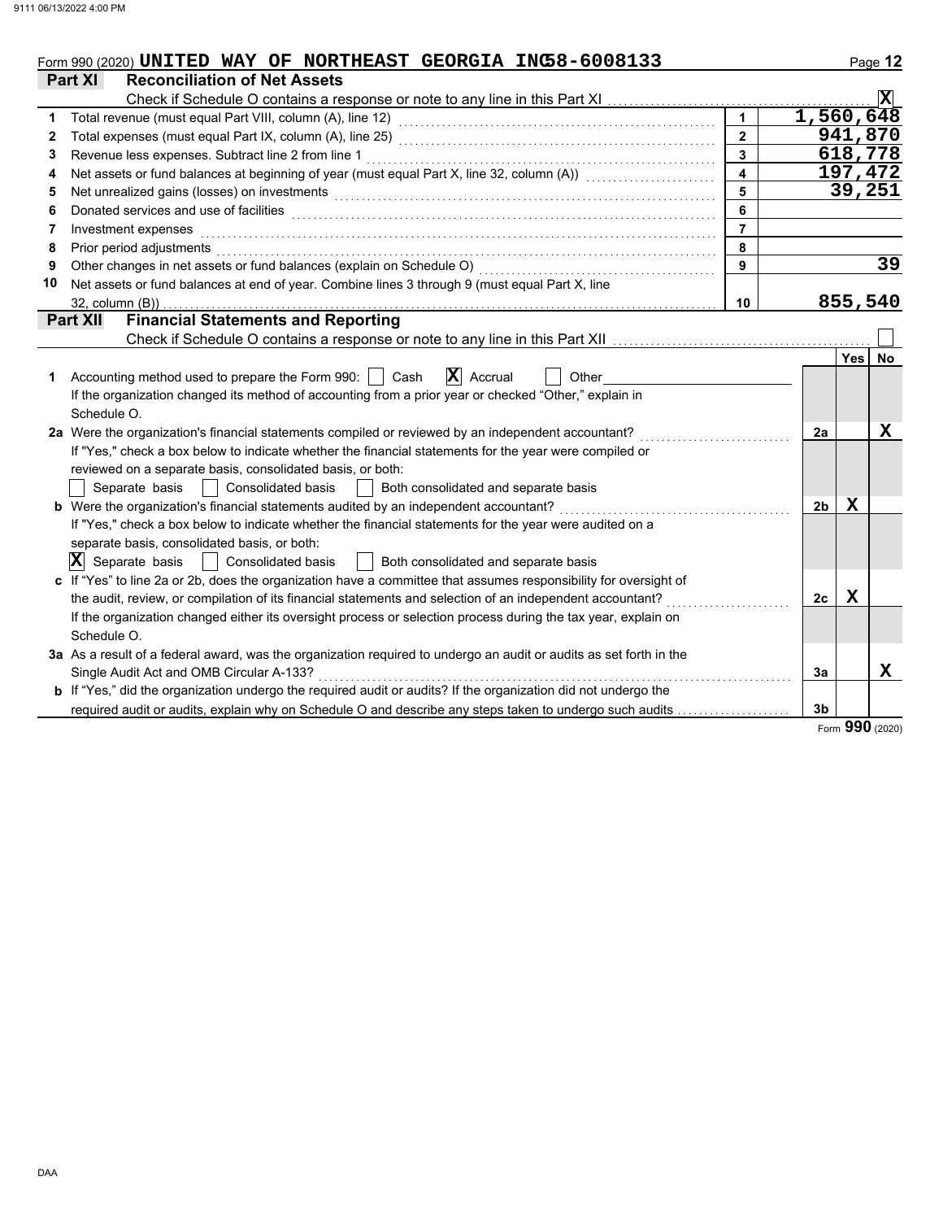Form 990 (2020) UNITED WAY OF NORTHEAST GEORGIA INC 58-6008133

## Part XI Reconciliation of Net Assets

Check if Schedule O contains a response or note to any line in this Part XI .......... [X]

| | | | |
|---|---|---|---|
| 1 | Total revenue (must equal Part VIII, column (A), line 12) | 1 | 1,560,648 |
| 2 | Total expenses (must equal Part IX, column (A), line 25) | 2 | 941,870 |
| 3 | Revenue less expenses. Subtract line 2 from line 1 | 3 | 618,778 |
| 4 | Net assets or fund balances at beginning of year (must equal Part X, line 32, column (A)) | 4 | 197,472 |
| 5 | Net unrealized gains (losses) on investments | 5 | 39,251 |
| 6 | Donated services and use of facilities | 6 | |
| 7 | Investment expenses | 7 | |
| 8 | Prior period adjustments | 8 | |
| 9 | Other changes in net assets or fund balances (explain on Schedule O) | 9 | 39 |
| 10 | Net assets or fund balances at end of year. Combine lines 3 through 9 (must equal Part X, line 32, column (B)) | 10 | 855,540 |

## Part XII Financial Statements and Reporting

Check if Schedule O contains a response or note to any line in this Part XII .......... [ ]

| | | | Yes | No |
|---|---|---|---|---|
| 1 | Accounting method used to prepare the Form 990: [ ] Cash [X] Accrual [ ] Other ______ If the organization changed its method of accounting from a prior year or checked "Other," explain in Schedule O. | | | |
| 2a | Were the organization's financial statements compiled or reviewed by an independent accountant? If "Yes," check a box below to indicate whether the financial statements for the year were compiled or reviewed on a separate basis, consolidated basis, or both: [ ] Separate basis [ ] Consolidated basis [ ] Both consolidated and separate basis | 2a | | X |
| b | Were the organization's financial statements audited by an independent accountant? If "Yes," check a box below to indicate whether the financial statements for the year were audited on a separate basis, consolidated basis, or both: [X] Separate basis [ ] Consolidated basis [ ] Both consolidated and separate basis | 2b | X | |
| c | If "Yes" to line 2a or 2b, does the organization have a committee that assumes responsibility for oversight of the audit, review, or compilation of its financial statements and selection of an independent accountant? If the organization changed either its oversight process or selection process during the tax year, explain on Schedule O. | 2c | X | |
| 3a | As a result of a federal award, was the organization required to undergo an audit or audits as set forth in the Single Audit Act and OMB Circular A-133? | 3a | | X |
| b | If "Yes," did the organization undergo the required audit or audits? If the organization did not undergo the required audit or audits, explain why on Schedule O and describe any steps taken to undergo such audits | 3b | | |

Form **990** (2020)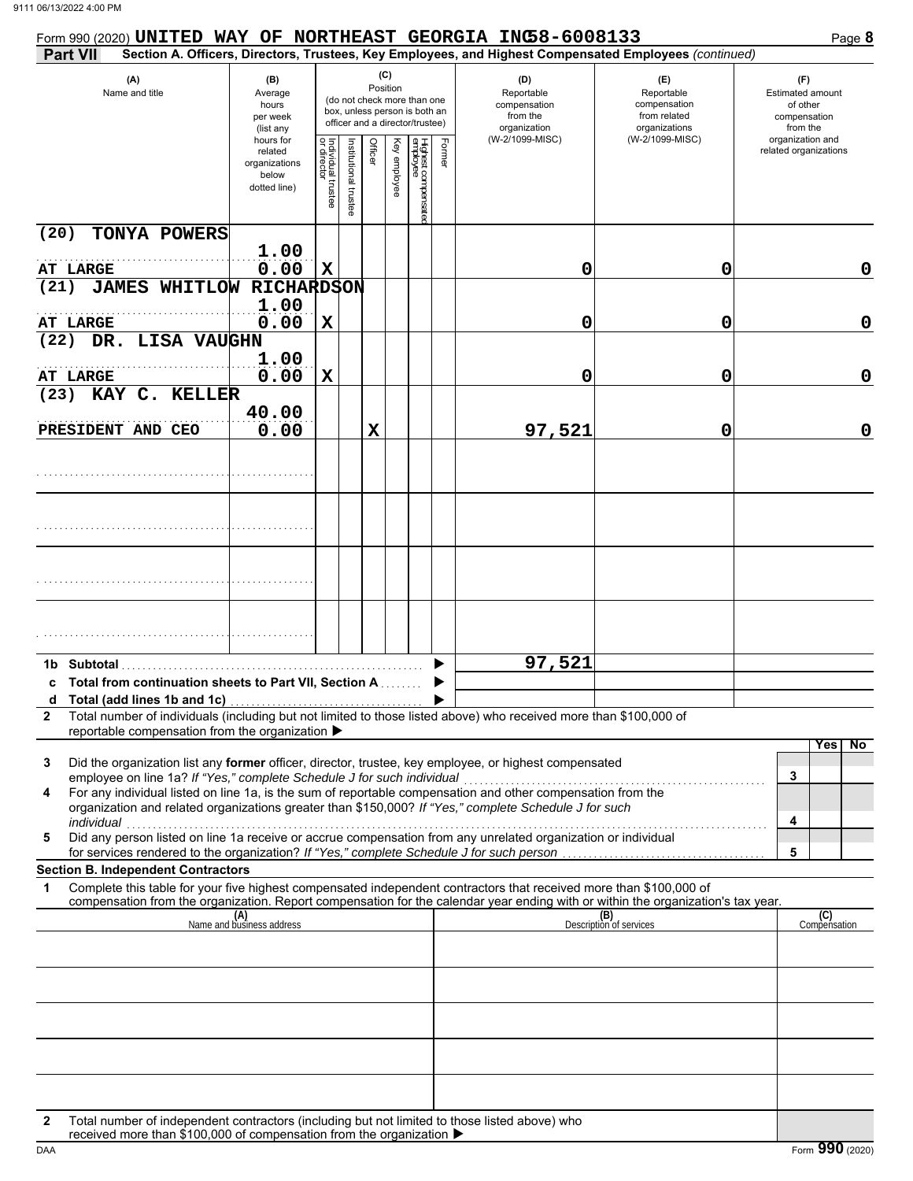Form 990 (2020) **UNITED WAY OF NORTHEAST GEORGIA INC 58-6008133**

**Part VII** **Section A. Officers, Directors, Trustees, Key Employees, and Highest Compensated Employees** *(continued)*

| (A) Name and title | (B) Average hours per week (list any hours for related organizations below dotted line) | (C) Position (do not check more than one box, unless person is both an officer and a director/trustee) | | | | | | (D) Reportable compensation from the organization (W-2/1099-MISC) | (E) Reportable compensation from related organizations (W-2/1099-MISC) | (F) Estimated amount of other compensation from the organization and related organizations |
|---|---|---|---|---|---|---|---|---|---|---|
| | | Individual trustee or director | Institutional trustee | Officer | Key employee | Highest compensated employee | Former | | | |
| (20) TONYA POWERS<br>AT LARGE | 1.00<br>0.00 | X | | | | | | 0 | 0 | 0 |
| (21) JAMES WHITLOW RICHARDSON<br>AT LARGE | 1.00<br>0.00 | X | | | | | | 0 | 0 | 0 |
| (22) DR. LISA VAUGHN<br>AT LARGE | 1.00<br>0.00 | X | | | | | | 0 | 0 | 0 |
| (23) KAY C. KELLER<br>PRESIDENT AND CEO | 40.00<br>0.00 | | | X | | | | 97,521 | 0 | 0 |
| | | | | | | | | | | |
| | | | | | | | | | | |
| | | | | | | | | | | |
| | | | | | | | | | | |
| **1b Subtotal** | | | | | | | | 97,521 | | |
| **c Total from continuation sheets to Part VII, Section A** | | | | | | | | | | |
| **d Total (add lines 1b and 1c)** | | | | | | | | | | |

**2** Total number of individuals (including but not limited to those listed above) who received more than $100,000 of reportable compensation from the organization ▶

| | | Yes | No |
|---|---|---|---|
| **3** Did the organization list any **former** officer, director, trustee, key employee, or highest compensated employee on line 1a? *If "Yes," complete Schedule J for such individual* | 3 | | |
| **4** For any individual listed on line 1a, is the sum of reportable compensation and other compensation from the organization and related organizations greater than $150,000? *If "Yes," complete Schedule J for such individual* | 4 | | |
| **5** Did any person listed on line 1a receive or accrue compensation from any unrelated organization or individual for services rendered to the organization? *If "Yes," complete Schedule J for such person* | 5 | | |

**Section B. Independent Contractors**

**1** Complete this table for your five highest compensated independent contractors that received more than $100,000 of compensation from the organization. Report compensation for the calendar year ending with or within the organization's tax year.

| (A) Name and business address | (B) Description of services | (C) Compensation |
|---|---|---|
| | | |
| | | |
| | | |
| | | |
| | | |

**2** Total number of independent contractors (including but not limited to those listed above) who received more than $100,000 of compensation from the organization ▶

Form **990** (2020)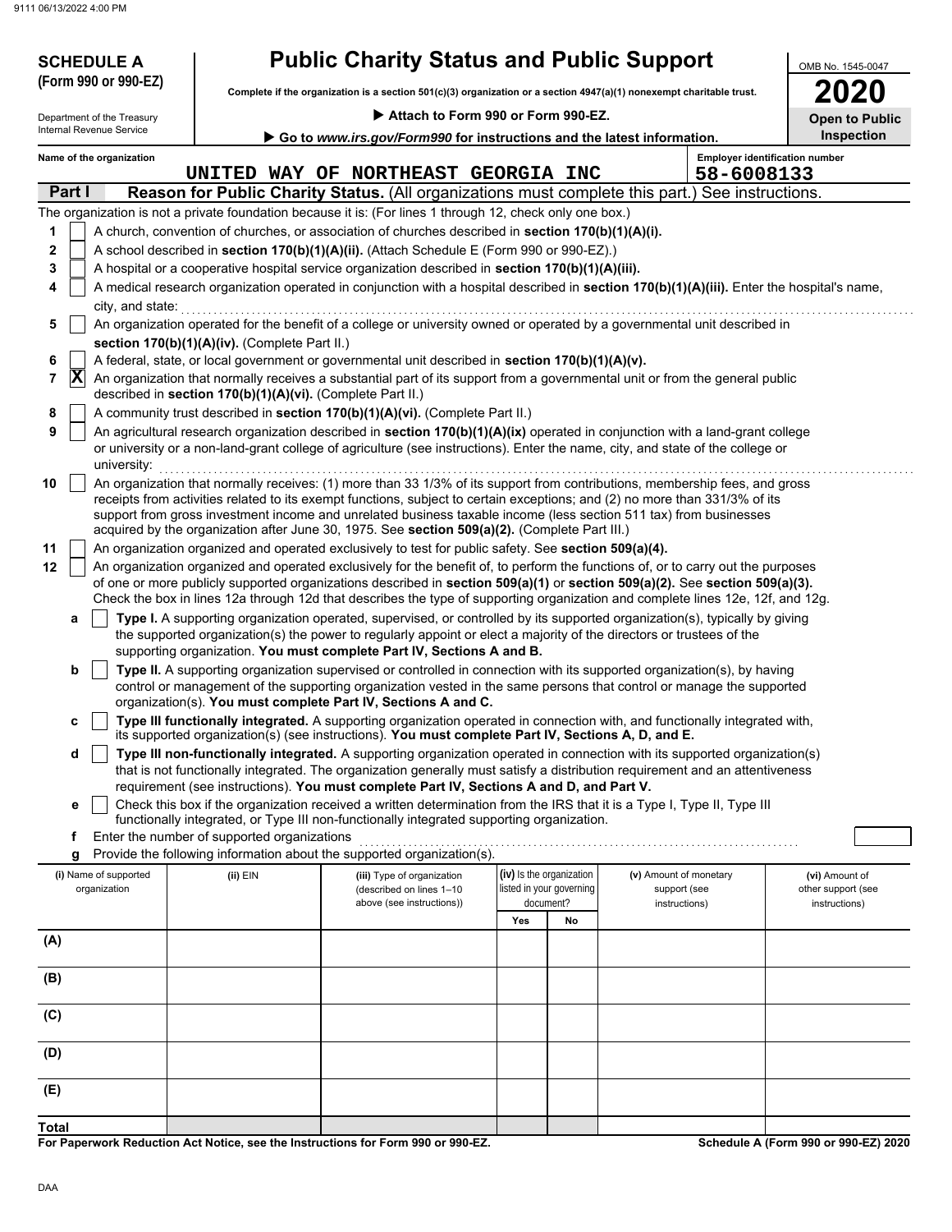**SCHEDULE A (Form 990 or 990-EZ)**

Department of the Treasury
Internal Revenue Service

# Public Charity Status and Public Support

**Complete if the organization is a section 501(c)(3) organization or a section 4947(a)(1) nonexempt charitable trust.**

▶ **Attach to Form 990 or Form 990-EZ.**

▶ **Go to *www.irs.gov/Form990* for instructions and the latest information.**

OMB No. 1545-0047

**2020**

**Open to Public Inspection**

**Name of the organization:** UNITED WAY OF NORTHEAST GEORGIA INC

**Employer identification number:** 58-6008133

## Part I — Reason for Public Charity Status. (All organizations must complete this part.) See instructions.

The organization is not a private foundation because it is: (For lines 1 through 12, check only one box.)

1. ☐ A church, convention of churches, or association of churches described in **section 170(b)(1)(A)(i).**
2. ☐ A school described in **section 170(b)(1)(A)(ii).** (Attach Schedule E (Form 990 or 990-EZ).)
3. ☐ A hospital or a cooperative hospital service organization described in **section 170(b)(1)(A)(iii).**
4. ☐ A medical research organization operated in conjunction with a hospital described in **section 170(b)(1)(A)(iii).** Enter the hospital's name, city, and state:
5. ☐ An organization operated for the benefit of a college or university owned or operated by a governmental unit described in **section 170(b)(1)(A)(iv).** (Complete Part II.)
6. ☐ A federal, state, or local government or governmental unit described in **section 170(b)(1)(A)(v).**
7. ☒ An organization that normally receives a substantial part of its support from a governmental unit or from the general public described in **section 170(b)(1)(A)(vi).** (Complete Part II.)
8. ☐ A community trust described in **section 170(b)(1)(A)(vi).** (Complete Part II.)
9. ☐ An agricultural research organization described in **section 170(b)(1)(A)(ix)** operated in conjunction with a land-grant college or university or a non-land-grant college of agriculture (see instructions). Enter the name, city, and state of the college or university:
10. ☐ An organization that normally receives: (1) more than 33 1/3% of its support from contributions, membership fees, and gross receipts from activities related to its exempt functions, subject to certain exceptions; and (2) no more than 331/3% of its support from gross investment income and unrelated business taxable income (less section 511 tax) from businesses acquired by the organization after June 30, 1975. See **section 509(a)(2).** (Complete Part III.)
11. ☐ An organization organized and operated exclusively to test for public safety. See **section 509(a)(4).**
12. ☐ An organization organized and operated exclusively for the benefit of, to perform the functions of, or to carry out the purposes of one or more publicly supported organizations described in **section 509(a)(1)** or **section 509(a)(2).** See **section 509(a)(3).** Check the box in lines 12a through 12d that describes the type of supporting organization and complete lines 12e, 12f, and 12g.
   - **a** ☐ **Type I.** A supporting organization operated, supervised, or controlled by its supported organization(s), typically by giving the supported organization(s) the power to regularly appoint or elect a majority of the directors or trustees of the supporting organization. **You must complete Part IV, Sections A and B.**
   - **b** ☐ **Type II.** A supporting organization supervised or controlled in connection with its supported organization(s), by having control or management of the supporting organization vested in the same persons that control or manage the supported organization(s). **You must complete Part IV, Sections A and C.**
   - **c** ☐ **Type III functionally integrated.** A supporting organization operated in connection with, and functionally integrated with, its supported organization(s) (see instructions). **You must complete Part IV, Sections A, D, and E.**
   - **d** ☐ **Type III non-functionally integrated.** A supporting organization operated in connection with its supported organization(s) that is not functionally integrated. The organization generally must satisfy a distribution requirement and an attentiveness requirement (see instructions). **You must complete Part IV, Sections A and D, and Part V.**
   - **e** ☐ Check this box if the organization received a written determination from the IRS that it is a Type I, Type II, Type III functionally integrated, or Type III non-functionally integrated supporting organization.
   - **f** Enter the number of supported organizations
   - **g** Provide the following information about the supported organization(s).

| (i) Name of supported organization | (ii) EIN | (iii) Type of organization (described on lines 1–10 above (see instructions)) | (iv) Is the organization listed in your governing document? | | (v) Amount of monetary support (see instructions) | (vi) Amount of other support (see instructions) |
|---|---|---|---|---|---|---|
| | | | Yes | No | | |
| (A) | | | | | | |
| (B) | | | | | | |
| (C) | | | | | | |
| (D) | | | | | | |
| (E) | | | | | | |
| **Total** | | | | | | |

**For Paperwork Reduction Act Notice, see the Instructions for Form 990 or 990-EZ.**

**Schedule A (Form 990 or 990-EZ) 2020**

DAA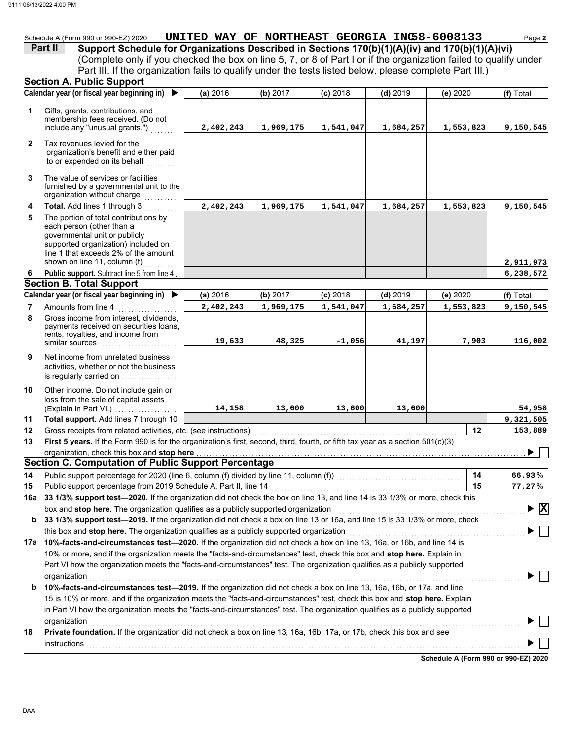Schedule A (Form 990 or 990-EZ) 2020 **UNITED WAY OF NORTHEAST GEORGIA INC 58-6008133** Page **2**

**Part II** **Support Schedule for Organizations Described in Sections 170(b)(1)(A)(iv) and 170(b)(1)(A)(vi)**
(Complete only if you checked the box on line 5, 7, or 8 of Part I or if the organization failed to qualify under Part III. If the organization fails to qualify under the tests listed below, please complete Part III.)

## Section A. Public Support

| | Calendar year (or fiscal year beginning in) ▶ | (a) 2016 | (b) 2017 | (c) 2018 | (d) 2019 | (e) 2020 | (f) Total |
|---|---|---|---|---|---|---|---|
| 1 | Gifts, grants, contributions, and membership fees received. (Do not include any "unusual grants.") | 2,402,243 | 1,969,175 | 1,541,047 | 1,684,257 | 1,553,823 | 9,150,545 |
| 2 | Tax revenues levied for the organization's benefit and either paid to or expended on its behalf | | | | | | |
| 3 | The value of services or facilities furnished by a governmental unit to the organization without charge | | | | | | |
| 4 | **Total.** Add lines 1 through 3 | 2,402,243 | 1,969,175 | 1,541,047 | 1,684,257 | 1,553,823 | 9,150,545 |
| 5 | The portion of total contributions by each person (other than a governmental unit or publicly supported organization) included on line 1 that exceeds 2% of the amount shown on line 11, column (f) | | | | | | 2,911,973 |
| 6 | **Public support.** Subtract line 5 from line 4 | | | | | | 6,238,572 |

## Section B. Total Support

| | Calendar year (or fiscal year beginning in) ▶ | (a) 2016 | (b) 2017 | (c) 2018 | (d) 2019 | (e) 2020 | (f) Total |
|---|---|---|---|---|---|---|---|
| 7 | Amounts from line 4 | 2,402,243 | 1,969,175 | 1,541,047 | 1,684,257 | 1,553,823 | 9,150,545 |
| 8 | Gross income from interest, dividends, payments received on securities loans, rents, royalties, and income from similar sources | 19,633 | 48,325 | -1,056 | 41,197 | 7,903 | 116,002 |
| 9 | Net income from unrelated business activities, whether or not the business is regularly carried on | | | | | | |
| 10 | Other income. Do not include gain or loss from the sale of capital assets (Explain in Part VI.) | 14,158 | 13,600 | 13,600 | 13,600 | | 54,958 |
| 11 | **Total support.** Add lines 7 through 10 | | | | | | 9,321,505 |
| 12 | Gross receipts from related activities, etc. (see instructions) | | | | | 12 | 153,889 |

**13** **First 5 years.** If the Form 990 is for the organization's first, second, third, fourth, or fifth tax year as a section 501(c)(3) organization, check this box and **stop here** ▶ ☐

## Section C. Computation of Public Support Percentage

| | | | |
|---|---|---|---|
| 14 | Public support percentage for 2020 (line 6, column (f) divided by line 11, column (f)) | 14 | 66.93 % |
| 15 | Public support percentage from 2019 Schedule A, Part II, line 14 | 15 | 77.27 % |

**16a** **33 1/3% support test—2020.** If the organization did not check the box on line 13, and line 14 is 33 1/3% or more, check this box and **stop here.** The organization qualifies as a publicly supported organization ▶ ☒

**b** **33 1/3% support test—2019.** If the organization did not check a box on line 13 or 16a, and line 15 is 33 1/3% or more, check this box and **stop here.** The organization qualifies as a publicly supported organization ▶ ☐

**17a** **10%-facts-and-circumstances test—2020.** If the organization did not check a box on line 13, 16a, or 16b, and line 14 is 10% or more, and if the organization meets the "facts-and-circumstances" test, check this box and **stop here.** Explain in Part VI how the organization meets the "facts-and-circumstances" test. The organization qualifies as a publicly supported organization ▶ ☐

**b** **10%-facts-and-circumstances test—2019.** If the organization did not check a box on line 13, 16a, 16b, or 17a, and line 15 is 10% or more, and if the organization meets the "facts-and-circumstances" test, check this box and **stop here.** Explain in Part VI how the organization meets the "facts-and-circumstances" test. The organization qualifies as a publicly supported organization ▶ ☐

**18** **Private foundation.** If the organization did not check a box on line 13, 16a, 16b, 17a, or 17b, check this box and see instructions ▶ ☐

**Schedule A (Form 990 or 990-EZ) 2020**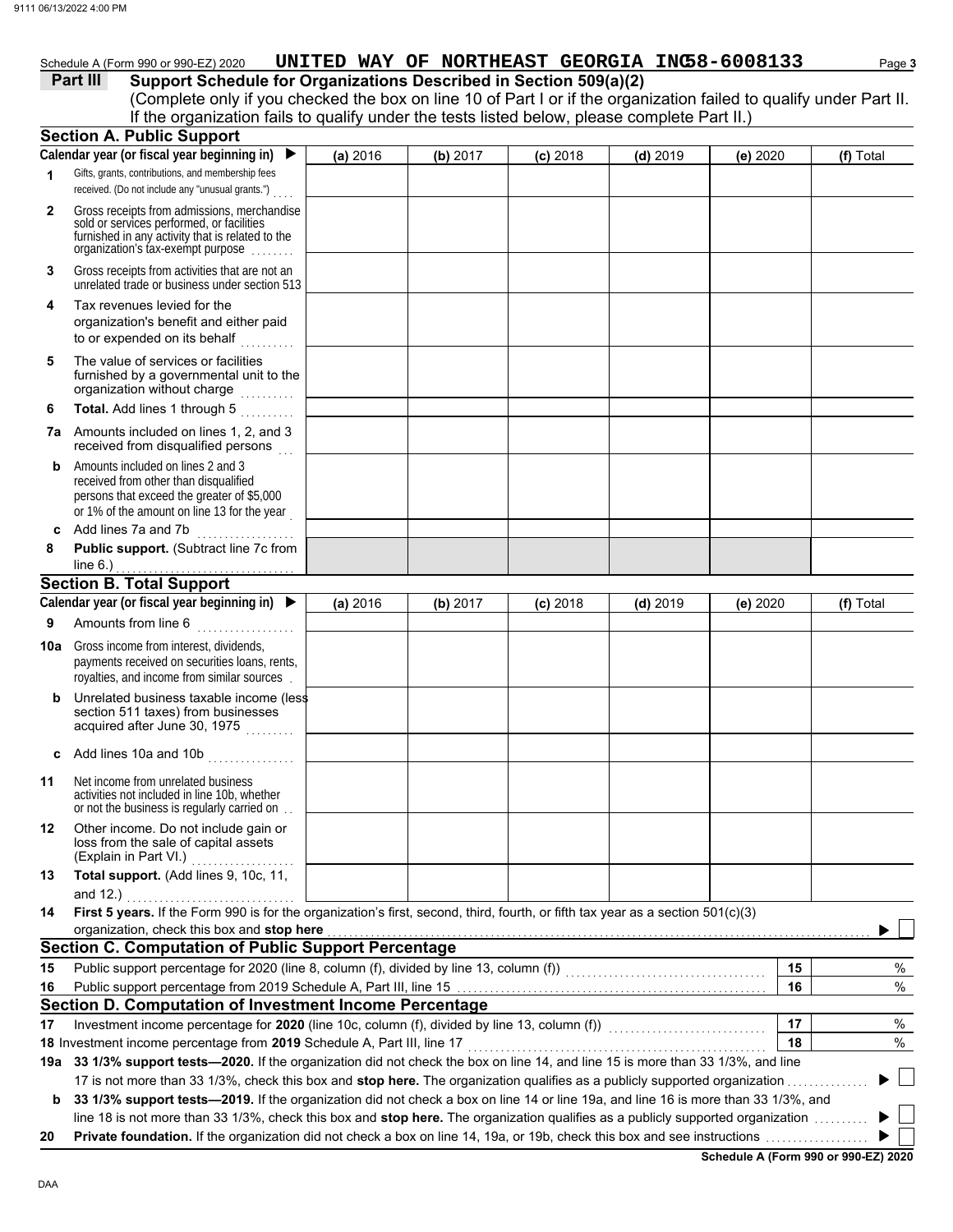Schedule A (Form 990 or 990-EZ) 2020 **UNITED WAY OF NORTHEAST GEORGIA INC 58-6008133** Page **3**

**Part III Support Schedule for Organizations Described in Section 509(a)(2)**

(Complete only if you checked the box on line 10 of Part I or if the organization failed to qualify under Part II. If the organization fails to qualify under the tests listed below, please complete Part II.)

## Section A. Public Support

| Calendar year (or fiscal year beginning in) ▶ | (a) 2016 | (b) 2017 | (c) 2018 | (d) 2019 | (e) 2020 | (f) Total |
|---|---|---|---|---|---|---|
| **1** Gifts, grants, contributions, and membership fees received. (Do not include any "unusual grants.") | | | | | | |
| **2** Gross receipts from admissions, merchandise sold or services performed, or facilities furnished in any activity that is related to the organization's tax-exempt purpose | | | | | | |
| **3** Gross receipts from activities that are not an unrelated trade or business under section 513 | | | | | | |
| **4** Tax revenues levied for the organization's benefit and either paid to or expended on its behalf | | | | | | |
| **5** The value of services or facilities furnished by a governmental unit to the organization without charge | | | | | | |
| **6** **Total.** Add lines 1 through 5 | | | | | | |
| **7a** Amounts included on lines 1, 2, and 3 received from disqualified persons | | | | | | |
| **b** Amounts included on lines 2 and 3 received from other than disqualified persons that exceed the greater of $5,000 or 1% of the amount on line 13 for the year | | | | | | |
| **c** Add lines 7a and 7b | | | | | | |
| **8** **Public support.** (Subtract line 7c from line 6.) | | | | | | |

## Section B. Total Support

| Calendar year (or fiscal year beginning in) ▶ | (a) 2016 | (b) 2017 | (c) 2018 | (d) 2019 | (e) 2020 | (f) Total |
|---|---|---|---|---|---|---|
| **9** Amounts from line 6 | | | | | | |
| **10a** Gross income from interest, dividends, payments received on securities loans, rents, royalties, and income from similar sources | | | | | | |
| **b** Unrelated business taxable income (less section 511 taxes) from businesses acquired after June 30, 1975 | | | | | | |
| **c** Add lines 10a and 10b | | | | | | |
| **11** Net income from unrelated business activities not included in line 10b, whether or not the business is regularly carried on | | | | | | |
| **12** Other income. Do not include gain or loss from the sale of capital assets (Explain in Part VI.) | | | | | | |
| **13** **Total support.** (Add lines 9, 10c, 11, and 12.) | | | | | | |

**14** **First 5 years.** If the Form 990 is for the organization's first, second, third, fourth, or fifth tax year as a section 501(c)(3) organization, check this box and **stop here** ▶ ☐

## Section C. Computation of Public Support Percentage

| | | | |
|---|---|---|---|
| **15** | Public support percentage for 2020 (line 8, column (f), divided by line 13, column (f)) | **15** | % |
| **16** | Public support percentage from 2019 Schedule A, Part III, line 15 | **16** | % |

## Section D. Computation of Investment Income Percentage

| | | | |
|---|---|---|---|
| **17** | Investment income percentage for **2020** (line 10c, column (f), divided by line 13, column (f)) | **17** | % |
| **18** | Investment income percentage from **2019** Schedule A, Part III, line 17 | **18** | % |

**19a** **33 1/3% support tests—2020.** If the organization did not check the box on line 14, and line 15 is more than 33 1/3%, and line 17 is not more than 33 1/3%, check this box and **stop here.** The organization qualifies as a publicly supported organization ▶ ☐

**b** **33 1/3% support tests—2019.** If the organization did not check a box on line 14 or line 19a, and line 16 is more than 33 1/3%, and line 18 is not more than 33 1/3%, check this box and **stop here.** The organization qualifies as a publicly supported organization ▶ ☐

**20** **Private foundation.** If the organization did not check a box on line 14, 19a, or 19b, check this box and see instructions ▶ ☐

**Schedule A (Form 990 or 990-EZ) 2020**

DAA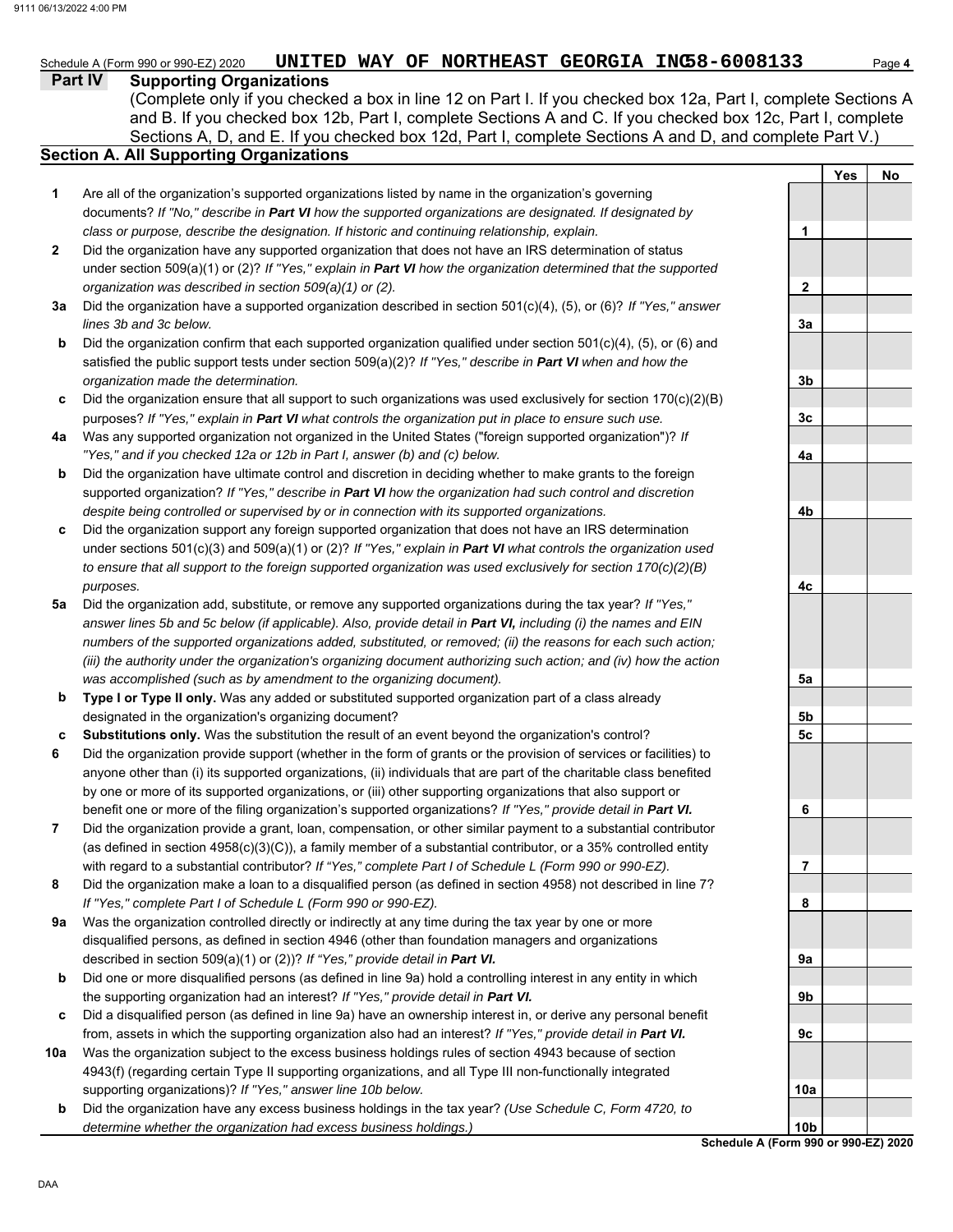Schedule A (Form 990 or 990-EZ) 2020 **UNITED WAY OF NORTHEAST GEORGIA INC 58-6008133**

## Part IV Supporting Organizations

(Complete only if you checked a box in line 12 on Part I. If you checked box 12a, Part I, complete Sections A and B. If you checked box 12b, Part I, complete Sections A and C. If you checked box 12c, Part I, complete Sections A, D, and E. If you checked box 12d, Part I, complete Sections A and D, and complete Part V.)

### Section A. All Supporting Organizations

| | | | Yes | No |
|---|---|---|---|---|
| **1** | Are all of the organization's supported organizations listed by name in the organization's governing documents? *If "No," describe in **Part VI** how the supported organizations are designated. If designated by class or purpose, describe the designation. If historic and continuing relationship, explain.* | **1** | | |
| **2** | Did the organization have any supported organization that does not have an IRS determination of status under section 509(a)(1) or (2)? *If "Yes," explain in **Part VI** how the organization determined that the supported organization was described in section 509(a)(1) or (2).* | **2** | | |
| **3a** | Did the organization have a supported organization described in section 501(c)(4), (5), or (6)? *If "Yes," answer lines 3b and 3c below.* | **3a** | | |
| **b** | Did the organization confirm that each supported organization qualified under section 501(c)(4), (5), or (6) and satisfied the public support tests under section 509(a)(2)? *If "Yes," describe in **Part VI** when and how the organization made the determination.* | **3b** | | |
| **c** | Did the organization ensure that all support to such organizations was used exclusively for section 170(c)(2)(B) purposes? *If "Yes," explain in **Part VI** what controls the organization put in place to ensure such use.* | **3c** | | |
| **4a** | Was any supported organization not organized in the United States ("foreign supported organization")? *If "Yes," and if you checked 12a or 12b in Part I, answer (b) and (c) below.* | **4a** | | |
| **b** | Did the organization have ultimate control and discretion in deciding whether to make grants to the foreign supported organization? *If "Yes," describe in **Part VI** how the organization had such control and discretion despite being controlled or supervised by or in connection with its supported organizations.* | **4b** | | |
| **c** | Did the organization support any foreign supported organization that does not have an IRS determination under sections 501(c)(3) and 509(a)(1) or (2)? *If "Yes," explain in **Part VI** what controls the organization used to ensure that all support to the foreign supported organization was used exclusively for section 170(c)(2)(B) purposes.* | **4c** | | |
| **5a** | Did the organization add, substitute, or remove any supported organizations during the tax year? *If "Yes," answer lines 5b and 5c below (if applicable). Also, provide detail in **Part VI,** including (i) the names and EIN numbers of the supported organizations added, substituted, or removed; (ii) the reasons for each such action; (iii) the authority under the organization's organizing document authorizing such action; and (iv) how the action was accomplished (such as by amendment to the organizing document).* | **5a** | | |
| **b** | **Type I or Type II only.** Was any added or substituted supported organization part of a class already designated in the organization's organizing document? | **5b** | | |
| **c** | **Substitutions only.** Was the substitution the result of an event beyond the organization's control? | **5c** | | |
| **6** | Did the organization provide support (whether in the form of grants or the provision of services or facilities) to anyone other than (i) its supported organizations, (ii) individuals that are part of the charitable class benefited by one or more of its supported organizations, or (iii) other supporting organizations that also support or benefit one or more of the filing organization's supported organizations? *If "Yes," provide detail in **Part VI.*** | **6** | | |
| **7** | Did the organization provide a grant, loan, compensation, or other similar payment to a substantial contributor (as defined in section 4958(c)(3)(C)), a family member of a substantial contributor, or a 35% controlled entity with regard to a substantial contributor? *If "Yes," complete Part I of Schedule L (Form 990 or 990-EZ).* | **7** | | |
| **8** | Did the organization make a loan to a disqualified person (as defined in section 4958) not described in line 7? *If "Yes," complete Part I of Schedule L (Form 990 or 990-EZ).* | **8** | | |
| **9a** | Was the organization controlled directly or indirectly at any time during the tax year by one or more disqualified persons, as defined in section 4946 (other than foundation managers and organizations described in section 509(a)(1) or (2))? *If "Yes," provide detail in **Part VI.*** | **9a** | | |
| **b** | Did one or more disqualified persons (as defined in line 9a) hold a controlling interest in any entity in which the supporting organization had an interest? *If "Yes," provide detail in **Part VI.*** | **9b** | | |
| **c** | Did a disqualified person (as defined in line 9a) have an ownership interest in, or derive any personal benefit from, assets in which the supporting organization also had an interest? *If "Yes," provide detail in **Part VI.*** | **9c** | | |
| **10a** | Was the organization subject to the excess business holdings rules of section 4943 because of section 4943(f) (regarding certain Type II supporting organizations, and all Type III non-functionally integrated supporting organizations)? *If "Yes," answer line 10b below.* | **10a** | | |
| **b** | Did the organization have any excess business holdings in the tax year? *(Use Schedule C, Form 4720, to determine whether the organization had excess business holdings.)* | **10b** | | |

**Schedule A (Form 990 or 990-EZ) 2020**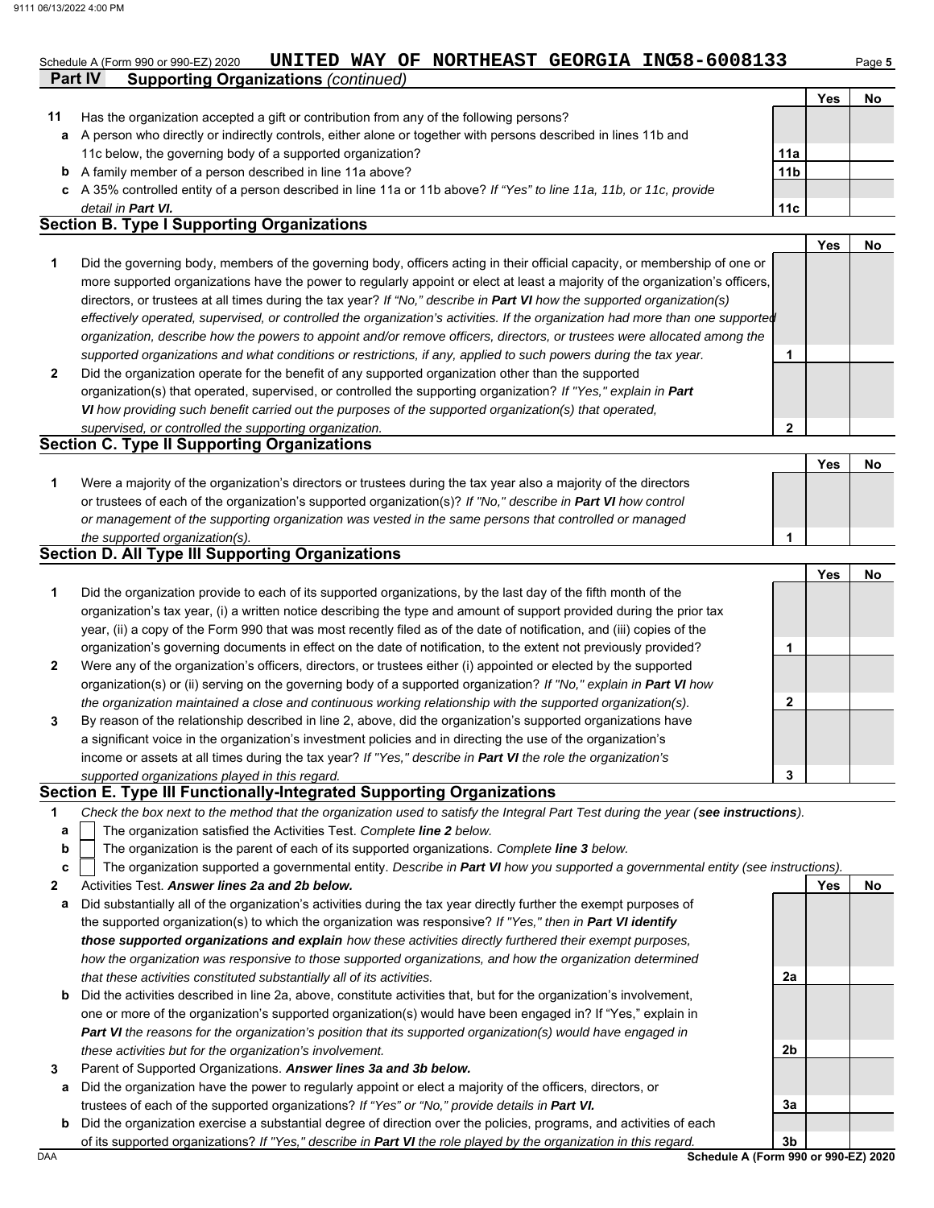Schedule A (Form 990 or 990-EZ) 2020 **UNITED WAY OF NORTHEAST GEORGIA INC 58-6008133** Page **5**

**Part IV Supporting Organizations** *(continued)*

| | | | Yes | No |
|---|---|---|---|---|
| **11** | Has the organization accepted a gift or contribution from any of the following persons? | | | |
| **a** | A person who directly or indirectly controls, either alone or together with persons described in lines 11b and 11c below, the governing body of a supported organization? | 11a | | |
| **b** | A family member of a person described in line 11a above? | 11b | | |
| **c** | A 35% controlled entity of a person described in line 11a or 11b above? *If "Yes" to line 11a, 11b, or 11c, provide detail in* ***Part VI.*** | 11c | | |

## Section B. Type I Supporting Organizations

| | | | Yes | No |
|---|---|---|---|---|
| **1** | Did the governing body, members of the governing body, officers acting in their official capacity, or membership of one or more supported organizations have the power to regularly appoint or elect at least a majority of the organization's officers, directors, or trustees at all times during the tax year? *If "No," describe in* ***Part VI*** *how the supported organization(s) effectively operated, supervised, or controlled the organization's activities. If the organization had more than one supported organization, describe how the powers to appoint and/or remove officers, directors, or trustees were allocated among the supported organizations and what conditions or restrictions, if any, applied to such powers during the tax year.* | 1 | | |
| **2** | Did the organization operate for the benefit of any supported organization other than the supported organization(s) that operated, supervised, or controlled the supporting organization? *If "Yes," explain in* ***Part VI*** *how providing such benefit carried out the purposes of the supported organization(s) that operated, supervised, or controlled the supporting organization.* | 2 | | |

## Section C. Type II Supporting Organizations

| | | | Yes | No |
|---|---|---|---|---|
| **1** | Were a majority of the organization's directors or trustees during the tax year also a majority of the directors or trustees of each of the organization's supported organization(s)? *If "No," describe in* ***Part VI*** *how control or management of the supporting organization was vested in the same persons that controlled or managed the supported organization(s).* | 1 | | |

## Section D. All Type III Supporting Organizations

| | | | Yes | No |
|---|---|---|---|---|
| **1** | Did the organization provide to each of its supported organizations, by the last day of the fifth month of the organization's tax year, (i) a written notice describing the type and amount of support provided during the prior tax year, (ii) a copy of the Form 990 that was most recently filed as of the date of notification, and (iii) copies of the organization's governing documents in effect on the date of notification, to the extent not previously provided? | 1 | | |
| **2** | Were any of the organization's officers, directors, or trustees either (i) appointed or elected by the supported organization(s) or (ii) serving on the governing body of a supported organization? *If "No," explain in* ***Part VI*** *how the organization maintained a close and continuous working relationship with the supported organization(s).* | 2 | | |
| **3** | By reason of the relationship described in line 2, above, did the organization's supported organizations have a significant voice in the organization's investment policies and in directing the use of the organization's income or assets at all times during the tax year? *If "Yes," describe in* ***Part VI*** *the role the organization's supported organizations played in this regard.* | 3 | | |

## Section E. Type III Functionally-Integrated Supporting Organizations

**1** *Check the box next to the method that the organization used to satisfy the Integral Part Test during the year (****see instructions****).*

- **a** ☐ The organization satisfied the Activities Test. *Complete* ***line 2*** *below.*
- **b** ☐ The organization is the parent of each of its supported organizations. *Complete* ***line 3*** *below.*
- **c** ☐ The organization supported a governmental entity. *Describe in* ***Part VI*** *how you supported a governmental entity (see instructions).*

| | | | Yes | No |
|---|---|---|---|---|
| **2** | Activities Test. ***Answer lines 2a and 2b below.*** | | | |
| **a** | Did substantially all of the organization's activities during the tax year directly further the exempt purposes of the supported organization(s) to which the organization was responsive? *If "Yes," then in* ***Part VI identify those supported organizations and explain*** *how these activities directly furthered their exempt purposes, how the organization was responsive to those supported organizations, and how the organization determined that these activities constituted substantially all of its activities.* | 2a | | |
| **b** | Did the activities described in line 2a, above, constitute activities that, but for the organization's involvement, one or more of the organization's supported organization(s) would have been engaged in? If "Yes," explain in ***Part VI*** *the reasons for the organization's position that its supported organization(s) would have engaged in these activities but for the organization's involvement.* | 2b | | |
| **3** | Parent of Supported Organizations. ***Answer lines 3a and 3b below.*** | | | |
| **a** | Did the organization have the power to regularly appoint or elect a majority of the officers, directors, or trustees of each of the supported organizations? *If "Yes" or "No," provide details in* ***Part VI.*** | 3a | | |
| **b** | Did the organization exercise a substantial degree of direction over the policies, programs, and activities of each of its supported organizations? *If "Yes," describe in* ***Part VI*** *the role played by the organization in this regard.* | 3b | | |

DAA **Schedule A (Form 990 or 990-EZ) 2020**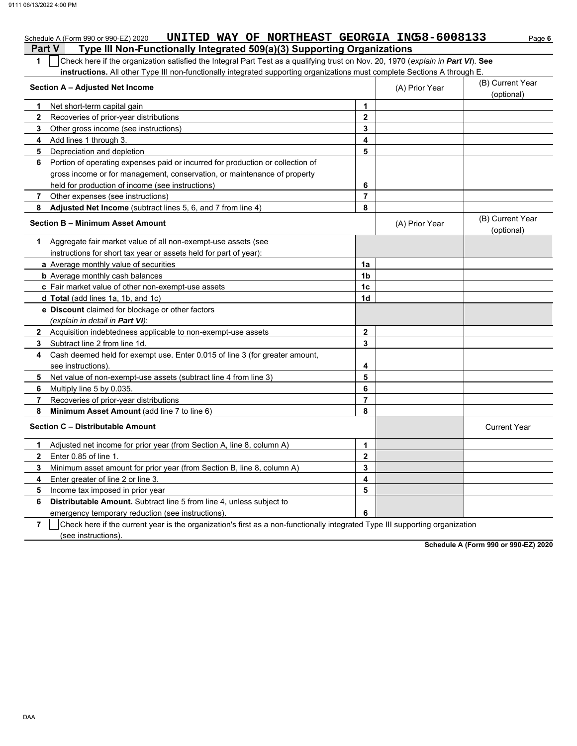Schedule A (Form 990 or 990-EZ) 2020 **UNITED WAY OF NORTHEAST GEORGIA INC 58-6008133**

## Part V Type III Non-Functionally Integrated 509(a)(3) Supporting Organizations

**1** ☐ Check here if the organization satisfied the Integral Part Test as a qualifying trust on Nov. 20, 1970 (*explain in **Part VI***). **See instructions.** All other Type III non-functionally integrated supporting organizations must complete Sections A through E.

| **Section A – Adjusted Net Income** | | (A) Prior Year | (B) Current Year (optional) |
|---|---|---|---|
| **1** Net short-term capital gain | **1** | | |
| **2** Recoveries of prior-year distributions | **2** | | |
| **3** Other gross income (see instructions) | **3** | | |
| **4** Add lines 1 through 3. | **4** | | |
| **5** Depreciation and depletion | **5** | | |
| **6** Portion of operating expenses paid or incurred for production or collection of gross income or for management, conservation, or maintenance of property held for production of income (see instructions) | **6** | | |
| **7** Other expenses (see instructions) | **7** | | |
| **8** **Adjusted Net Income** (subtract lines 5, 6, and 7 from line 4) | **8** | | |

| **Section B – Minimum Asset Amount** | | (A) Prior Year | (B) Current Year (optional) |
|---|---|---|---|
| **1** Aggregate fair market value of all non-exempt-use assets (see instructions for short tax year or assets held for part of year): | | | |
| **a** Average monthly value of securities | **1a** | | |
| **b** Average monthly cash balances | **1b** | | |
| **c** Fair market value of other non-exempt-use assets | **1c** | | |
| **d** **Total** (add lines 1a, 1b, and 1c) | **1d** | | |
| **e** **Discount** claimed for blockage or other factors (*explain in detail in **Part VI***): | | | |
| **2** Acquisition indebtedness applicable to non-exempt-use assets | **2** | | |
| **3** Subtract line 2 from line 1d. | **3** | | |
| **4** Cash deemed held for exempt use. Enter 0.015 of line 3 (for greater amount, see instructions). | **4** | | |
| **5** Net value of non-exempt-use assets (subtract line 4 from line 3) | **5** | | |
| **6** Multiply line 5 by 0.035. | **6** | | |
| **7** Recoveries of prior-year distributions | **7** | | |
| **8** **Minimum Asset Amount** (add line 7 to line 6) | **8** | | |

| **Section C – Distributable Amount** | | | Current Year |
|---|---|---|---|
| **1** Adjusted net income for prior year (from Section A, line 8, column A) | **1** | | |
| **2** Enter 0.85 of line 1. | **2** | | |
| **3** Minimum asset amount for prior year (from Section B, line 8, column A) | **3** | | |
| **4** Enter greater of line 2 or line 3. | **4** | | |
| **5** Income tax imposed in prior year | **5** | | |
| **6** **Distributable Amount.** Subtract line 5 from line 4, unless subject to emergency temporary reduction (see instructions). | **6** | | |

**7** ☐ Check here if the current year is the organization's first as a non-functionally integrated Type III supporting organization (see instructions).

**Schedule A (Form 990 or 990-EZ) 2020**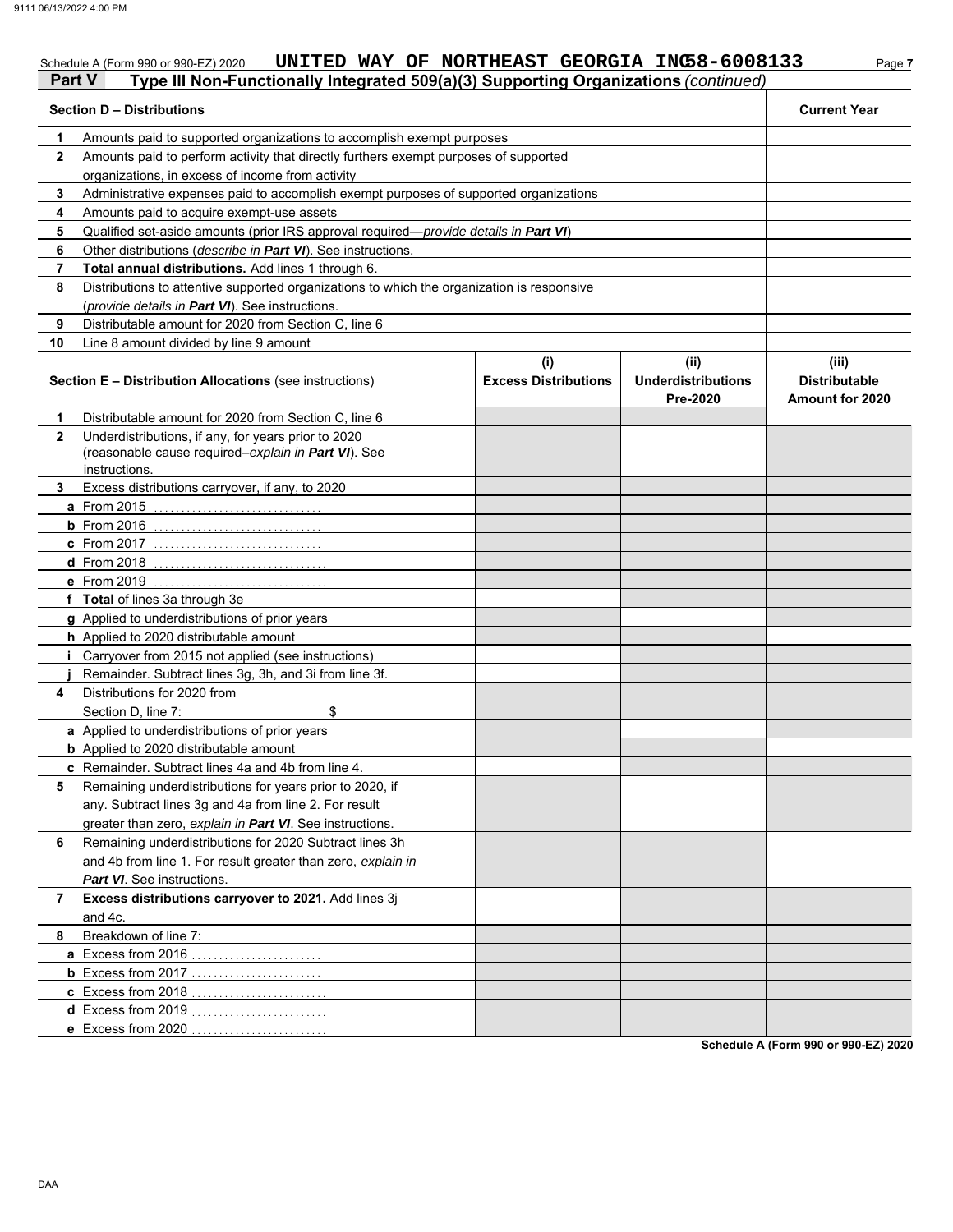Schedule A (Form 990 or 990-EZ) 2020 UNITED WAY OF NORTHEAST GEORGIA INC 58-6008133

## Part V Type III Non-Functionally Integrated 509(a)(3) Supporting Organizations *(continued)*

| Section D – Distributions | | Current Year |
|---|---|---|
| 1 | Amounts paid to supported organizations to accomplish exempt purposes | |
| 2 | Amounts paid to perform activity that directly furthers exempt purposes of supported organizations, in excess of income from activity | |
| 3 | Administrative expenses paid to accomplish exempt purposes of supported organizations | |
| 4 | Amounts paid to acquire exempt-use assets | |
| 5 | Qualified set-aside amounts (prior IRS approval required—*provide details in **Part VI***) | |
| 6 | Other distributions (*describe in **Part VI***). See instructions. | |
| 7 | **Total annual distributions.** Add lines 1 through 6. | |
| 8 | Distributions to attentive supported organizations to which the organization is responsive (*provide details in **Part VI***). See instructions. | |
| 9 | Distributable amount for 2020 from Section C, line 6 | |
| 10 | Line 8 amount divided by line 9 amount | |

| Section E – Distribution Allocations (see instructions) | | (i) Excess Distributions | (ii) Underdistributions Pre-2020 | (iii) Distributable Amount for 2020 |
|---|---|---|---|---|
| 1 | Distributable amount for 2020 from Section C, line 6 | | | |
| 2 | Underdistributions, if any, for years prior to 2020 (reasonable cause required–*explain in **Part VI***). See instructions. | | | |
| 3 | Excess distributions carryover, if any, to 2020 | | | |
| a | From 2015 | | | |
| b | From 2016 | | | |
| c | From 2017 | | | |
| d | From 2018 | | | |
| e | From 2019 | | | |
| f | **Total** of lines 3a through 3e | | | |
| g | Applied to underdistributions of prior years | | | |
| h | Applied to 2020 distributable amount | | | |
| i | Carryover from 2015 not applied (see instructions) | | | |
| j | Remainder. Subtract lines 3g, 3h, and 3i from line 3f. | | | |
| 4 | Distributions for 2020 from Section D, line 7: $ | | | |
| a | Applied to underdistributions of prior years | | | |
| b | Applied to 2020 distributable amount | | | |
| c | Remainder. Subtract lines 4a and 4b from line 4. | | | |
| 5 | Remaining underdistributions for years prior to 2020, if any. Subtract lines 3g and 4a from line 2. For result greater than zero, *explain in **Part VI***. See instructions. | | | |
| 6 | Remaining underdistributions for 2020 Subtract lines 3h and 4b from line 1. For result greater than zero, *explain in **Part VI***. See instructions. | | | |
| 7 | **Excess distributions carryover to 2021.** Add lines 3j and 4c. | | | |
| 8 | Breakdown of line 7: | | | |
| a | Excess from 2016 | | | |
| b | Excess from 2017 | | | |
| c | Excess from 2018 | | | |
| d | Excess from 2019 | | | |
| e | Excess from 2020 | | | |

**Schedule A (Form 990 or 990-EZ) 2020**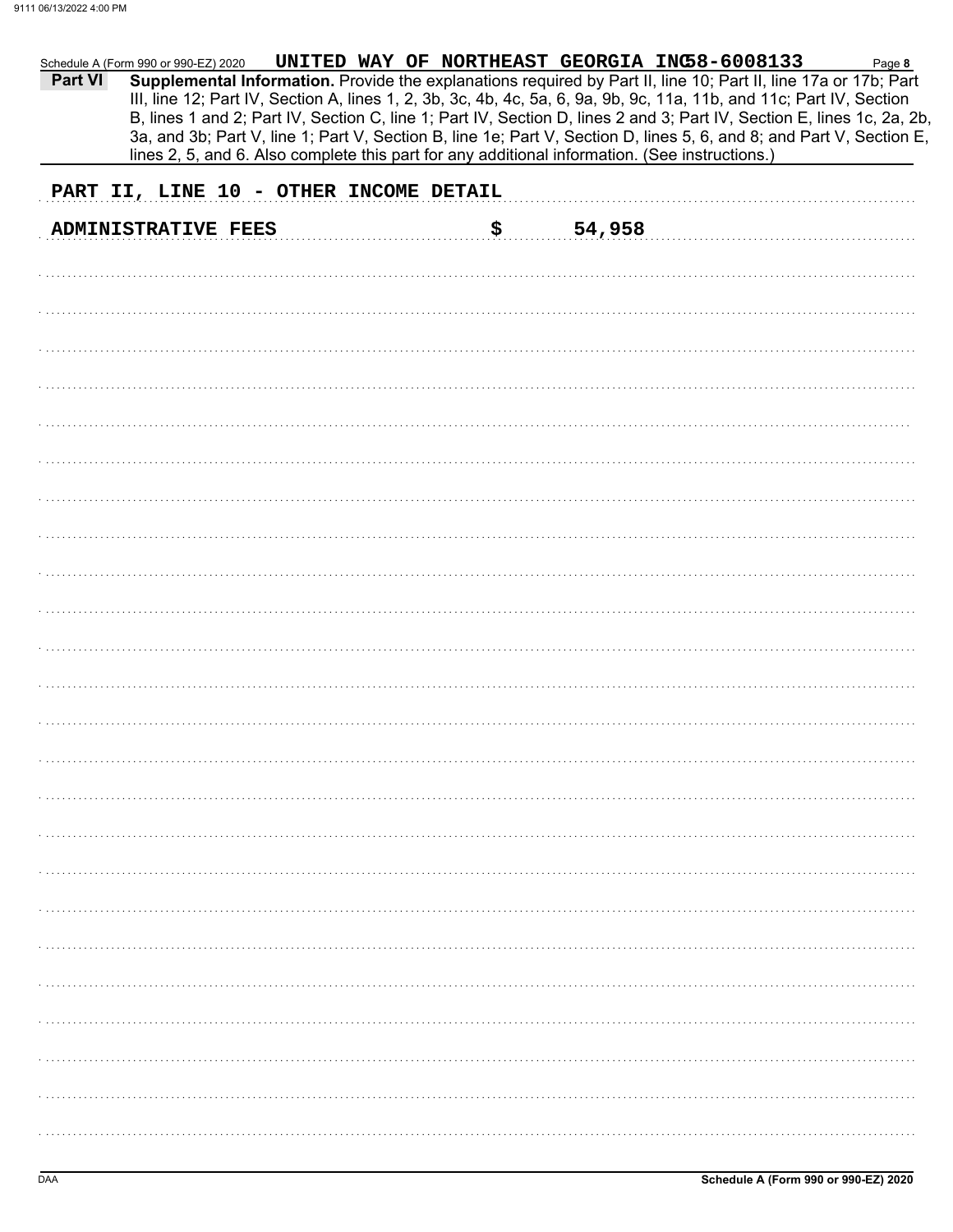Schedule A (Form 990 or 990-EZ) 2020 UNITED WAY OF NORTHEAST GEORGIA INC 58-6008133 Page 8

**Part VI** **Supplemental Information.** Provide the explanations required by Part II, line 10; Part II, line 17a or 17b; Part III, line 12; Part IV, Section A, lines 1, 2, 3b, 3c, 4b, 4c, 5a, 6, 9a, 9b, 9c, 11a, 11b, and 11c; Part IV, Section B, lines 1 and 2; Part IV, Section C, line 1; Part IV, Section D, lines 2 and 3; Part IV, Section E, lines 1c, 2a, 2b, 3a, and 3b; Part V, line 1; Part V, Section B, line 1e; Part V, Section D, lines 5, 6, and 8; and Part V, Section E, lines 2, 5, and 6. Also complete this part for any additional information. (See instructions.)

PART II, LINE 10 - OTHER INCOME DETAIL

ADMINISTRATIVE FEES $ 54,958

DAA Schedule A (Form 990 or 990-EZ) 2020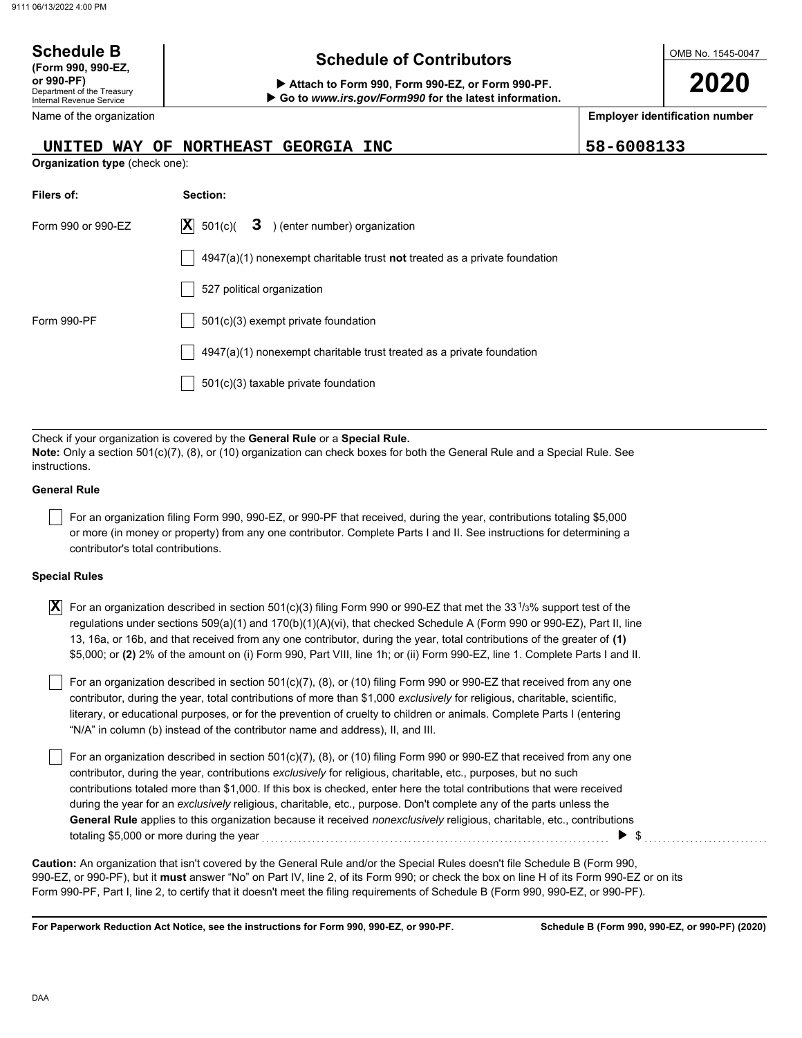**Schedule B**
**(Form 990, 990-EZ, or 990-PF)**
Department of the Treasury
Internal Revenue Service

# Schedule of Contributors

▶ **Attach to Form 990, Form 990-EZ, or Form 990-PF.**
▶ **Go to *www.irs.gov/Form990* for the latest information.**

OMB No. 1545-0047

**2020**

| Name of the organization | Employer identification number |
|---|---|
| UNITED WAY OF NORTHEAST GEORGIA INC | 58-6008133 |

**Organization type** (check one):

| Filers of: | Section: |
|---|---|
| Form 990 or 990-EZ | [X] 501(c)( 3 ) (enter number) organization |
| | [ ] 4947(a)(1) nonexempt charitable trust **not** treated as a private foundation |
| | [ ] 527 political organization |
| Form 990-PF | [ ] 501(c)(3) exempt private foundation |
| | [ ] 4947(a)(1) nonexempt charitable trust treated as a private foundation |
| | [ ] 501(c)(3) taxable private foundation |

Check if your organization is covered by the **General Rule** or a **Special Rule.**
**Note:** Only a section 501(c)(7), (8), or (10) organization can check boxes for both the General Rule and a Special Rule. See instructions.

**General Rule**

[ ] For an organization filing Form 990, 990-EZ, or 990-PF that received, during the year, contributions totaling $5,000 or more (in money or property) from any one contributor. Complete Parts I and II. See instructions for determining a contributor's total contributions.

**Special Rules**

[X] For an organization described in section 501(c)(3) filing Form 990 or 990-EZ that met the 33 1/3% support test of the regulations under sections 509(a)(1) and 170(b)(1)(A)(vi), that checked Schedule A (Form 990 or 990-EZ), Part II, line 13, 16a, or 16b, and that received from any one contributor, during the year, total contributions of the greater of **(1)** $5,000; or **(2)** 2% of the amount on (i) Form 990, Part VIII, line 1h; or (ii) Form 990-EZ, line 1. Complete Parts I and II.

[ ] For an organization described in section 501(c)(7), (8), or (10) filing Form 990 or 990-EZ that received from any one contributor, during the year, total contributions of more than $1,000 *exclusively* for religious, charitable, scientific, literary, or educational purposes, or for the prevention of cruelty to children or animals. Complete Parts I (entering "N/A" in column (b) instead of the contributor name and address), II, and III.

[ ] For an organization described in section 501(c)(7), (8), or (10) filing Form 990 or 990-EZ that received from any one contributor, during the year, contributions *exclusively* for religious, charitable, etc., purposes, but no such contributions totaled more than $1,000. If this box is checked, enter here the total contributions that were received during the year for an *exclusively* religious, charitable, etc., purpose. Don't complete any of the parts unless the **General Rule** applies to this organization because it received *nonexclusively* religious, charitable, etc., contributions totaling $5,000 or more during the year ▶ $

**Caution:** An organization that isn't covered by the General Rule and/or the Special Rules doesn't file Schedule B (Form 990, 990-EZ, or 990-PF), but it **must** answer "No" on Part IV, line 2, of its Form 990; or check the box on line H of its Form 990-EZ or on its Form 990-PF, Part I, line 2, to certify that it doesn't meet the filing requirements of Schedule B (Form 990, 990-EZ, or 990-PF).

**For Paperwork Reduction Act Notice, see the instructions for Form 990, 990-EZ, or 990-PF.** **Schedule B (Form 990, 990-EZ, or 990-PF) (2020)**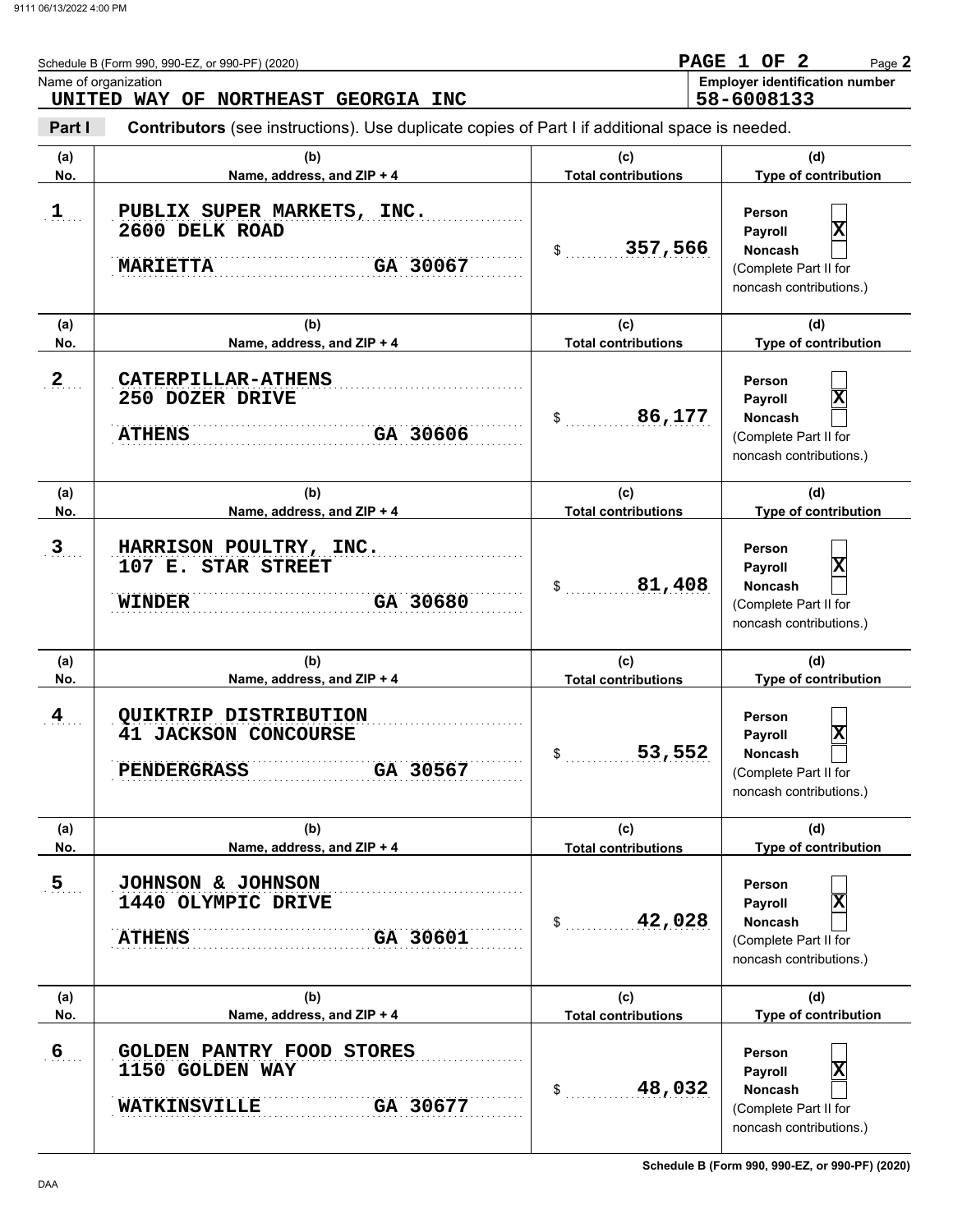Schedule B (Form 990, 990-EZ, or 990-PF) (2020)

PAGE 1 OF 2

Name of organization
**UNITED WAY OF NORTHEAST GEORGIA INC**

Employer identification number
**58-6008133**

**Part I** **Contributors** (see instructions). Use duplicate copies of Part I if additional space is needed.

| (a) No. | (b) Name, address, and ZIP + 4 | (c) Total contributions | (d) Type of contribution |
|---|---|---|---|
| 1 | PUBLIX SUPER MARKETS, INC.<br>2600 DELK ROAD<br>MARIETTA GA 30067 | $ 357,566 | Person [ ]<br>Payroll [X]<br>Noncash [ ]<br>(Complete Part II for noncash contributions.) |
| 2 | CATERPILLAR-ATHENS<br>250 DOZER DRIVE<br>ATHENS GA 30606 | $ 86,177 | Person [ ]<br>Payroll [X]<br>Noncash [ ]<br>(Complete Part II for noncash contributions.) |
| 3 | HARRISON POULTRY, INC.<br>107 E. STAR STREET<br>WINDER GA 30680 | $ 81,408 | Person [ ]<br>Payroll [X]<br>Noncash [ ]<br>(Complete Part II for noncash contributions.) |
| 4 | QUIKTRIP DISTRIBUTION<br>41 JACKSON CONCOURSE<br>PENDERGRASS GA 30567 | $ 53,552 | Person [ ]<br>Payroll [X]<br>Noncash [ ]<br>(Complete Part II for noncash contributions.) |
| 5 | JOHNSON & JOHNSON<br>1440 OLYMPIC DRIVE<br>ATHENS GA 30601 | $ 42,028 | Person [ ]<br>Payroll [X]<br>Noncash [ ]<br>(Complete Part II for noncash contributions.) |
| 6 | GOLDEN PANTRY FOOD STORES<br>1150 GOLDEN WAY<br>WATKINSVILLE GA 30677 | $ 48,032 | Person [ ]<br>Payroll [X]<br>Noncash [ ]<br>(Complete Part II for noncash contributions.) |

Schedule B (Form 990, 990-EZ, or 990-PF) (2020)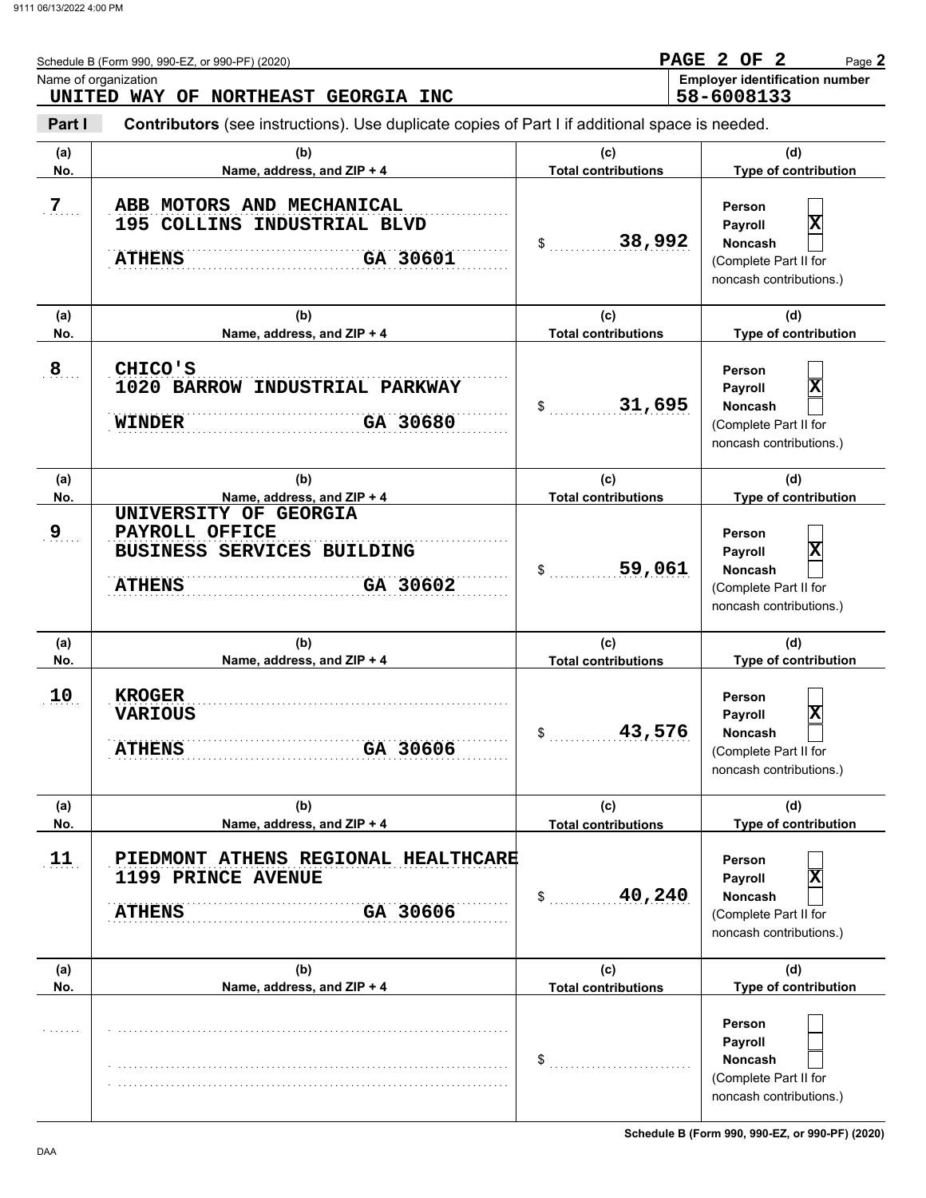Schedule B (Form 990, 990-EZ, or 990-PF) (2020)

Name of organization
**UNITED WAY OF NORTHEAST GEORGIA INC**

Employer identification number
**58-6008133**

**Part I** **Contributors** (see instructions). Use duplicate copies of Part I if additional space is needed.

| (a) No. | (b) Name, address, and ZIP + 4 | (c) Total contributions | (d) Type of contribution |
|---|---|---|---|
| 7 | ABB MOTORS AND MECHANICAL<br>195 COLLINS INDUSTRIAL BLVD<br>ATHENS GA 30601 | $ 38,992 | Person [ ]<br>Payroll [X]<br>Noncash [ ]<br>(Complete Part II for noncash contributions.) |
| 8 | CHICO'S<br>1020 BARROW INDUSTRIAL PARKWAY<br>WINDER GA 30680 | $ 31,695 | Person [ ]<br>Payroll [X]<br>Noncash [ ]<br>(Complete Part II for noncash contributions.) |
| 9 | UNIVERSITY OF GEORGIA<br>PAYROLL OFFICE<br>BUSINESS SERVICES BUILDING<br>ATHENS GA 30602 | $ 59,061 | Person [ ]<br>Payroll [X]<br>Noncash [ ]<br>(Complete Part II for noncash contributions.) |
| 10 | KROGER<br>VARIOUS<br>ATHENS GA 30606 | $ 43,576 | Person [ ]<br>Payroll [X]<br>Noncash [ ]<br>(Complete Part II for noncash contributions.) |
| 11 | PIEDMONT ATHENS REGIONAL HEALTHCARE<br>1199 PRINCE AVENUE<br>ATHENS GA 30606 | $ 40,240 | Person [ ]<br>Payroll [X]<br>Noncash [ ]<br>(Complete Part II for noncash contributions.) |
| | | $ | Person [ ]<br>Payroll [ ]<br>Noncash [ ]<br>(Complete Part II for noncash contributions.) |

Schedule B (Form 990, 990-EZ, or 990-PF) (2020)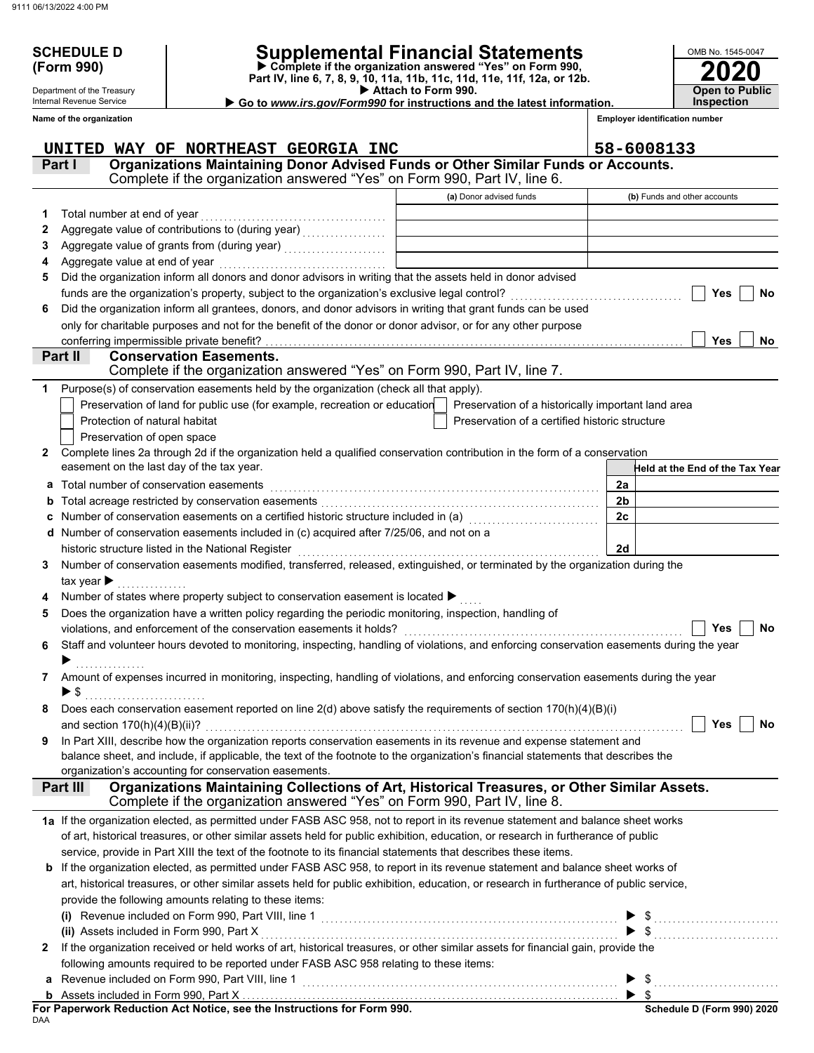**SCHEDULE D (Form 990)**

Department of the Treasury
Internal Revenue Service

# Supplemental Financial Statements

▶ Complete if the organization answered "Yes" on Form 990, Part IV, line 6, 7, 8, 9, 10, 11a, 11b, 11c, 11d, 11e, 11f, 12a, or 12b.
▶ Attach to Form 990.
▶ Go to *www.irs.gov/Form990* for instructions and the latest information.

OMB No. 1545-0047
**2020**
**Open to Public Inspection**

**Name of the organization:** UNITED WAY OF NORTHEAST GEORGIA INC
**Employer identification number:** 58-6008133

## Part I — Organizations Maintaining Donor Advised Funds or Other Similar Funds or Accounts.
Complete if the organization answered "Yes" on Form 990, Part IV, line 6.

| | | (a) Donor advised funds | (b) Funds and other accounts |
|---|---|---|---|
| 1 | Total number at end of year | | |
| 2 | Aggregate value of contributions to (during year) | | |
| 3 | Aggregate value of grants from (during year) | | |
| 4 | Aggregate value at end of year | | |

5 Did the organization inform all donors and donor advisors in writing that the assets held in donor advised funds are the organization's property, subject to the organization's exclusive legal control? ☐ Yes ☐ No

6 Did the organization inform all grantees, donors, and donor advisors in writing that grant funds can be used only for charitable purposes and not for the benefit of the donor or donor advisor, or for any other purpose conferring impermissible private benefit? ☐ Yes ☐ No

## Part II — Conservation Easements.
Complete if the organization answered "Yes" on Form 990, Part IV, line 7.

1 Purpose(s) of conservation easements held by the organization (check all that apply).

- ☐ Preservation of land for public use (for example, recreation or education)
- ☐ Preservation of a historically important land area
- ☐ Protection of natural habitat
- ☐ Preservation of a certified historic structure
- ☐ Preservation of open space

2 Complete lines 2a through 2d if the organization held a qualified conservation contribution in the form of a conservation easement on the last day of the tax year.

| | | | Held at the End of the Tax Year |
|---|---|---|---|
| a | Total number of conservation easements | 2a | |
| b | Total acreage restricted by conservation easements | 2b | |
| c | Number of conservation easements on a certified historic structure included in (a) | 2c | |
| d | Number of conservation easements included in (c) acquired after 7/25/06, and not on a historic structure listed in the National Register | 2d | |

3 Number of conservation easements modified, transferred, released, extinguished, or terminated by the organization during the tax year ▶

4 Number of states where property subject to conservation easement is located ▶

5 Does the organization have a written policy regarding the periodic monitoring, inspection, handling of violations, and enforcement of the conservation easements it holds? ☐ Yes ☐ No

6 Staff and volunteer hours devoted to monitoring, inspecting, handling of violations, and enforcing conservation easements during the year ▶

7 Amount of expenses incurred in monitoring, inspecting, handling of violations, and enforcing conservation easements during the year ▶ $

8 Does each conservation easement reported on line 2(d) above satisfy the requirements of section 170(h)(4)(B)(i) and section 170(h)(4)(B)(ii)? ☐ Yes ☐ No

9 In Part XIII, describe how the organization reports conservation easements in its revenue and expense statement and balance sheet, and include, if applicable, the text of the footnote to the organization's financial statements that describes the organization's accounting for conservation easements.

## Part III — Organizations Maintaining Collections of Art, Historical Treasures, or Other Similar Assets.
Complete if the organization answered "Yes" on Form 990, Part IV, line 8.

1a If the organization elected, as permitted under FASB ASC 958, not to report in its revenue statement and balance sheet works of art, historical treasures, or other similar assets held for public exhibition, education, or research in furtherance of public service, provide in Part XIII the text of the footnote to its financial statements that describes these items.

b If the organization elected, as permitted under FASB ASC 958, to report in its revenue statement and balance sheet works of art, historical treasures, or other similar assets held for public exhibition, education, or research in furtherance of public service, provide the following amounts relating to these items:

(i) Revenue included on Form 990, Part VIII, line 1 ▶ $

(ii) Assets included in Form 990, Part X ▶ $

2 If the organization received or held works of art, historical treasures, or other similar assets for financial gain, provide the following amounts required to be reported under FASB ASC 958 relating to these items:

a Revenue included on Form 990, Part VIII, line 1 ▶ $

b Assets included in Form 990, Part X ▶ $

**For Paperwork Reduction Act Notice, see the Instructions for Form 990.**
DAA
**Schedule D (Form 990) 2020**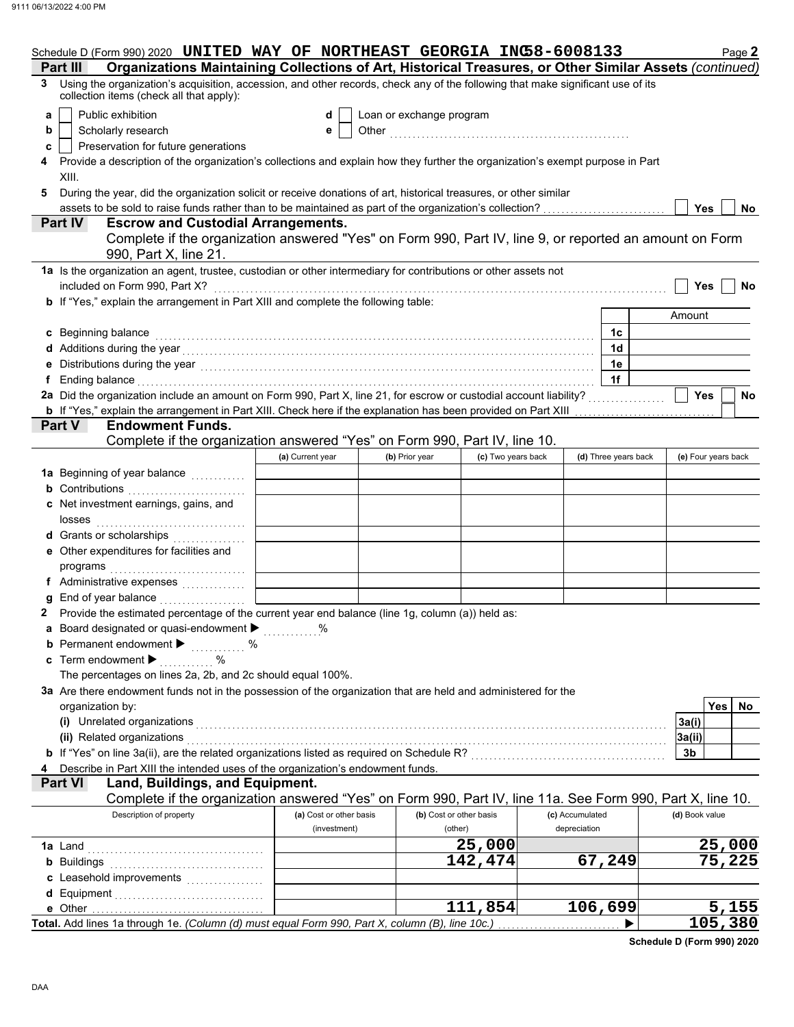Schedule D (Form 990) 2020 UNITED WAY OF NORTHEAST GEORGIA INC 58-6008133 Page **2**

**Part III — Organizations Maintaining Collections of Art, Historical Treasures, or Other Similar Assets** *(continued)*

**3** Using the organization's acquisition, accession, and other records, check any of the following that make significant use of its collection items (check all that apply):

- **a** ☐ Public exhibition
- **b** ☐ Scholarly research
- **c** ☐ Preservation for future generations
- **d** ☐ Loan or exchange program
- **e** ☐ Other ....................

**4** Provide a description of the organization's collections and explain how they further the organization's exempt purpose in Part XIII.

**5** During the year, did the organization solicit or receive donations of art, historical treasures, or other similar assets to be sold to raise funds rather than to be maintained as part of the organization's collection? ☐ Yes ☐ No

**Part IV — Escrow and Custodial Arrangements.**
Complete if the organization answered "Yes" on Form 990, Part IV, line 9, or reported an amount on Form 990, Part X, line 21.

**1a** Is the organization an agent, trustee, custodian or other intermediary for contributions or other assets not included on Form 990, Part X? ☐ Yes ☐ No

**b** If "Yes," explain the arrangement in Part XIII and complete the following table:

| | | Amount |
|---|---|---|
| **c** Beginning balance | 1c | |
| **d** Additions during the year | 1d | |
| **e** Distributions during the year | 1e | |
| **f** Ending balance | 1f | |

**2a** Did the organization include an amount on Form 990, Part X, line 21, for escrow or custodial account liability? ☐ Yes ☐ No

**b** If "Yes," explain the arrangement in Part XIII. Check here if the explanation has been provided on Part XIII ☐

**Part V — Endowment Funds.**
Complete if the organization answered "Yes" on Form 990, Part IV, line 10.

| | (a) Current year | (b) Prior year | (c) Two years back | (d) Three years back | (e) Four years back |
|---|---|---|---|---|---|
| **1a** Beginning of year balance | | | | | |
| **b** Contributions | | | | | |
| **c** Net investment earnings, gains, and losses | | | | | |
| **d** Grants or scholarships | | | | | |
| **e** Other expenditures for facilities and programs | | | | | |
| **f** Administrative expenses | | | | | |
| **g** End of year balance | | | | | |

**2** Provide the estimated percentage of the current year end balance (line 1g, column (a)) held as:

- **a** Board designated or quasi-endowment ▶ ........ %
- **b** Permanent endowment ▶ ........ %
- **c** Term endowment ▶ ........ %

The percentages on lines 2a, 2b, and 2c should equal 100%.

**3a** Are there endowment funds not in the possession of the organization that are held and administered for the organization by:

| | | Yes | No |
|---|---|---|---|
| **(i)** Unrelated organizations | 3a(i) | | |
| **(ii)** Related organizations | 3a(ii) | | |
| **b** If "Yes" on line 3a(ii), are the related organizations listed as required on Schedule R? | 3b | | |

**4** Describe in Part XIII the intended uses of the organization's endowment funds.

**Part VI — Land, Buildings, and Equipment.**
Complete if the organization answered "Yes" on Form 990, Part IV, line 11a. See Form 990, Part X, line 10.

| Description of property | (a) Cost or other basis (investment) | (b) Cost or other basis (other) | (c) Accumulated depreciation | (d) Book value |
|---|---|---|---|---|
| **1a** Land | | 25,000 | | 25,000 |
| **b** Buildings | | 142,474 | 67,249 | 75,225 |
| **c** Leasehold improvements | | | | |
| **d** Equipment | | | | |
| **e** Other | | 111,854 | 106,699 | 5,155 |
| **Total.** Add lines 1a through 1e. *(Column (d) must equal Form 990, Part X, column (B), line 10c.)* ▶ | | | | 105,380 |

**Schedule D (Form 990) 2020**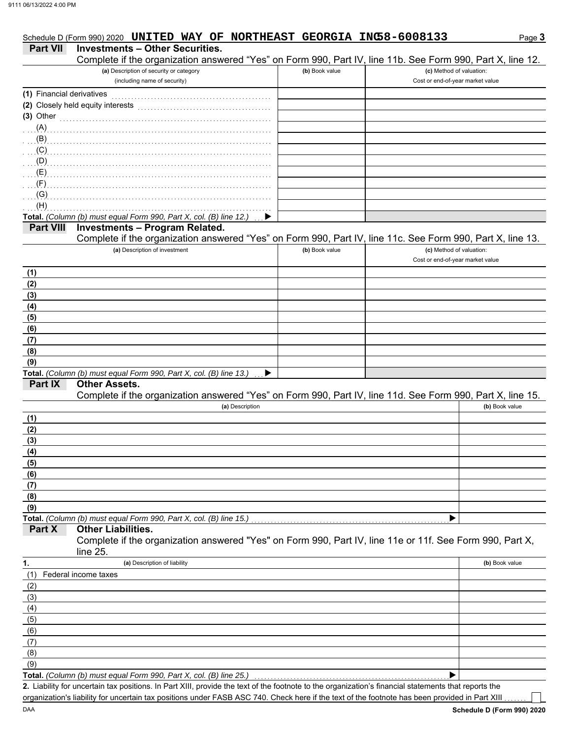Schedule D (Form 990) 2020 **UNITED WAY OF NORTHEAST GEORGIA INC 58-6008133** Page **3**

## Part VII Investments – Other Securities.

Complete if the organization answered "Yes" on Form 990, Part IV, line 11b. See Form 990, Part X, line 12.

| (a) Description of security or category (including name of security) | (b) Book value | (c) Method of valuation: Cost or end-of-year market value |
|---|---|---|
| (1) Financial derivatives | | |
| (2) Closely held equity interests | | |
| (3) Other | | |
| (A) | | |
| (B) | | |
| (C) | | |
| (D) | | |
| (E) | | |
| (F) | | |
| (G) | | |
| (H) | | |
| **Total.** *(Column (b) must equal Form 990, Part X, col. (B) line 12.)* ▶ | | |

## Part VIII Investments – Program Related.

Complete if the organization answered "Yes" on Form 990, Part IV, line 11c. See Form 990, Part X, line 13.

| (a) Description of investment | (b) Book value | (c) Method of valuation: Cost or end-of-year market value |
|---|---|---|
| (1) | | |
| (2) | | |
| (3) | | |
| (4) | | |
| (5) | | |
| (6) | | |
| (7) | | |
| (8) | | |
| (9) | | |
| **Total.** *(Column (b) must equal Form 990, Part X, col. (B) line 13.)* ▶ | | |

## Part IX Other Assets.

Complete if the organization answered "Yes" on Form 990, Part IV, line 11d. See Form 990, Part X, line 15.

| (a) Description | (b) Book value |
|---|---|
| (1) | |
| (2) | |
| (3) | |
| (4) | |
| (5) | |
| (6) | |
| (7) | |
| (8) | |
| (9) | |
| **Total.** *(Column (b) must equal Form 990, Part X, col. (B) line 15.)* ▶ | |

## Part X Other Liabilities.

Complete if the organization answered "Yes" on Form 990, Part IV, line 11e or 11f. See Form 990, Part X, line 25.

| 1. (a) Description of liability | (b) Book value |
|---|---|
| (1) Federal income taxes | |
| (2) | |
| (3) | |
| (4) | |
| (5) | |
| (6) | |
| (7) | |
| (8) | |
| (9) | |
| **Total.** *(Column (b) must equal Form 990, Part X, col. (B) line 25.)* ▶ | |

**2.** Liability for uncertain tax positions. In Part XIII, provide the text of the footnote to the organization's financial statements that reports the organization's liability for uncertain tax positions under FASB ASC 740. Check here if the text of the footnote has been provided in Part XIII ☐

DAA **Schedule D (Form 990) 2020**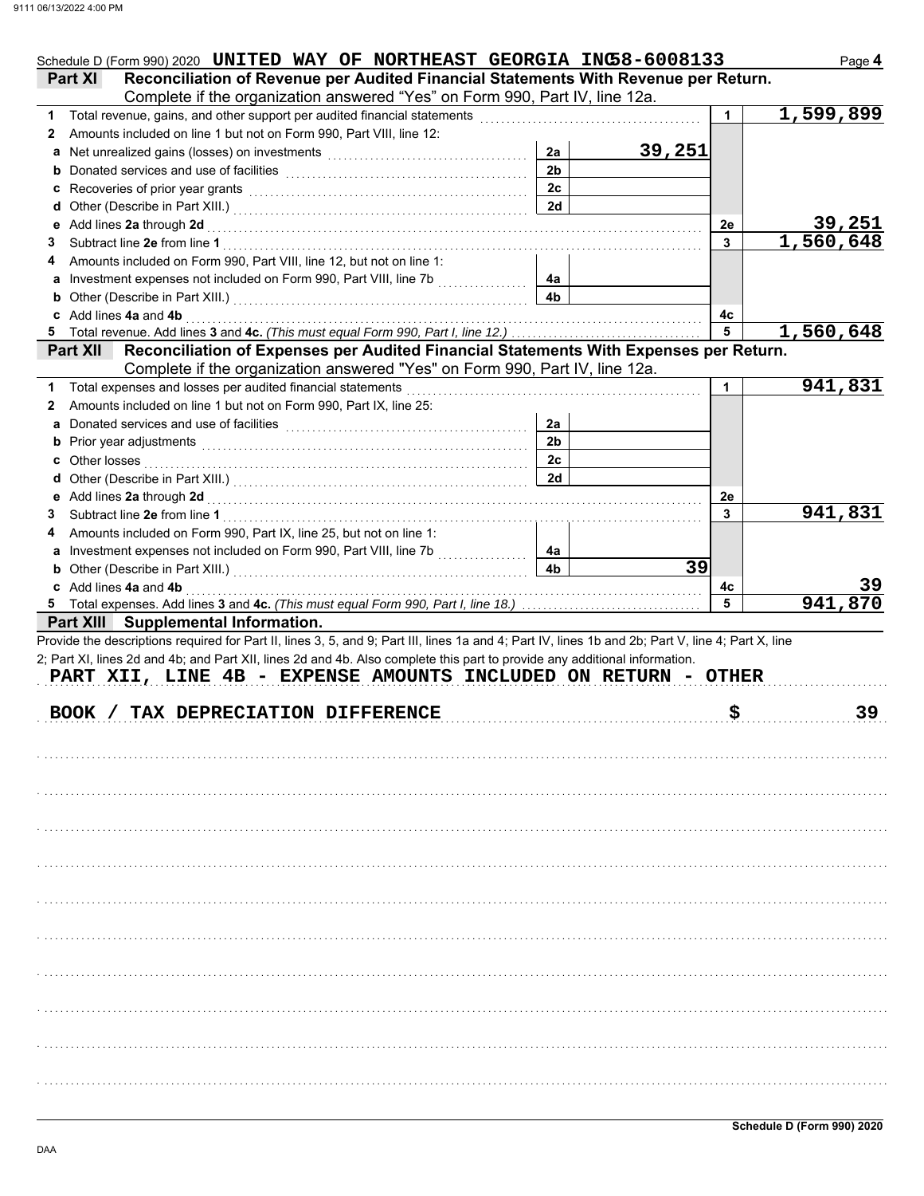Schedule D (Form 990) 2020 **UNITED WAY OF NORTHEAST GEORGIA INC 58-6008133** Page **4**

## Part XI Reconciliation of Revenue per Audited Financial Statements With Revenue per Return.

Complete if the organization answered "Yes" on Form 990, Part IV, line 12a.

| | | | | | |
|---|---|---|---|---|---|
| **1** | Total revenue, gains, and other support per audited financial statements | | | 1 | 1,599,899 |
| **2** | Amounts included on line 1 but not on Form 990, Part VIII, line 12: | | | | |
| **a** | Net unrealized gains (losses) on investments | 2a | 39,251 | | |
| **b** | Donated services and use of facilities | 2b | | | |
| **c** | Recoveries of prior year grants | 2c | | | |
| **d** | Other (Describe in Part XIII.) | 2d | | | |
| **e** | Add lines **2a** through **2d** | | | 2e | 39,251 |
| **3** | Subtract line **2e** from line **1** | | | 3 | 1,560,648 |
| **4** | Amounts included on Form 990, Part VIII, line 12, but not on line 1: | | | | |
| **a** | Investment expenses not included on Form 990, Part VIII, line 7b | 4a | | | |
| **b** | Other (Describe in Part XIII.) | 4b | | | |
| **c** | Add lines **4a** and **4b** | | | 4c | |
| **5** | Total revenue. Add lines **3** and **4c.** *(This must equal Form 990, Part I, line 12.)* | | | 5 | 1,560,648 |

## Part XII Reconciliation of Expenses per Audited Financial Statements With Expenses per Return.

Complete if the organization answered "Yes" on Form 990, Part IV, line 12a.

| | | | | | |
|---|---|---|---|---|---|
| **1** | Total expenses and losses per audited financial statements | | | 1 | 941,831 |
| **2** | Amounts included on line 1 but not on Form 990, Part IX, line 25: | | | | |
| **a** | Donated services and use of facilities | 2a | | | |
| **b** | Prior year adjustments | 2b | | | |
| **c** | Other losses | 2c | | | |
| **d** | Other (Describe in Part XIII.) | 2d | | | |
| **e** | Add lines **2a** through **2d** | | | 2e | |
| **3** | Subtract line **2e** from line **1** | | | 3 | 941,831 |
| **4** | Amounts included on Form 990, Part IX, line 25, but not on line 1: | | | | |
| **a** | Investment expenses not included on Form 990, Part VIII, line 7b | 4a | | | |
| **b** | Other (Describe in Part XIII.) | 4b | 39 | | |
| **c** | Add lines **4a** and **4b** | | | 4c | 39 |
| **5** | Total expenses. Add lines **3** and **4c.** *(This must equal Form 990, Part I, line 18.)* | | | 5 | 941,870 |

## Part XIII Supplemental Information.

Provide the descriptions required for Part II, lines 3, 5, and 9; Part III, lines 1a and 4; Part IV, lines 1b and 2b; Part V, line 4; Part X, line 2; Part XI, lines 2d and 4b; and Part XII, lines 2d and 4b. Also complete this part to provide any additional information.

**PART XII, LINE 4B - EXPENSE AMOUNTS INCLUDED ON RETURN - OTHER**

| | |
|---|---|
| BOOK / TAX DEPRECIATION DIFFERENCE | $ 39 |

**Schedule D (Form 990) 2020**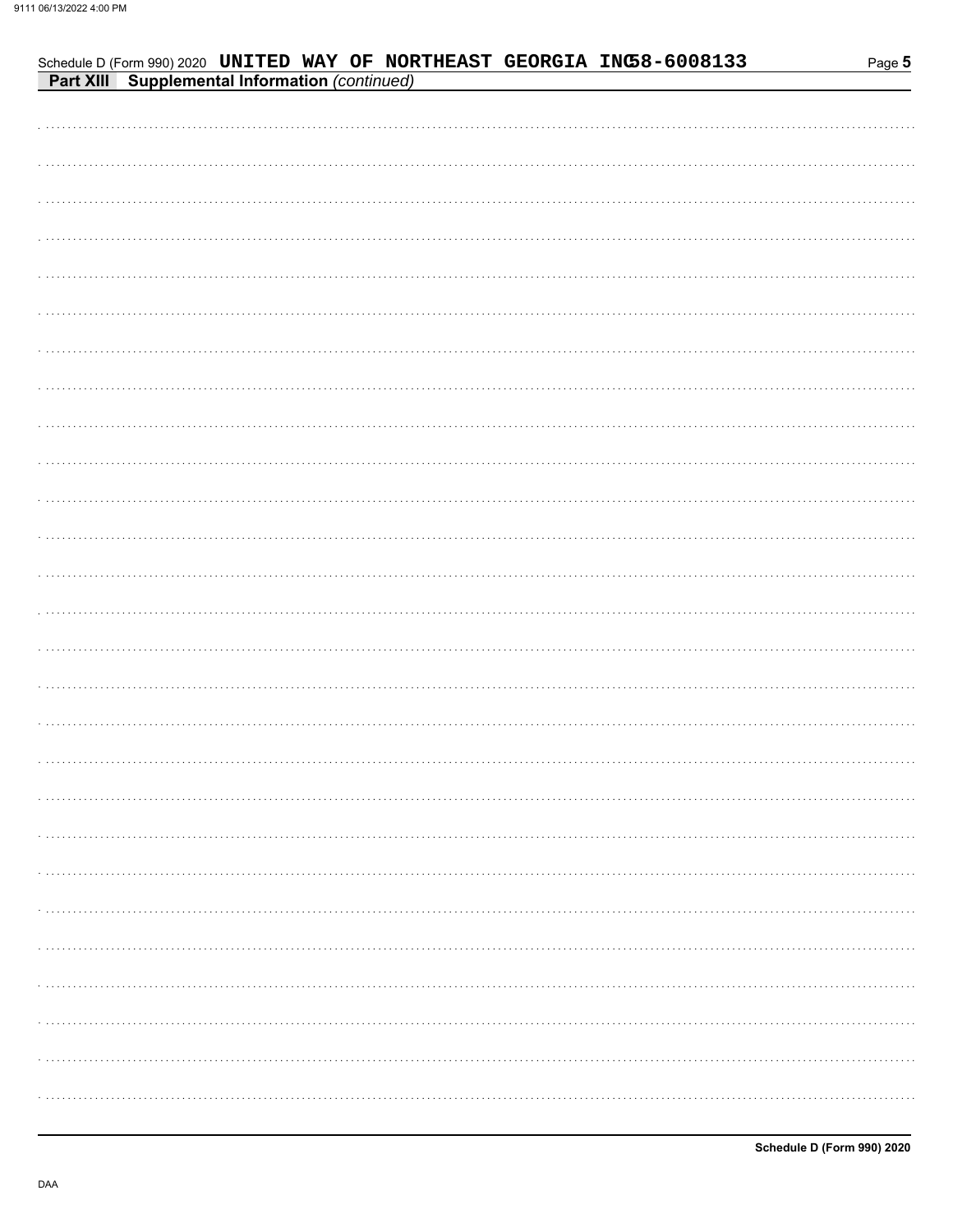Schedule D (Form 990) 2020 UNITED WAY OF NORTHEAST GEORGIA INC 58-6008133

**Part XIII Supplemental Information** *(continued)*

Schedule D (Form 990) 2020

DAA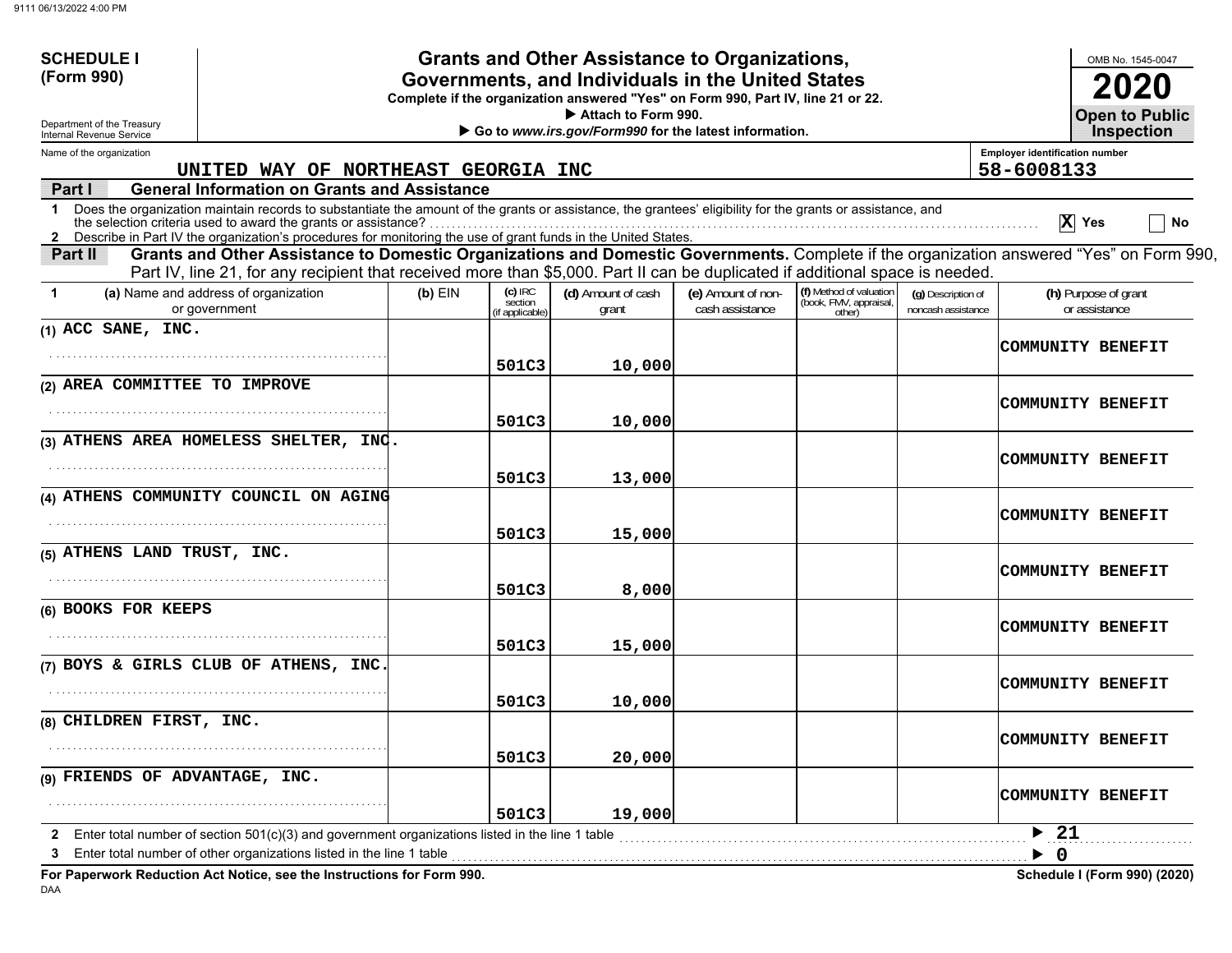**SCHEDULE I**
**(Form 990)**

Department of the Treasury
Internal Revenue Service

# Grants and Other Assistance to Organizations, Governments, and Individuals in the United States

**Complete if the organization answered "Yes" on Form 990, Part IV, line 21 or 22.**

**▶ Attach to Form 990.**

**▶ Go to *www.irs.gov/Form990* for the latest information.**

OMB No. 1545-0047

**2020**

**Open to Public Inspection**

Name of the organization: UNITED WAY OF NORTHEAST GEORGIA INC

Employer identification number: 58-6008133

## Part I General Information on Grants and Assistance

1 Does the organization maintain records to substantiate the amount of the grants or assistance, the grantees' eligibility for the grants or assistance, and the selection criteria used to award the grants or assistance? .......... [X] Yes [ ] No

2 Describe in Part IV the organization's procedures for monitoring the use of grant funds in the United States.

## Part II Grants and Other Assistance to Domestic Organizations and Domestic Governments.

Complete if the organization answered "Yes" on Form 990, Part IV, line 21, for any recipient that received more than $5,000. Part II can be duplicated if additional space is needed.

| 1 | (a) Name and address of organization or government | (b) EIN | (c) IRC section (if applicable) | (d) Amount of cash grant | (e) Amount of non-cash assistance | (f) Method of valuation (book, FMV, appraisal, other) | (g) Description of noncash assistance | (h) Purpose of grant or assistance |
|---|---|---|---|---|---|---|---|---|
| (1) | ACC SANE, INC. | | 501C3 | 10,000 | | | | COMMUNITY BENEFIT |
| (2) | AREA COMMITTEE TO IMPROVE | | 501C3 | 10,000 | | | | COMMUNITY BENEFIT |
| (3) | ATHENS AREA HOMELESS SHELTER, INC. | | 501C3 | 13,000 | | | | COMMUNITY BENEFIT |
| (4) | ATHENS COMMUNITY COUNCIL ON AGING | | 501C3 | 15,000 | | | | COMMUNITY BENEFIT |
| (5) | ATHENS LAND TRUST, INC. | | 501C3 | 8,000 | | | | COMMUNITY BENEFIT |
| (6) | BOOKS FOR KEEPS | | 501C3 | 15,000 | | | | COMMUNITY BENEFIT |
| (7) | BOYS & GIRLS CLUB OF ATHENS, INC. | | 501C3 | 10,000 | | | | COMMUNITY BENEFIT |
| (8) | CHILDREN FIRST, INC. | | 501C3 | 20,000 | | | | COMMUNITY BENEFIT |
| (9) | FRIENDS OF ADVANTAGE, INC. | | 501C3 | 19,000 | | | | COMMUNITY BENEFIT |

2 Enter total number of section 501(c)(3) and government organizations listed in the line 1 table .......... ▶ 21

3 Enter total number of other organizations listed in the line 1 table .......... ▶ 0

**For Paperwork Reduction Act Notice, see the Instructions for Form 990.**

**Schedule I (Form 990) (2020)**

DAA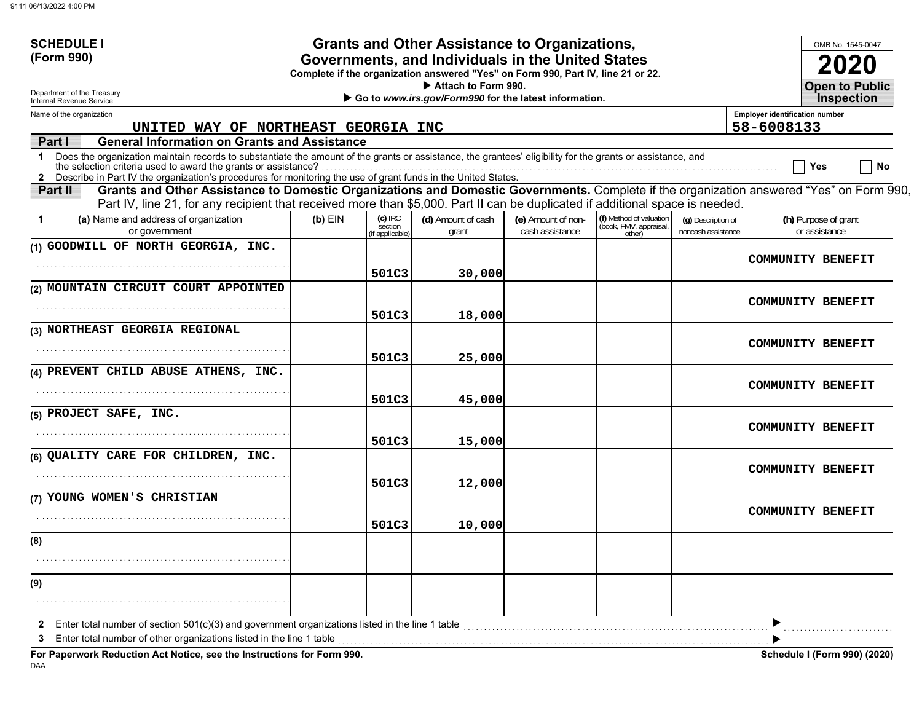**SCHEDULE I (Form 990)**

Department of the Treasury
Internal Revenue Service

# Grants and Other Assistance to Organizations, Governments, and Individuals in the United States

**Complete if the organization answered "Yes" on Form 990, Part IV, line 21 or 22.**
**▶ Attach to Form 990.**
**▶ Go to *www.irs.gov/Form990* for the latest information.**

OMB No. 1545-0047

**2020**

**Open to Public Inspection**

Name of the organization: UNITED WAY OF NORTHEAST GEORGIA INC

Employer identification number: 58-6008133

**Part I — General Information on Grants and Assistance**

1 Does the organization maintain records to substantiate the amount of the grants or assistance, the grantees' eligibility for the grants or assistance, and the selection criteria used to award the grants or assistance? ☐ Yes ☐ No

2 Describe in Part IV the organization's procedures for monitoring the use of grant funds in the United States.

**Part II — Grants and Other Assistance to Domestic Organizations and Domestic Governments.** Complete if the organization answered "Yes" on Form 990, Part IV, line 21, for any recipient that received more than $5,000. Part II can be duplicated if additional space is needed.

| 1 | (a) Name and address of organization or government | (b) EIN | (c) IRC section (if applicable) | (d) Amount of cash grant | (e) Amount of non-cash assistance | (f) Method of valuation (book, FMV, appraisal, other) | (g) Description of noncash assistance | (h) Purpose of grant or assistance |
|---|---|---|---|---|---|---|---|---|
| (1) | GOODWILL OF NORTH GEORGIA, INC. | | 501C3 | 30,000 | | | | COMMUNITY BENEFIT |
| (2) | MOUNTAIN CIRCUIT COURT APPOINTED | | 501C3 | 18,000 | | | | COMMUNITY BENEFIT |
| (3) | NORTHEAST GEORGIA REGIONAL | | 501C3 | 25,000 | | | | COMMUNITY BENEFIT |
| (4) | PREVENT CHILD ABUSE ATHENS, INC. | | 501C3 | 45,000 | | | | COMMUNITY BENEFIT |
| (5) | PROJECT SAFE, INC. | | 501C3 | 15,000 | | | | COMMUNITY BENEFIT |
| (6) | QUALITY CARE FOR CHILDREN, INC. | | 501C3 | 12,000 | | | | COMMUNITY BENEFIT |
| (7) | YOUNG WOMEN'S CHRISTIAN | | 501C3 | 10,000 | | | | COMMUNITY BENEFIT |
| (8) | | | | | | | | |
| (9) | | | | | | | | |

2 Enter total number of section 501(c)(3) and government organizations listed in the line 1 table ▶

3 Enter total number of other organizations listed in the line 1 table ▶

**For Paperwork Reduction Act Notice, see the Instructions for Form 990.**

DAA

**Schedule I (Form 990) (2020)**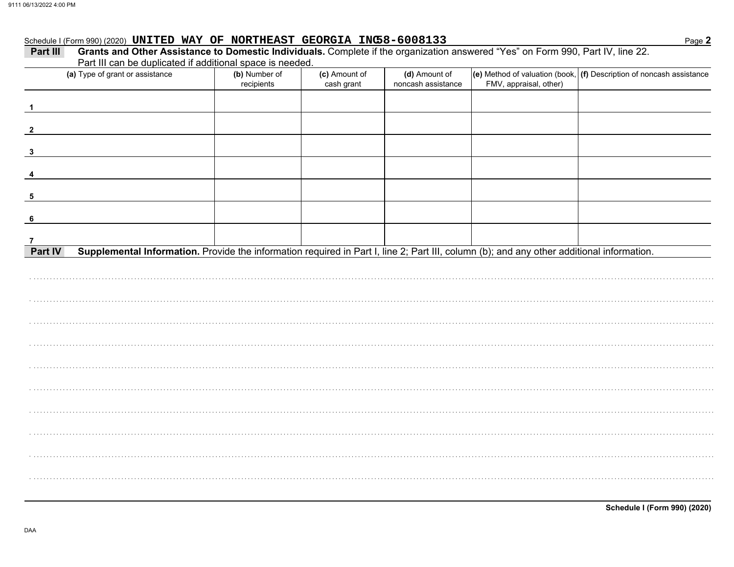Schedule I (Form 990) (2020) UNITED WAY OF NORTHEAST GEORGIA INC 58-6008133

**Part III** **Grants and Other Assistance to Domestic Individuals.** Complete if the organization answered "Yes" on Form 990, Part IV, line 22. Part III can be duplicated if additional space is needed.

| (a) Type of grant or assistance | (b) Number of recipients | (c) Amount of cash grant | (d) Amount of noncash assistance | (e) Method of valuation (book, FMV, appraisal, other) | (f) Description of noncash assistance |
|---|---|---|---|---|---|
| 1 | | | | | |
| 2 | | | | | |
| 3 | | | | | |
| 4 | | | | | |
| 5 | | | | | |
| 6 | | | | | |
| 7 | | | | | |

**Part IV** **Supplemental Information.** Provide the information required in Part I, line 2; Part III, column (b); and any other additional information.

**Schedule I (Form 990) (2020)**

DAA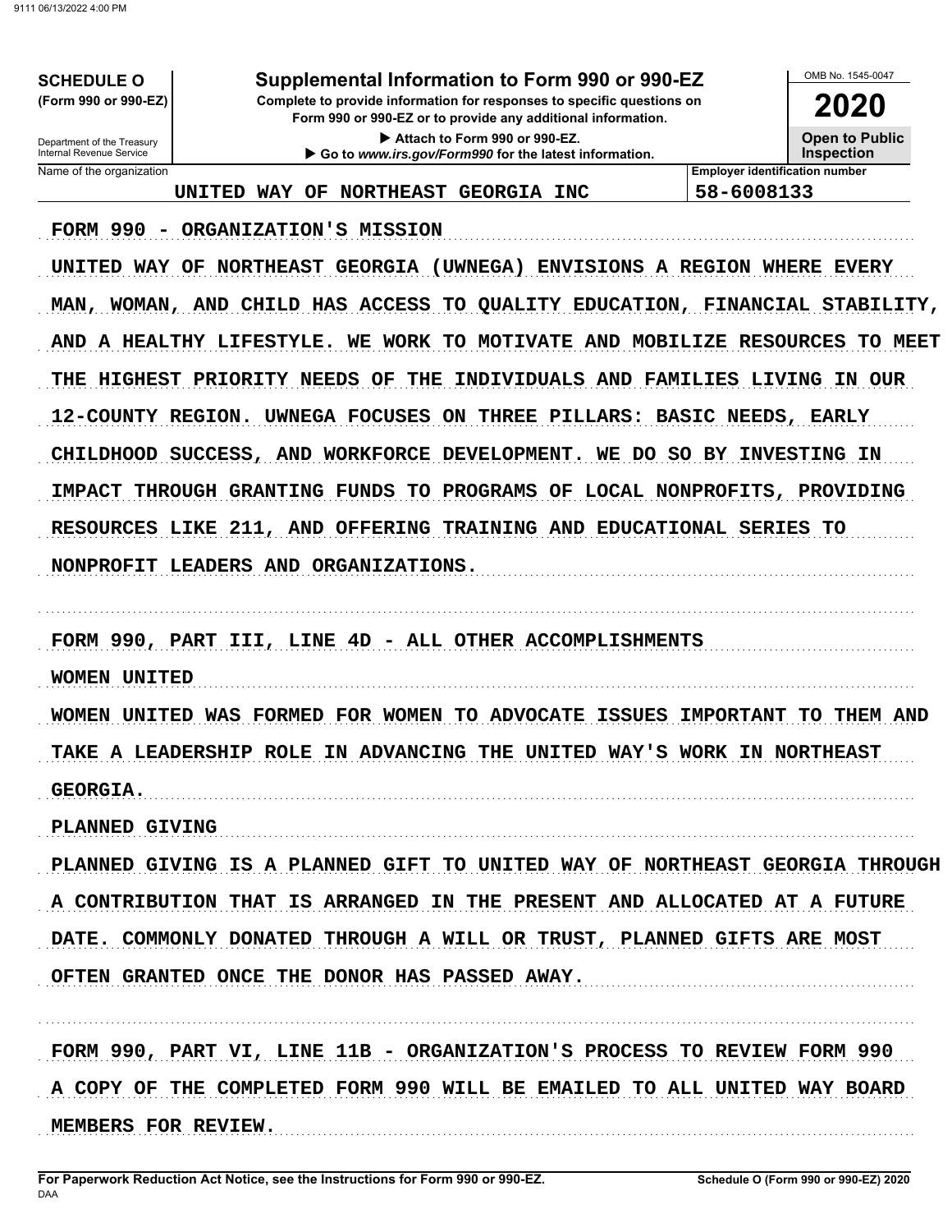**SCHEDULE O**
**(Form 990 or 990-EZ)**

Department of the Treasury
Internal Revenue Service

# Supplemental Information to Form 990 or 990-EZ

**Complete to provide information for responses to specific questions on Form 990 or 990-EZ or to provide any additional information.**

▶ Attach to Form 990 or 990-EZ.

▶ Go to *www.irs.gov/Form990* for the latest information.

OMB No. 1545-0047

**2020**

**Open to Public Inspection**

| Name of the organization | Employer identification number |
|---|---|
| UNITED WAY OF NORTHEAST GEORGIA INC | 58-6008133 |

FORM 990 - ORGANIZATION'S MISSION

UNITED WAY OF NORTHEAST GEORGIA (UWNEGA) ENVISIONS A REGION WHERE EVERY MAN, WOMAN, AND CHILD HAS ACCESS TO QUALITY EDUCATION, FINANCIAL STABILITY, AND A HEALTHY LIFESTYLE. WE WORK TO MOTIVATE AND MOBILIZE RESOURCES TO MEET THE HIGHEST PRIORITY NEEDS OF THE INDIVIDUALS AND FAMILIES LIVING IN OUR 12-COUNTY REGION. UWNEGA FOCUSES ON THREE PILLARS: BASIC NEEDS, EARLY CHILDHOOD SUCCESS, AND WORKFORCE DEVELOPMENT. WE DO SO BY INVESTING IN IMPACT THROUGH GRANTING FUNDS TO PROGRAMS OF LOCAL NONPROFITS, PROVIDING RESOURCES LIKE 211, AND OFFERING TRAINING AND EDUCATIONAL SERIES TO NONPROFIT LEADERS AND ORGANIZATIONS.

FORM 990, PART III, LINE 4D - ALL OTHER ACCOMPLISHMENTS

WOMEN UNITED

WOMEN UNITED WAS FORMED FOR WOMEN TO ADVOCATE ISSUES IMPORTANT TO THEM AND TAKE A LEADERSHIP ROLE IN ADVANCING THE UNITED WAY'S WORK IN NORTHEAST GEORGIA.

PLANNED GIVING

PLANNED GIVING IS A PLANNED GIFT TO UNITED WAY OF NORTHEAST GEORGIA THROUGH A CONTRIBUTION THAT IS ARRANGED IN THE PRESENT AND ALLOCATED AT A FUTURE DATE. COMMONLY DONATED THROUGH A WILL OR TRUST, PLANNED GIFTS ARE MOST OFTEN GRANTED ONCE THE DONOR HAS PASSED AWAY.

FORM 990, PART VI, LINE 11B - ORGANIZATION'S PROCESS TO REVIEW FORM 990

A COPY OF THE COMPLETED FORM 990 WILL BE EMAILED TO ALL UNITED WAY BOARD MEMBERS FOR REVIEW.

**For Paperwork Reduction Act Notice, see the Instructions for Form 990 or 990-EZ.** | **Schedule O (Form 990 or 990-EZ) 2020**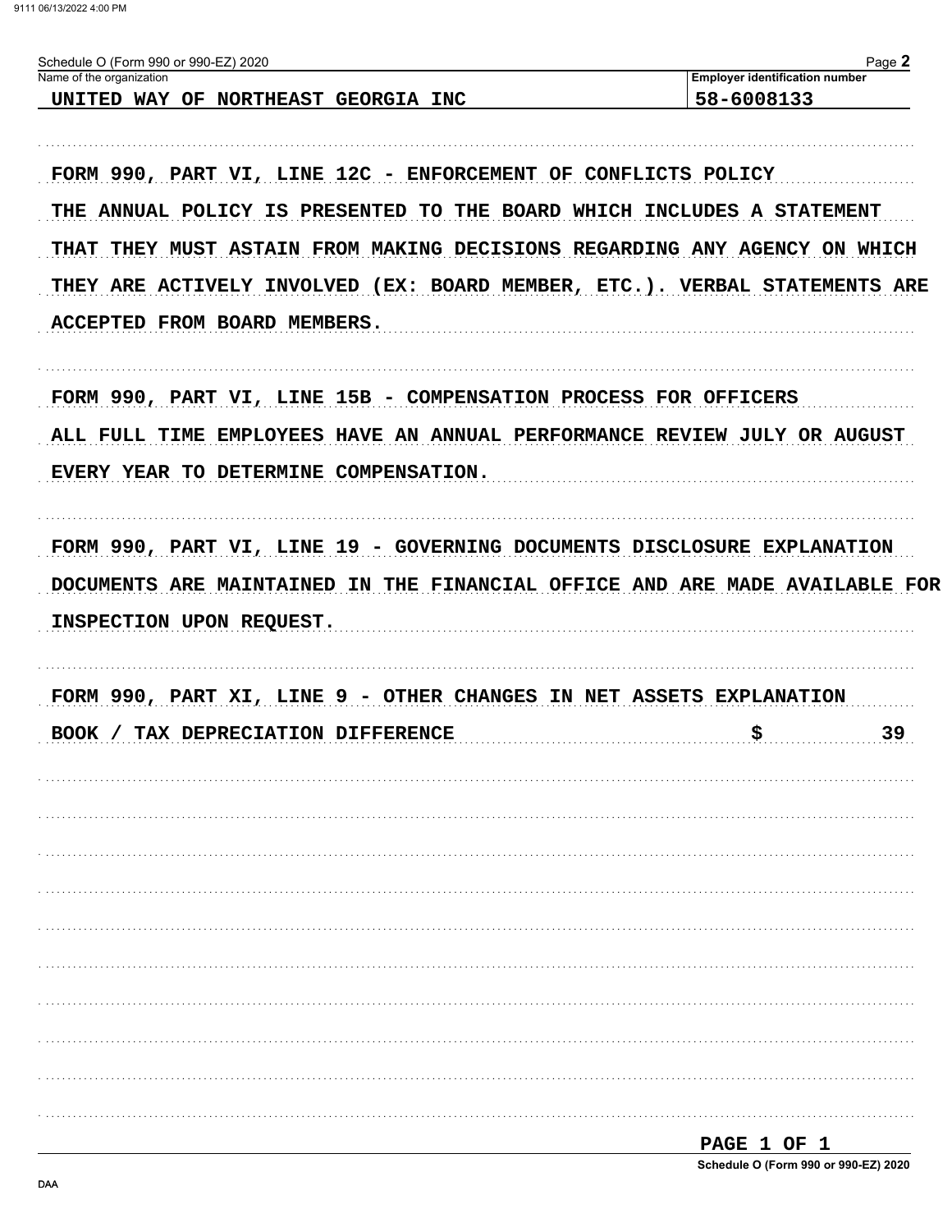Schedule O (Form 990 or 990-EZ) 2020 Page **2**

| Name of the organization | Employer identification number |
|---|---|
| UNITED WAY OF NORTHEAST GEORGIA INC | 58-6008133 |

FORM 990, PART VI, LINE 12C - ENFORCEMENT OF CONFLICTS POLICY

THE ANNUAL POLICY IS PRESENTED TO THE BOARD WHICH INCLUDES A STATEMENT THAT THEY MUST ASTAIN FROM MAKING DECISIONS REGARDING ANY AGENCY ON WHICH THEY ARE ACTIVELY INVOLVED (EX: BOARD MEMBER, ETC.). VERBAL STATEMENTS ARE ACCEPTED FROM BOARD MEMBERS.

FORM 990, PART VI, LINE 15B - COMPENSATION PROCESS FOR OFFICERS

ALL FULL TIME EMPLOYEES HAVE AN ANNUAL PERFORMANCE REVIEW JULY OR AUGUST EVERY YEAR TO DETERMINE COMPENSATION.

FORM 990, PART VI, LINE 19 - GOVERNING DOCUMENTS DISCLOSURE EXPLANATION

DOCUMENTS ARE MAINTAINED IN THE FINANCIAL OFFICE AND ARE MADE AVAILABLE FOR INSPECTION UPON REQUEST.

FORM 990, PART XI, LINE 9 - OTHER CHANGES IN NET ASSETS EXPLANATION

BOOK / TAX DEPRECIATION DIFFERENCE $ 39

PAGE 1 OF 1

Schedule O (Form 990 or 990-EZ) 2020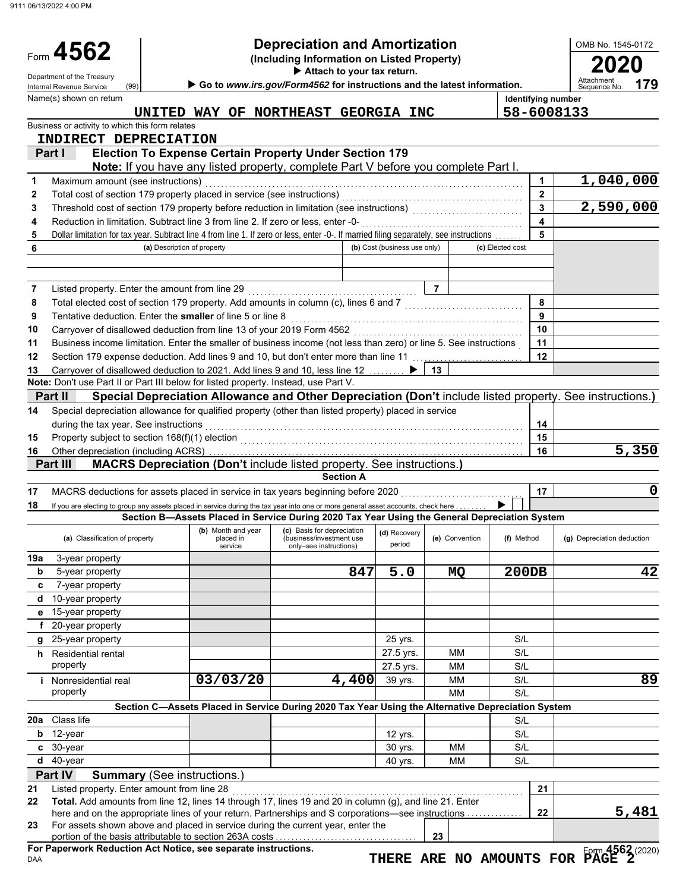9111 06/13/2022 4:00 PM

Form **4562**

Department of the Treasury
Internal Revenue Service (99)

# Depreciation and Amortization

**(Including Information on Listed Property)**

▶ Attach to your tax return.

▶ Go to *www.irs.gov/Form4562* for instructions and the latest information.

OMB No. 1545-0172

**2020**

Attachment Sequence No. **179**

Name(s) shown on return: UNITED WAY OF NORTHEAST GEORGIA INC

Identifying number: 58-6008133

Business or activity to which this form relates: INDIRECT DEPRECIATION

## Part I Election To Expense Certain Property Under Section 179

**Note:** If you have any listed property, complete Part V before you complete Part I.

| | | | |
|---|---|---|---|
| 1 | Maximum amount (see instructions) | 1 | 1,040,000 |
| 2 | Total cost of section 179 property placed in service (see instructions) | 2 | |
| 3 | Threshold cost of section 179 property before reduction in limitation (see instructions) | 3 | 2,590,000 |
| 4 | Reduction in limitation. Subtract line 3 from line 2. If zero or less, enter -0- | 4 | |
| 5 | Dollar limitation for tax year. Subtract line 4 from line 1. If zero or less, enter -0-. If married filing separately, see instructions | 5 | |

| 6 | (a) Description of property | (b) Cost (business use only) | (c) Elected cost |
|---|---|---|---|
| | | | |
| | | | |

| | | | |
|---|---|---|---|
| 7 | Listed property. Enter the amount from line 29 | 7 | |
| 8 | Total elected cost of section 179 property. Add amounts in column (c), lines 6 and 7 | 8 | |
| 9 | Tentative deduction. Enter the **smaller** of line 5 or line 8 | 9 | |
| 10 | Carryover of disallowed deduction from line 13 of your 2019 Form 4562 | 10 | |
| 11 | Business income limitation. Enter the smaller of business income (not less than zero) or line 5. See instructions | 11 | |
| 12 | Section 179 expense deduction. Add lines 9 and 10, but don't enter more than line 11 | 12 | |
| 13 | Carryover of disallowed deduction to 2021. Add lines 9 and 10, less line 12 ▶ | 13 | |

**Note:** Don't use Part II or Part III below for listed property. Instead, use Part V.

## Part II Special Depreciation Allowance and Other Depreciation (Don't include listed property. See instructions.)

| | | | |
|---|---|---|---|
| 14 | Special depreciation allowance for qualified property (other than listed property) placed in service during the tax year. See instructions | 14 | |
| 15 | Property subject to section 168(f)(1) election | 15 | |
| 16 | Other depreciation (including ACRS) | 16 | 5,350 |

## Part III MACRS Depreciation (Don't include listed property. See instructions.)

### Section A

| | | | |
|---|---|---|---|
| 17 | MACRS deductions for assets placed in service in tax years beginning before 2020 | 17 | 0 |
| 18 | If you are electing to group any assets placed in service during the tax year into one or more general asset accounts, check here ▶ ☐ | | |

### Section B—Assets Placed in Service During 2020 Tax Year Using the General Depreciation System

| (a) Classification of property | (b) Month and year placed in service | (c) Basis for depreciation (business/investment use only–see instructions) | (d) Recovery period | (e) Convention | (f) Method | (g) Depreciation deduction |
|---|---|---|---|---|---|---|
| 19a 3-year property | | | | | | |
| b 5-year property | | 847 | 5.0 | MQ | 200DB | 42 |
| c 7-year property | | | | | | |
| d 10-year property | | | | | | |
| e 15-year property | | | | | | |
| f 20-year property | | | | | | |
| g 25-year property | | | 25 yrs. | | S/L | |
| h Residential rental property | | | 27.5 yrs. | MM | S/L | |
| | | | 27.5 yrs. | MM | S/L | |
| i Nonresidential real property | 03/03/20 | 4,400 | 39 yrs. | MM | S/L | 89 |
| | | | | MM | S/L | |

### Section C—Assets Placed in Service During 2020 Tax Year Using the Alternative Depreciation System

| (a) Classification of property | (b) Month and year placed in service | (c) Basis for depreciation | (d) Recovery period | (e) Convention | (f) Method | (g) Depreciation deduction |
|---|---|---|---|---|---|---|
| 20a Class life | | | | | S/L | |
| b 12-year | | | 12 yrs. | | S/L | |
| c 30-year | | | 30 yrs. | MM | S/L | |
| d 40-year | | | 40 yrs. | MM | S/L | |

## Part IV Summary (See instructions.)

| | | | |
|---|---|---|---|
| 21 | Listed property. Enter amount from line 28 | 21 | |
| 22 | **Total.** Add amounts from line 12, lines 14 through 17, lines 19 and 20 in column (g), and line 21. Enter here and on the appropriate lines of your return. Partnerships and S corporations—see instructions | 22 | 5,481 |
| 23 | For assets shown above and placed in service during the current year, enter the portion of the basis attributable to section 263A costs | 23 | |

**For Paperwork Reduction Act Notice, see separate instructions.**

DAA

THERE ARE NO AMOUNTS FOR PAGE 2

Form **4562** (2020)